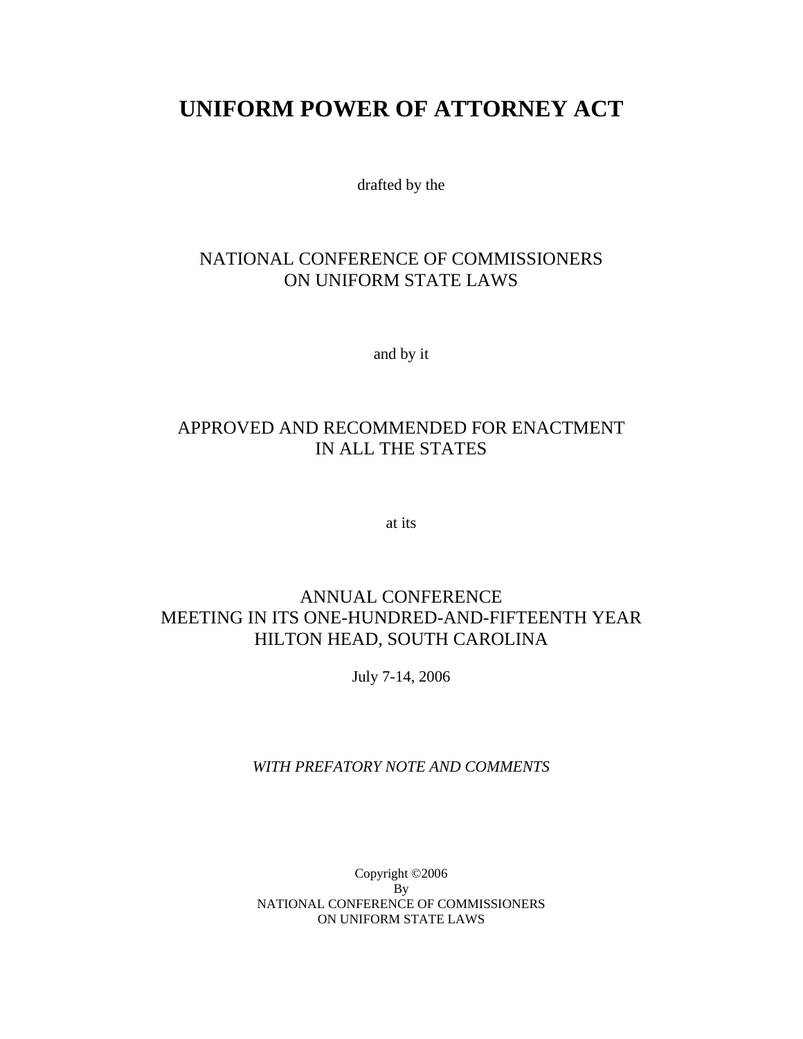# UNIFORM POWER OF ATTORNEY ACT

drafted by the

NATIONAL CONFERENCE OF COMMISSIONERS
ON UNIFORM STATE LAWS

and by it

APPROVED AND RECOMMENDED FOR ENACTMENT
IN ALL THE STATES

at its

ANNUAL CONFERENCE
MEETING IN ITS ONE-HUNDRED-AND-FIFTEENTH YEAR
HILTON HEAD, SOUTH CAROLINA

July 7-14, 2006

*WITH PREFATORY NOTE AND COMMENTS*

Copyright ©2006
By
NATIONAL CONFERENCE OF COMMISSIONERS
ON UNIFORM STATE LAWS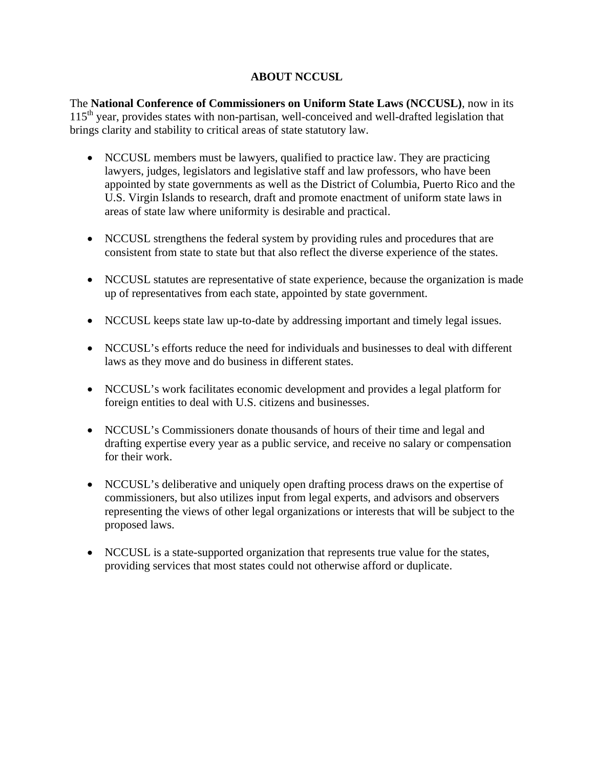# ABOUT NCCUSL

The **National Conference of Commissioners on Uniform State Laws (NCCUSL)**, now in its 115th year, provides states with non-partisan, well-conceived and well-drafted legislation that brings clarity and stability to critical areas of state statutory law.

- NCCUSL members must be lawyers, qualified to practice law. They are practicing lawyers, judges, legislators and legislative staff and law professors, who have been appointed by state governments as well as the District of Columbia, Puerto Rico and the U.S. Virgin Islands to research, draft and promote enactment of uniform state laws in areas of state law where uniformity is desirable and practical.

- NCCUSL strengthens the federal system by providing rules and procedures that are consistent from state to state but that also reflect the diverse experience of the states.

- NCCUSL statutes are representative of state experience, because the organization is made up of representatives from each state, appointed by state government.

- NCCUSL keeps state law up-to-date by addressing important and timely legal issues.

- NCCUSL's efforts reduce the need for individuals and businesses to deal with different laws as they move and do business in different states.

- NCCUSL's work facilitates economic development and provides a legal platform for foreign entities to deal with U.S. citizens and businesses.

- NCCUSL's Commissioners donate thousands of hours of their time and legal and drafting expertise every year as a public service, and receive no salary or compensation for their work.

- NCCUSL's deliberative and uniquely open drafting process draws on the expertise of commissioners, but also utilizes input from legal experts, and advisors and observers representing the views of other legal organizations or interests that will be subject to the proposed laws.

- NCCUSL is a state-supported organization that represents true value for the states, providing services that most states could not otherwise afford or duplicate.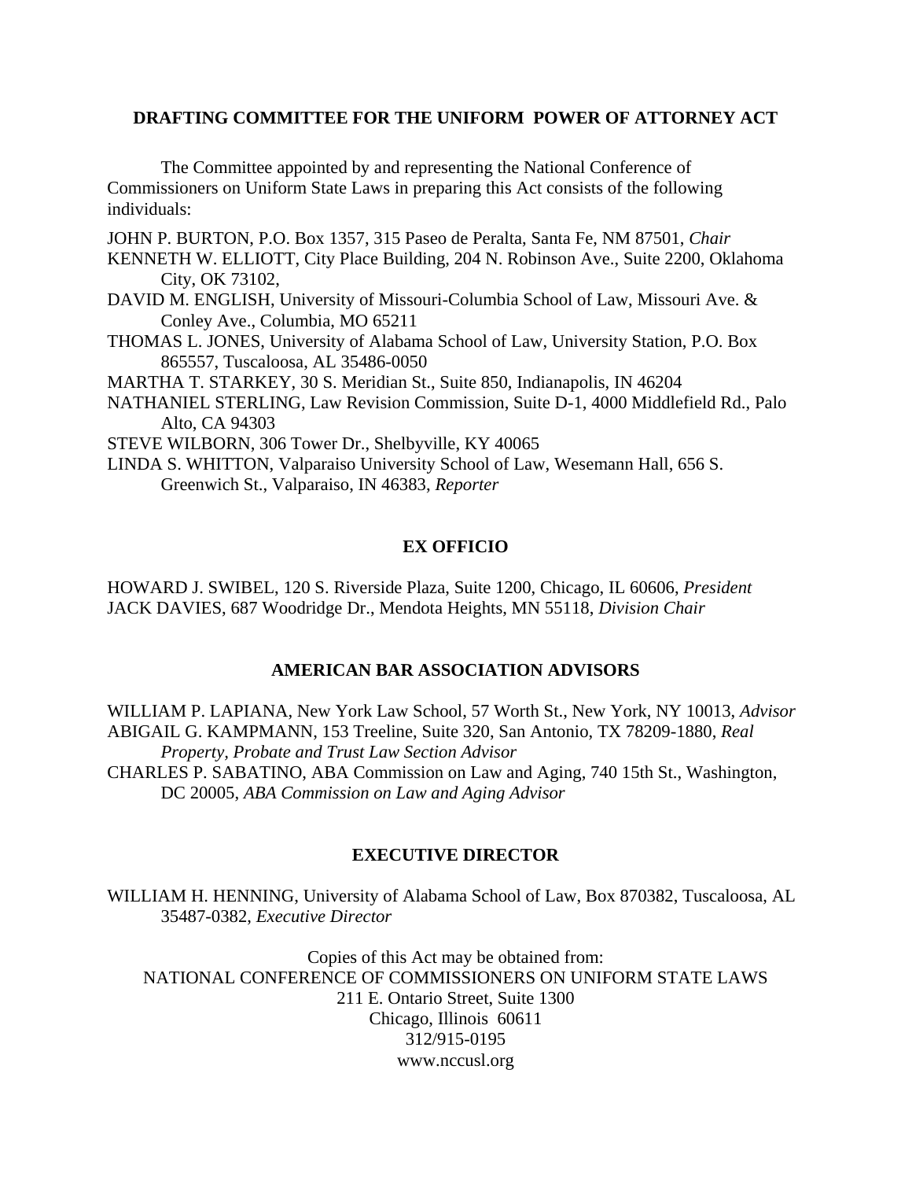## DRAFTING COMMITTEE FOR THE UNIFORM POWER OF ATTORNEY ACT

The Committee appointed by and representing the National Conference of Commissioners on Uniform State Laws in preparing this Act consists of the following individuals:

JOHN P. BURTON, P.O. Box 1357, 315 Paseo de Peralta, Santa Fe, NM 87501, *Chair*
KENNETH W. ELLIOTT, City Place Building, 204 N. Robinson Ave., Suite 2200, Oklahoma City, OK 73102,
DAVID M. ENGLISH, University of Missouri-Columbia School of Law, Missouri Ave. & Conley Ave., Columbia, MO 65211
THOMAS L. JONES, University of Alabama School of Law, University Station, P.O. Box 865557, Tuscaloosa, AL 35486-0050
MARTHA T. STARKEY, 30 S. Meridian St., Suite 850, Indianapolis, IN 46204
NATHANIEL STERLING, Law Revision Commission, Suite D-1, 4000 Middlefield Rd., Palo Alto, CA 94303
STEVE WILBORN, 306 Tower Dr., Shelbyville, KY 40065
LINDA S. WHITTON, Valparaiso University School of Law, Wesemann Hall, 656 S. Greenwich St., Valparaiso, IN 46383, *Reporter*

## EX OFFICIO

HOWARD J. SWIBEL, 120 S. Riverside Plaza, Suite 1200, Chicago, IL 60606, *President*
JACK DAVIES, 687 Woodridge Dr., Mendota Heights, MN 55118, *Division Chair*

## AMERICAN BAR ASSOCIATION ADVISORS

WILLIAM P. LAPIANA, New York Law School, 57 Worth St., New York, NY 10013, *Advisor*
ABIGAIL G. KAMPMANN, 153 Treeline, Suite 320, San Antonio, TX 78209-1880, *Real Property, Probate and Trust Law Section Advisor*
CHARLES P. SABATINO, ABA Commission on Law and Aging, 740 15th St., Washington, DC 20005, *ABA Commission on Law and Aging Advisor*

## EXECUTIVE DIRECTOR

WILLIAM H. HENNING, University of Alabama School of Law, Box 870382, Tuscaloosa, AL 35487-0382, *Executive Director*

Copies of this Act may be obtained from:
NATIONAL CONFERENCE OF COMMISSIONERS ON UNIFORM STATE LAWS
211 E. Ontario Street, Suite 1300
Chicago, Illinois 60611
312/915-0195
www.nccusl.org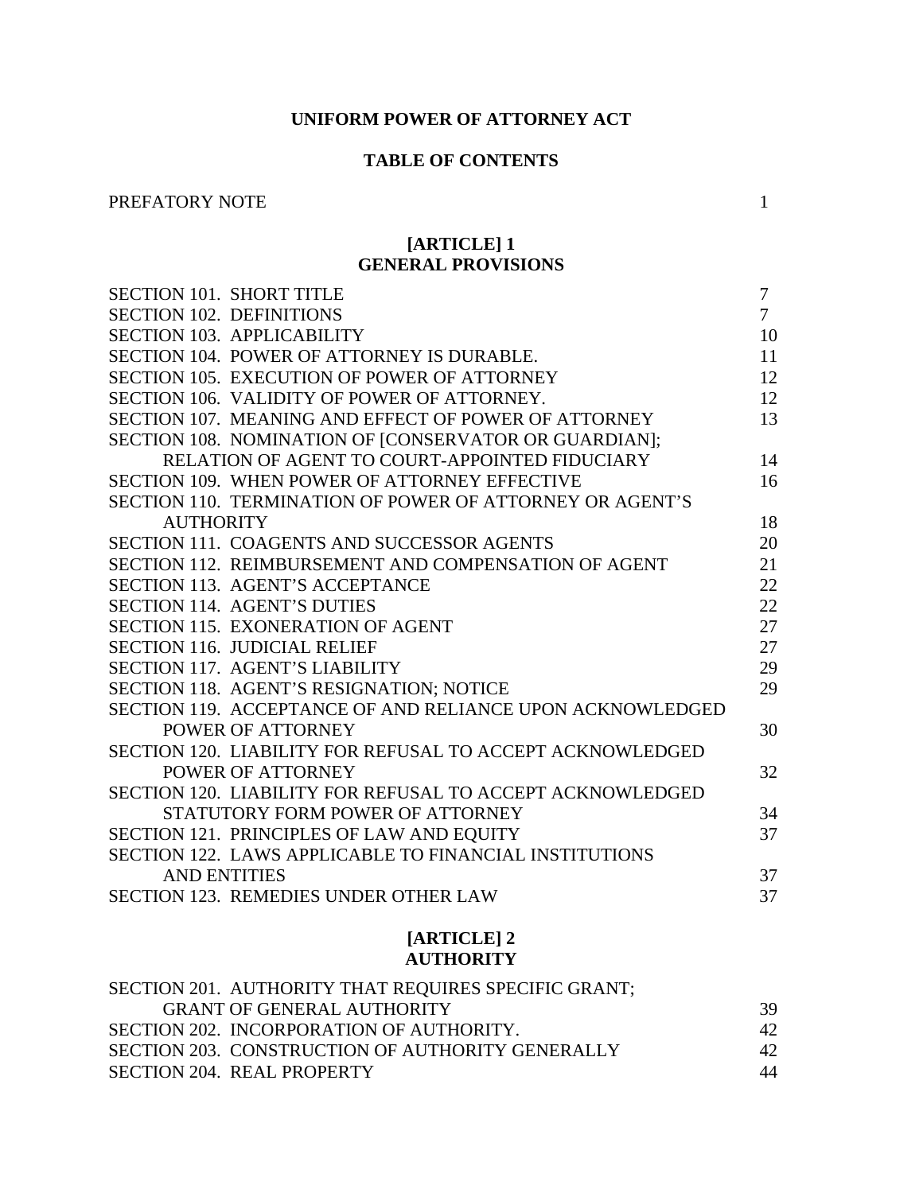# UNIFORM POWER OF ATTORNEY ACT

## TABLE OF CONTENTS

PREFATORY NOTE 1

## [ARTICLE] 1
## GENERAL PROVISIONS

SECTION 101. SHORT TITLE 7
SECTION 102. DEFINITIONS 7
SECTION 103. APPLICABILITY 10
SECTION 104. POWER OF ATTORNEY IS DURABLE. 11
SECTION 105. EXECUTION OF POWER OF ATTORNEY 12
SECTION 106. VALIDITY OF POWER OF ATTORNEY. 12
SECTION 107. MEANING AND EFFECT OF POWER OF ATTORNEY 13
SECTION 108. NOMINATION OF [CONSERVATOR OR GUARDIAN]; RELATION OF AGENT TO COURT-APPOINTED FIDUCIARY 14
SECTION 109. WHEN POWER OF ATTORNEY EFFECTIVE 16
SECTION 110. TERMINATION OF POWER OF ATTORNEY OR AGENT'S AUTHORITY 18
SECTION 111. COAGENTS AND SUCCESSOR AGENTS 20
SECTION 112. REIMBURSEMENT AND COMPENSATION OF AGENT 21
SECTION 113. AGENT'S ACCEPTANCE 22
SECTION 114. AGENT'S DUTIES 22
SECTION 115. EXONERATION OF AGENT 27
SECTION 116. JUDICIAL RELIEF 27
SECTION 117. AGENT'S LIABILITY 29
SECTION 118. AGENT'S RESIGNATION; NOTICE 29
SECTION 119. ACCEPTANCE OF AND RELIANCE UPON ACKNOWLEDGED POWER OF ATTORNEY 30
SECTION 120. LIABILITY FOR REFUSAL TO ACCEPT ACKNOWLEDGED POWER OF ATTORNEY 32
SECTION 120. LIABILITY FOR REFUSAL TO ACCEPT ACKNOWLEDGED STATUTORY FORM POWER OF ATTORNEY 34
SECTION 121. PRINCIPLES OF LAW AND EQUITY 37
SECTION 122. LAWS APPLICABLE TO FINANCIAL INSTITUTIONS AND ENTITIES 37
SECTION 123. REMEDIES UNDER OTHER LAW 37

## [ARTICLE] 2
## AUTHORITY

SECTION 201. AUTHORITY THAT REQUIRES SPECIFIC GRANT; GRANT OF GENERAL AUTHORITY 39
SECTION 202. INCORPORATION OF AUTHORITY. 42
SECTION 203. CONSTRUCTION OF AUTHORITY GENERALLY 42
SECTION 204. REAL PROPERTY 44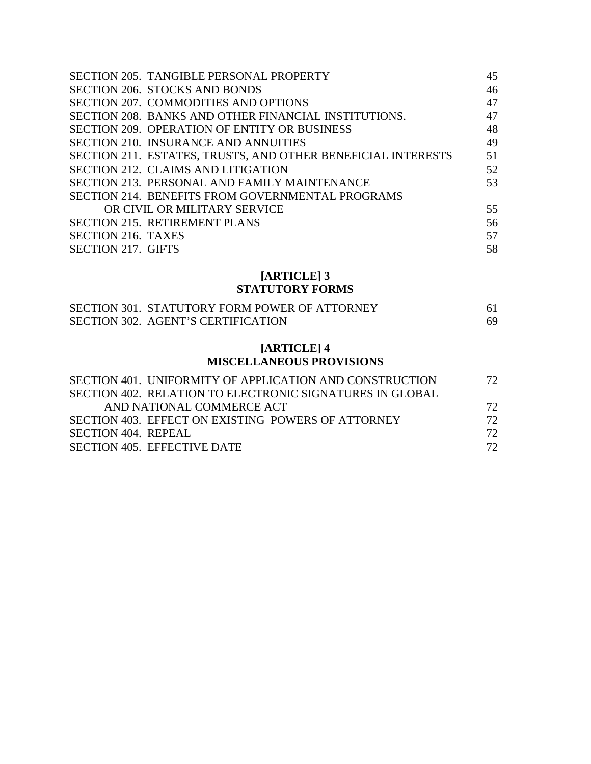| | |
|---|---|
| SECTION 205. TANGIBLE PERSONAL PROPERTY | 45 |
| SECTION 206. STOCKS AND BONDS | 46 |
| SECTION 207. COMMODITIES AND OPTIONS | 47 |
| SECTION 208. BANKS AND OTHER FINANCIAL INSTITUTIONS. | 47 |
| SECTION 209. OPERATION OF ENTITY OR BUSINESS | 48 |
| SECTION 210. INSURANCE AND ANNUITIES | 49 |
| SECTION 211. ESTATES, TRUSTS, AND OTHER BENEFICIAL INTERESTS | 51 |
| SECTION 212. CLAIMS AND LITIGATION | 52 |
| SECTION 213. PERSONAL AND FAMILY MAINTENANCE | 53 |
| SECTION 214. BENEFITS FROM GOVERNMENTAL PROGRAMS OR CIVIL OR MILITARY SERVICE | 55 |
| SECTION 215. RETIREMENT PLANS | 56 |
| SECTION 216. TAXES | 57 |
| SECTION 217. GIFTS | 58 |

**[ARTICLE] 3**
**STATUTORY FORMS**

| | |
|---|---|
| SECTION 301. STATUTORY FORM POWER OF ATTORNEY | 61 |
| SECTION 302. AGENT'S CERTIFICATION | 69 |

**[ARTICLE] 4**
**MISCELLANEOUS PROVISIONS**

| | |
|---|---|
| SECTION 401. UNIFORMITY OF APPLICATION AND CONSTRUCTION | 72 |
| SECTION 402. RELATION TO ELECTRONIC SIGNATURES IN GLOBAL AND NATIONAL COMMERCE ACT | 72 |
| SECTION 403. EFFECT ON EXISTING POWERS OF ATTORNEY | 72 |
| SECTION 404. REPEAL | 72 |
| SECTION 405. EFFECTIVE DATE | 72 |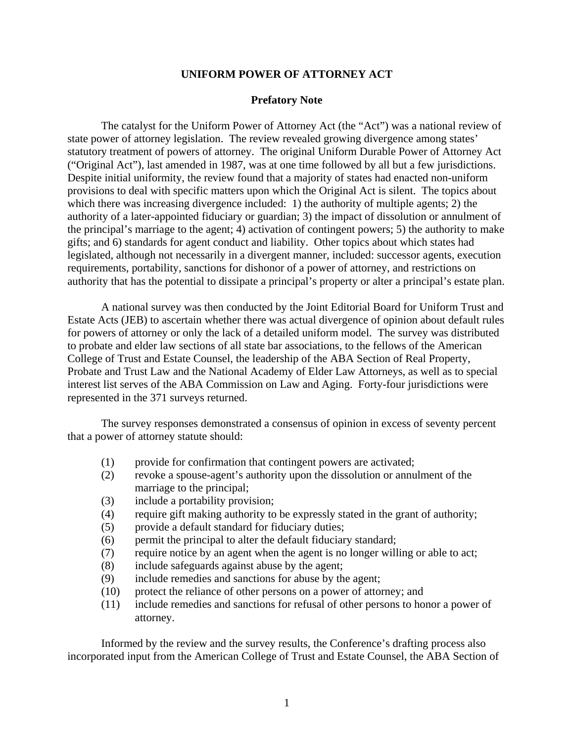# UNIFORM POWER OF ATTORNEY ACT

## Prefatory Note

The catalyst for the Uniform Power of Attorney Act (the "Act") was a national review of state power of attorney legislation. The review revealed growing divergence among states' statutory treatment of powers of attorney. The original Uniform Durable Power of Attorney Act ("Original Act"), last amended in 1987, was at one time followed by all but a few jurisdictions. Despite initial uniformity, the review found that a majority of states had enacted non-uniform provisions to deal with specific matters upon which the Original Act is silent. The topics about which there was increasing divergence included: 1) the authority of multiple agents; 2) the authority of a later-appointed fiduciary or guardian; 3) the impact of dissolution or annulment of the principal's marriage to the agent; 4) activation of contingent powers; 5) the authority to make gifts; and 6) standards for agent conduct and liability. Other topics about which states had legislated, although not necessarily in a divergent manner, included: successor agents, execution requirements, portability, sanctions for dishonor of a power of attorney, and restrictions on authority that has the potential to dissipate a principal's property or alter a principal's estate plan.

A national survey was then conducted by the Joint Editorial Board for Uniform Trust and Estate Acts (JEB) to ascertain whether there was actual divergence of opinion about default rules for powers of attorney or only the lack of a detailed uniform model. The survey was distributed to probate and elder law sections of all state bar associations, to the fellows of the American College of Trust and Estate Counsel, the leadership of the ABA Section of Real Property, Probate and Trust Law and the National Academy of Elder Law Attorneys, as well as to special interest list serves of the ABA Commission on Law and Aging. Forty-four jurisdictions were represented in the 371 surveys returned.

The survey responses demonstrated a consensus of opinion in excess of seventy percent that a power of attorney statute should:

(1) provide for confirmation that contingent powers are activated;
(2) revoke a spouse-agent's authority upon the dissolution or annulment of the marriage to the principal;
(3) include a portability provision;
(4) require gift making authority to be expressly stated in the grant of authority;
(5) provide a default standard for fiduciary duties;
(6) permit the principal to alter the default fiduciary standard;
(7) require notice by an agent when the agent is no longer willing or able to act;
(8) include safeguards against abuse by the agent;
(9) include remedies and sanctions for abuse by the agent;
(10) protect the reliance of other persons on a power of attorney; and
(11) include remedies and sanctions for refusal of other persons to honor a power of attorney.

Informed by the review and the survey results, the Conference's drafting process also incorporated input from the American College of Trust and Estate Counsel, the ABA Section of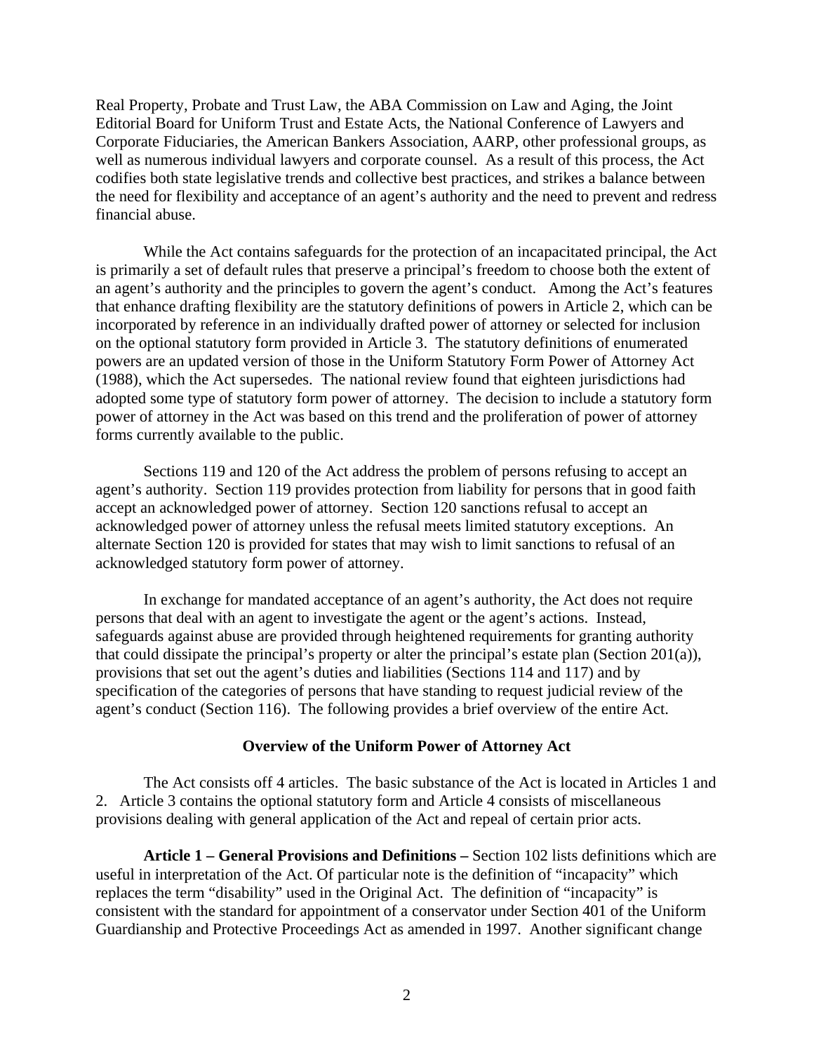Real Property, Probate and Trust Law, the ABA Commission on Law and Aging, the Joint Editorial Board for Uniform Trust and Estate Acts, the National Conference of Lawyers and Corporate Fiduciaries, the American Bankers Association, AARP, other professional groups, as well as numerous individual lawyers and corporate counsel. As a result of this process, the Act codifies both state legislative trends and collective best practices, and strikes a balance between the need for flexibility and acceptance of an agent's authority and the need to prevent and redress financial abuse.

While the Act contains safeguards for the protection of an incapacitated principal, the Act is primarily a set of default rules that preserve a principal's freedom to choose both the extent of an agent's authority and the principles to govern the agent's conduct. Among the Act's features that enhance drafting flexibility are the statutory definitions of powers in Article 2, which can be incorporated by reference in an individually drafted power of attorney or selected for inclusion on the optional statutory form provided in Article 3. The statutory definitions of enumerated powers are an updated version of those in the Uniform Statutory Form Power of Attorney Act (1988), which the Act supersedes. The national review found that eighteen jurisdictions had adopted some type of statutory form power of attorney. The decision to include a statutory form power of attorney in the Act was based on this trend and the proliferation of power of attorney forms currently available to the public.

Sections 119 and 120 of the Act address the problem of persons refusing to accept an agent's authority. Section 119 provides protection from liability for persons that in good faith accept an acknowledged power of attorney. Section 120 sanctions refusal to accept an acknowledged power of attorney unless the refusal meets limited statutory exceptions. An alternate Section 120 is provided for states that may wish to limit sanctions to refusal of an acknowledged statutory form power of attorney.

In exchange for mandated acceptance of an agent's authority, the Act does not require persons that deal with an agent to investigate the agent or the agent's actions. Instead, safeguards against abuse are provided through heightened requirements for granting authority that could dissipate the principal's property or alter the principal's estate plan (Section 201(a)), provisions that set out the agent's duties and liabilities (Sections 114 and 117) and by specification of the categories of persons that have standing to request judicial review of the agent's conduct (Section 116). The following provides a brief overview of the entire Act.

## Overview of the Uniform Power of Attorney Act

The Act consists off 4 articles. The basic substance of the Act is located in Articles 1 and 2. Article 3 contains the optional statutory form and Article 4 consists of miscellaneous provisions dealing with general application of the Act and repeal of certain prior acts.

**Article 1 – General Provisions and Definitions –** Section 102 lists definitions which are useful in interpretation of the Act. Of particular note is the definition of "incapacity" which replaces the term "disability" used in the Original Act. The definition of "incapacity" is consistent with the standard for appointment of a conservator under Section 401 of the Uniform Guardianship and Protective Proceedings Act as amended in 1997. Another significant change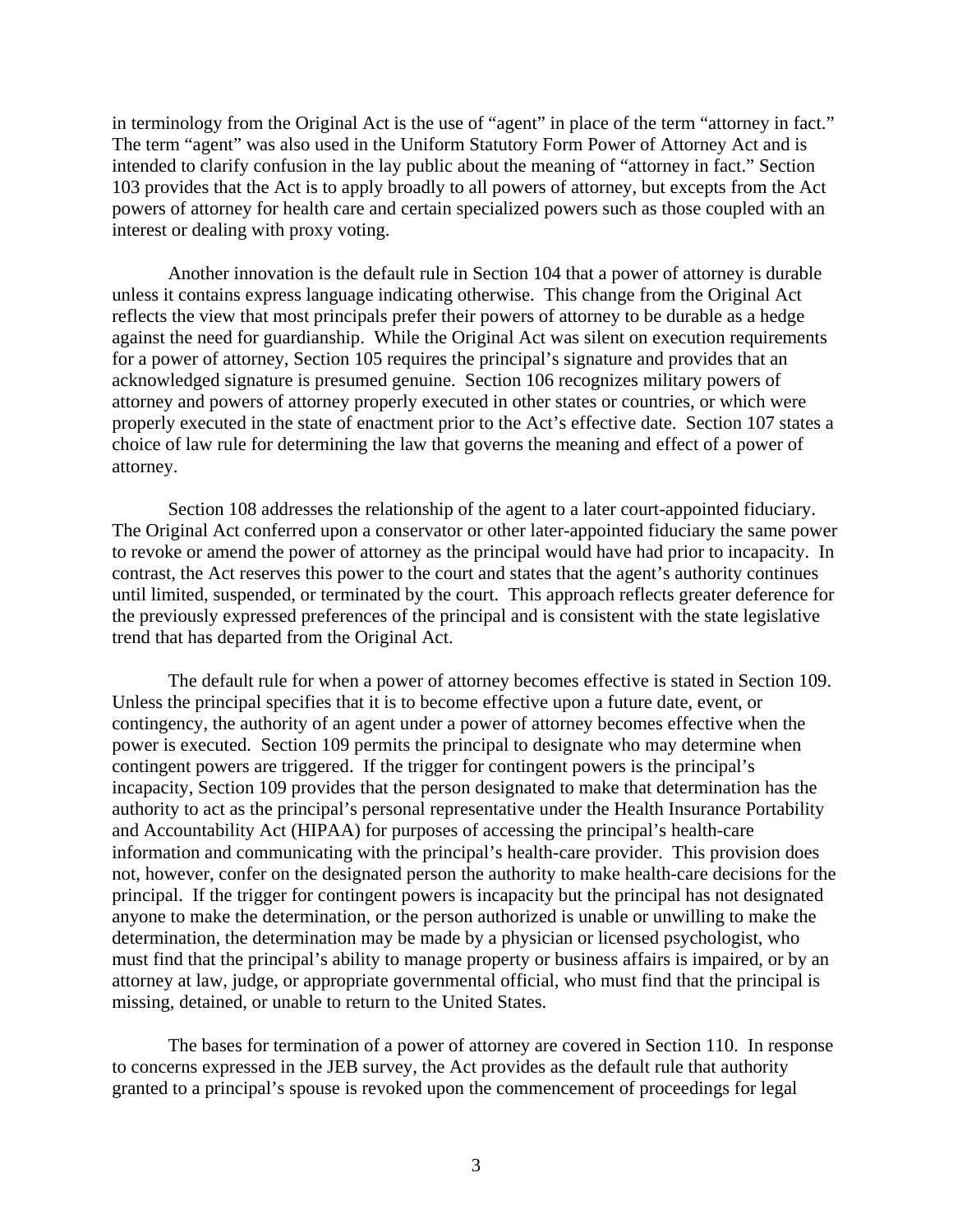in terminology from the Original Act is the use of "agent" in place of the term "attorney in fact." The term "agent" was also used in the Uniform Statutory Form Power of Attorney Act and is intended to clarify confusion in the lay public about the meaning of "attorney in fact." Section 103 provides that the Act is to apply broadly to all powers of attorney, but excepts from the Act powers of attorney for health care and certain specialized powers such as those coupled with an interest or dealing with proxy voting.

Another innovation is the default rule in Section 104 that a power of attorney is durable unless it contains express language indicating otherwise. This change from the Original Act reflects the view that most principals prefer their powers of attorney to be durable as a hedge against the need for guardianship. While the Original Act was silent on execution requirements for a power of attorney, Section 105 requires the principal's signature and provides that an acknowledged signature is presumed genuine. Section 106 recognizes military powers of attorney and powers of attorney properly executed in other states or countries, or which were properly executed in the state of enactment prior to the Act's effective date. Section 107 states a choice of law rule for determining the law that governs the meaning and effect of a power of attorney.

Section 108 addresses the relationship of the agent to a later court-appointed fiduciary. The Original Act conferred upon a conservator or other later-appointed fiduciary the same power to revoke or amend the power of attorney as the principal would have had prior to incapacity. In contrast, the Act reserves this power to the court and states that the agent's authority continues until limited, suspended, or terminated by the court. This approach reflects greater deference for the previously expressed preferences of the principal and is consistent with the state legislative trend that has departed from the Original Act.

The default rule for when a power of attorney becomes effective is stated in Section 109. Unless the principal specifies that it is to become effective upon a future date, event, or contingency, the authority of an agent under a power of attorney becomes effective when the power is executed. Section 109 permits the principal to designate who may determine when contingent powers are triggered. If the trigger for contingent powers is the principal's incapacity, Section 109 provides that the person designated to make that determination has the authority to act as the principal's personal representative under the Health Insurance Portability and Accountability Act (HIPAA) for purposes of accessing the principal's health-care information and communicating with the principal's health-care provider. This provision does not, however, confer on the designated person the authority to make health-care decisions for the principal. If the trigger for contingent powers is incapacity but the principal has not designated anyone to make the determination, or the person authorized is unable or unwilling to make the determination, the determination may be made by a physician or licensed psychologist, who must find that the principal's ability to manage property or business affairs is impaired, or by an attorney at law, judge, or appropriate governmental official, who must find that the principal is missing, detained, or unable to return to the United States.

The bases for termination of a power of attorney are covered in Section 110. In response to concerns expressed in the JEB survey, the Act provides as the default rule that authority granted to a principal's spouse is revoked upon the commencement of proceedings for legal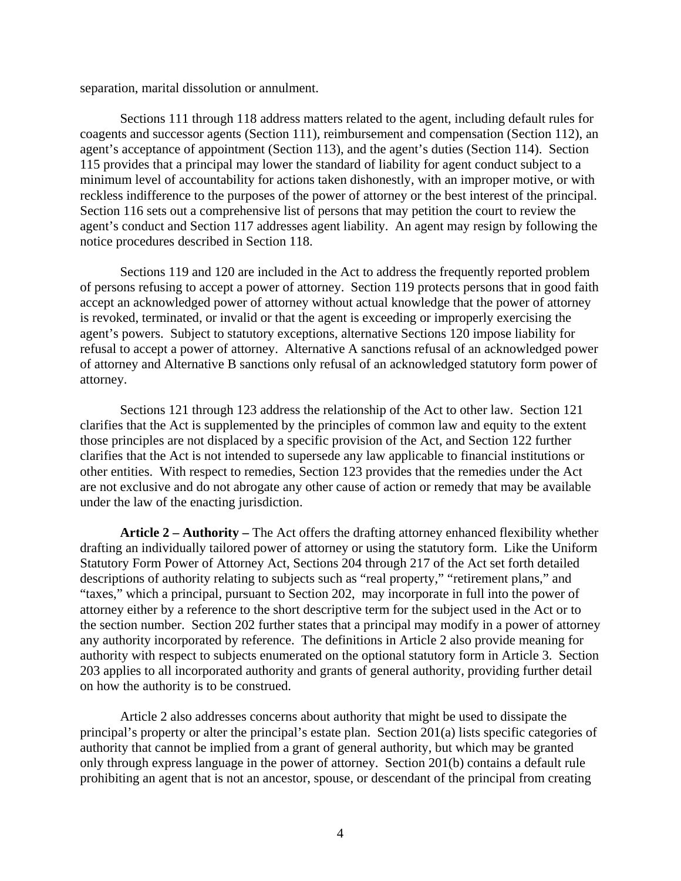separation, marital dissolution or annulment.

Sections 111 through 118 address matters related to the agent, including default rules for coagents and successor agents (Section 111), reimbursement and compensation (Section 112), an agent's acceptance of appointment (Section 113), and the agent's duties (Section 114). Section 115 provides that a principal may lower the standard of liability for agent conduct subject to a minimum level of accountability for actions taken dishonestly, with an improper motive, or with reckless indifference to the purposes of the power of attorney or the best interest of the principal. Section 116 sets out a comprehensive list of persons that may petition the court to review the agent's conduct and Section 117 addresses agent liability. An agent may resign by following the notice procedures described in Section 118.

Sections 119 and 120 are included in the Act to address the frequently reported problem of persons refusing to accept a power of attorney. Section 119 protects persons that in good faith accept an acknowledged power of attorney without actual knowledge that the power of attorney is revoked, terminated, or invalid or that the agent is exceeding or improperly exercising the agent's powers. Subject to statutory exceptions, alternative Sections 120 impose liability for refusal to accept a power of attorney. Alternative A sanctions refusal of an acknowledged power of attorney and Alternative B sanctions only refusal of an acknowledged statutory form power of attorney.

Sections 121 through 123 address the relationship of the Act to other law. Section 121 clarifies that the Act is supplemented by the principles of common law and equity to the extent those principles are not displaced by a specific provision of the Act, and Section 122 further clarifies that the Act is not intended to supersede any law applicable to financial institutions or other entities. With respect to remedies, Section 123 provides that the remedies under the Act are not exclusive and do not abrogate any other cause of action or remedy that may be available under the law of the enacting jurisdiction.

**Article 2 – Authority –** The Act offers the drafting attorney enhanced flexibility whether drafting an individually tailored power of attorney or using the statutory form. Like the Uniform Statutory Form Power of Attorney Act, Sections 204 through 217 of the Act set forth detailed descriptions of authority relating to subjects such as "real property," "retirement plans," and "taxes," which a principal, pursuant to Section 202, may incorporate in full into the power of attorney either by a reference to the short descriptive term for the subject used in the Act or to the section number. Section 202 further states that a principal may modify in a power of attorney any authority incorporated by reference. The definitions in Article 2 also provide meaning for authority with respect to subjects enumerated on the optional statutory form in Article 3. Section 203 applies to all incorporated authority and grants of general authority, providing further detail on how the authority is to be construed.

Article 2 also addresses concerns about authority that might be used to dissipate the principal's property or alter the principal's estate plan. Section 201(a) lists specific categories of authority that cannot be implied from a grant of general authority, but which may be granted only through express language in the power of attorney. Section 201(b) contains a default rule prohibiting an agent that is not an ancestor, spouse, or descendant of the principal from creating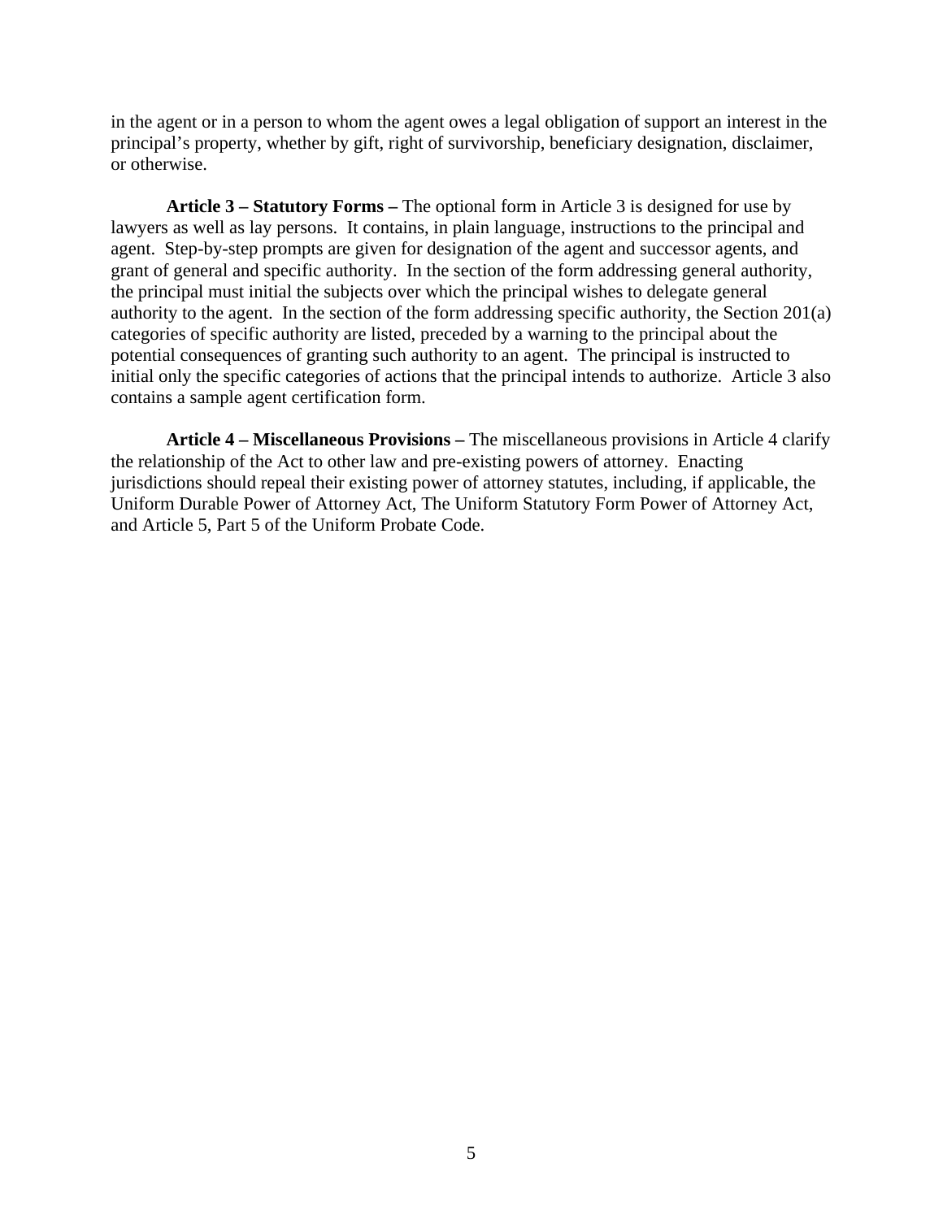in the agent or in a person to whom the agent owes a legal obligation of support an interest in the principal's property, whether by gift, right of survivorship, beneficiary designation, disclaimer, or otherwise.

**Article 3 – Statutory Forms –** The optional form in Article 3 is designed for use by lawyers as well as lay persons. It contains, in plain language, instructions to the principal and agent. Step-by-step prompts are given for designation of the agent and successor agents, and grant of general and specific authority. In the section of the form addressing general authority, the principal must initial the subjects over which the principal wishes to delegate general authority to the agent. In the section of the form addressing specific authority, the Section 201(a) categories of specific authority are listed, preceded by a warning to the principal about the potential consequences of granting such authority to an agent. The principal is instructed to initial only the specific categories of actions that the principal intends to authorize. Article 3 also contains a sample agent certification form.

**Article 4 – Miscellaneous Provisions –** The miscellaneous provisions in Article 4 clarify the relationship of the Act to other law and pre-existing powers of attorney. Enacting jurisdictions should repeal their existing power of attorney statutes, including, if applicable, the Uniform Durable Power of Attorney Act, The Uniform Statutory Form Power of Attorney Act, and Article 5, Part 5 of the Uniform Probate Code.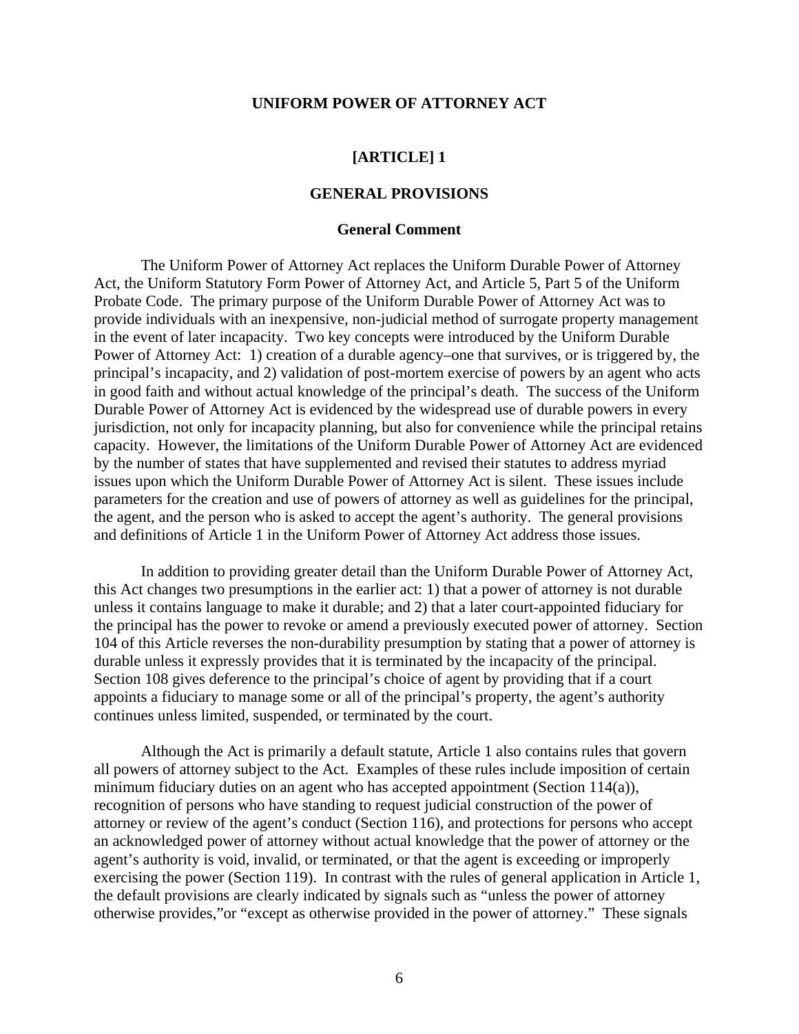# UNIFORM POWER OF ATTORNEY ACT

## [ARTICLE] 1

## GENERAL PROVISIONS

### General Comment

The Uniform Power of Attorney Act replaces the Uniform Durable Power of Attorney Act, the Uniform Statutory Form Power of Attorney Act, and Article 5, Part 5 of the Uniform Probate Code. The primary purpose of the Uniform Durable Power of Attorney Act was to provide individuals with an inexpensive, non-judicial method of surrogate property management in the event of later incapacity. Two key concepts were introduced by the Uniform Durable Power of Attorney Act: 1) creation of a durable agency–one that survives, or is triggered by, the principal's incapacity, and 2) validation of post-mortem exercise of powers by an agent who acts in good faith and without actual knowledge of the principal's death. The success of the Uniform Durable Power of Attorney Act is evidenced by the widespread use of durable powers in every jurisdiction, not only for incapacity planning, but also for convenience while the principal retains capacity. However, the limitations of the Uniform Durable Power of Attorney Act are evidenced by the number of states that have supplemented and revised their statutes to address myriad issues upon which the Uniform Durable Power of Attorney Act is silent. These issues include parameters for the creation and use of powers of attorney as well as guidelines for the principal, the agent, and the person who is asked to accept the agent's authority. The general provisions and definitions of Article 1 in the Uniform Power of Attorney Act address those issues.

In addition to providing greater detail than the Uniform Durable Power of Attorney Act, this Act changes two presumptions in the earlier act: 1) that a power of attorney is not durable unless it contains language to make it durable; and 2) that a later court-appointed fiduciary for the principal has the power to revoke or amend a previously executed power of attorney. Section 104 of this Article reverses the non-durability presumption by stating that a power of attorney is durable unless it expressly provides that it is terminated by the incapacity of the principal. Section 108 gives deference to the principal's choice of agent by providing that if a court appoints a fiduciary to manage some or all of the principal's property, the agent's authority continues unless limited, suspended, or terminated by the court.

Although the Act is primarily a default statute, Article 1 also contains rules that govern all powers of attorney subject to the Act. Examples of these rules include imposition of certain minimum fiduciary duties on an agent who has accepted appointment (Section 114(a)), recognition of persons who have standing to request judicial construction of the power of attorney or review of the agent's conduct (Section 116), and protections for persons who accept an acknowledged power of attorney without actual knowledge that the power of attorney or the agent's authority is void, invalid, or terminated, or that the agent is exceeding or improperly exercising the power (Section 119). In contrast with the rules of general application in Article 1, the default provisions are clearly indicated by signals such as "unless the power of attorney otherwise provides,"or "except as otherwise provided in the power of attorney." These signals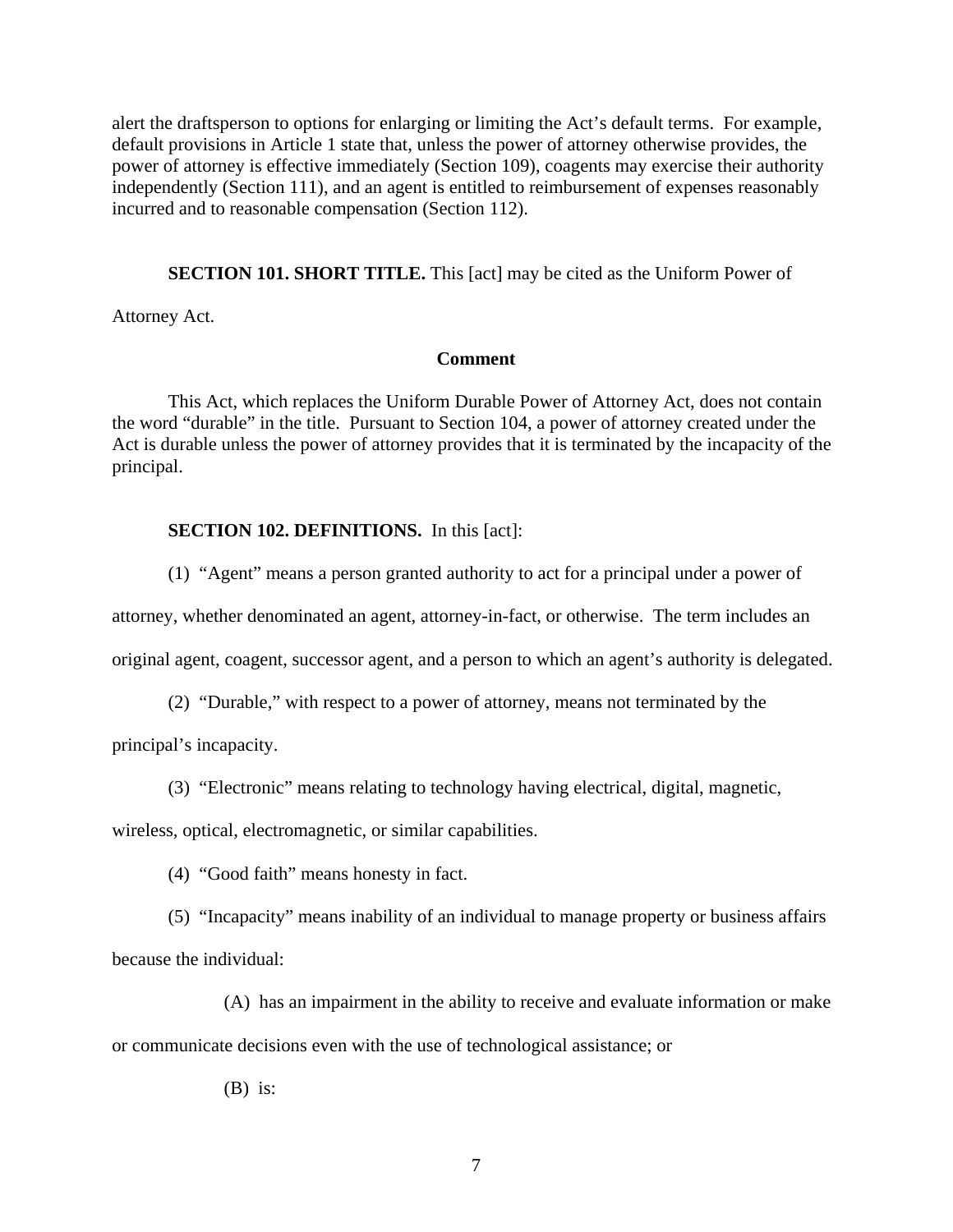alert the draftsperson to options for enlarging or limiting the Act's default terms. For example, default provisions in Article 1 state that, unless the power of attorney otherwise provides, the power of attorney is effective immediately (Section 109), coagents may exercise their authority independently (Section 111), and an agent is entitled to reimbursement of expenses reasonably incurred and to reasonable compensation (Section 112).

**SECTION 101. SHORT TITLE.** This [act] may be cited as the Uniform Power of Attorney Act.

**Comment**

This Act, which replaces the Uniform Durable Power of Attorney Act, does not contain the word "durable" in the title. Pursuant to Section 104, a power of attorney created under the Act is durable unless the power of attorney provides that it is terminated by the incapacity of the principal.

**SECTION 102. DEFINITIONS.** In this [act]:

(1) "Agent" means a person granted authority to act for a principal under a power of attorney, whether denominated an agent, attorney-in-fact, or otherwise. The term includes an original agent, coagent, successor agent, and a person to which an agent's authority is delegated.

(2) "Durable," with respect to a power of attorney, means not terminated by the principal's incapacity.

(3) "Electronic" means relating to technology having electrical, digital, magnetic, wireless, optical, electromagnetic, or similar capabilities.

(4) "Good faith" means honesty in fact.

(5) "Incapacity" means inability of an individual to manage property or business affairs because the individual:

(A) has an impairment in the ability to receive and evaluate information or make or communicate decisions even with the use of technological assistance; or

(B) is: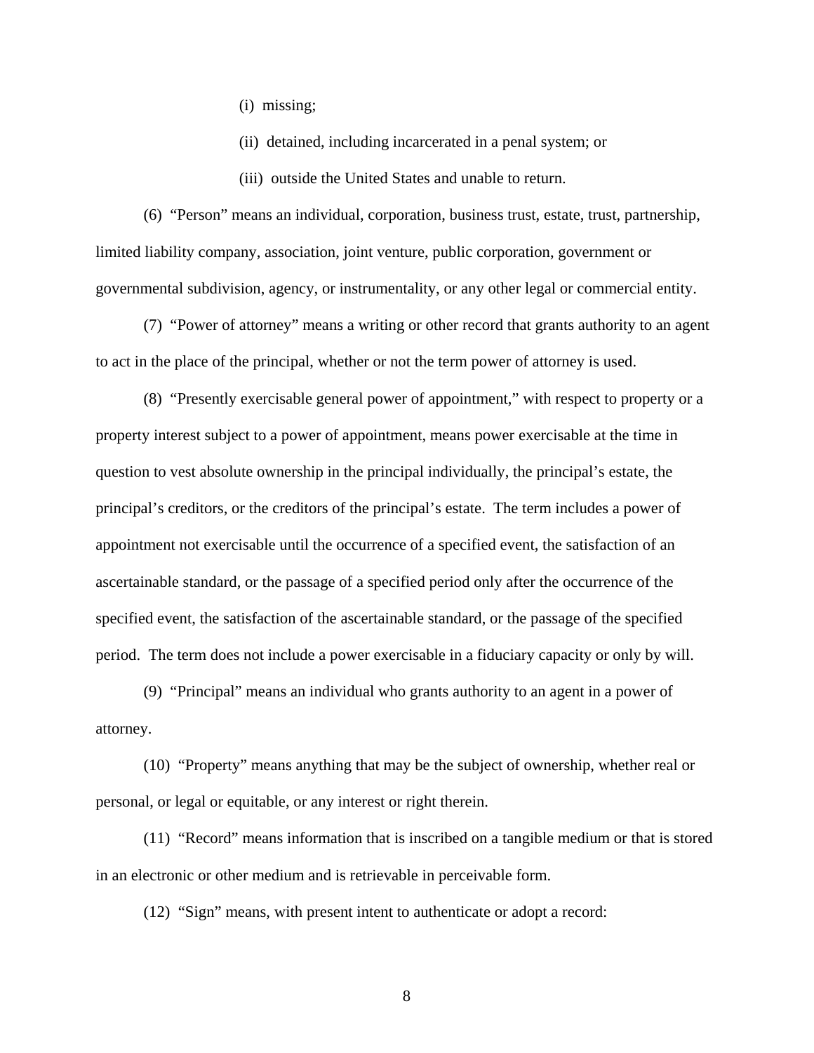(i) missing;

(ii) detained, including incarcerated in a penal system; or

(iii) outside the United States and unable to return.

(6) "Person" means an individual, corporation, business trust, estate, trust, partnership, limited liability company, association, joint venture, public corporation, government or governmental subdivision, agency, or instrumentality, or any other legal or commercial entity.

(7) "Power of attorney" means a writing or other record that grants authority to an agent to act in the place of the principal, whether or not the term power of attorney is used.

(8) "Presently exercisable general power of appointment," with respect to property or a property interest subject to a power of appointment, means power exercisable at the time in question to vest absolute ownership in the principal individually, the principal's estate, the principal's creditors, or the creditors of the principal's estate. The term includes a power of appointment not exercisable until the occurrence of a specified event, the satisfaction of an ascertainable standard, or the passage of a specified period only after the occurrence of the specified event, the satisfaction of the ascertainable standard, or the passage of the specified period. The term does not include a power exercisable in a fiduciary capacity or only by will.

(9) "Principal" means an individual who grants authority to an agent in a power of attorney.

(10) "Property" means anything that may be the subject of ownership, whether real or personal, or legal or equitable, or any interest or right therein.

(11) "Record" means information that is inscribed on a tangible medium or that is stored in an electronic or other medium and is retrievable in perceivable form.

(12) "Sign" means, with present intent to authenticate or adopt a record: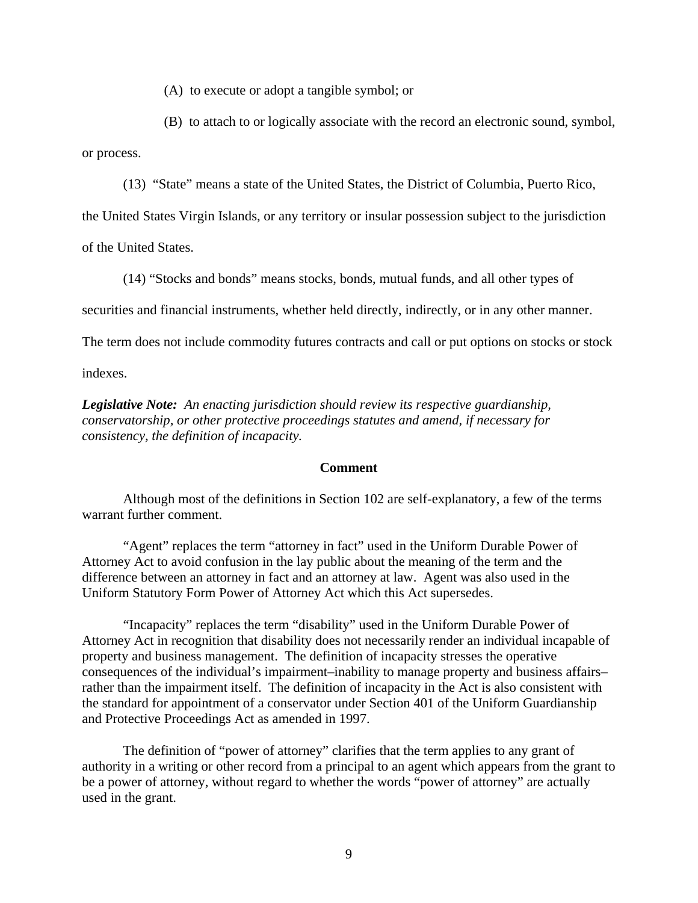(A) to execute or adopt a tangible symbol; or

(B) to attach to or logically associate with the record an electronic sound, symbol, or process.

(13) "State" means a state of the United States, the District of Columbia, Puerto Rico, the United States Virgin Islands, or any territory or insular possession subject to the jurisdiction of the United States.

(14) "Stocks and bonds" means stocks, bonds, mutual funds, and all other types of securities and financial instruments, whether held directly, indirectly, or in any other manner. The term does not include commodity futures contracts and call or put options on stocks or stock indexes.

***Legislative Note:*** *An enacting jurisdiction should review its respective guardianship, conservatorship, or other protective proceedings statutes and amend, if necessary for consistency, the definition of incapacity.*

**Comment**

Although most of the definitions in Section 102 are self-explanatory, a few of the terms warrant further comment.

"Agent" replaces the term "attorney in fact" used in the Uniform Durable Power of Attorney Act to avoid confusion in the lay public about the meaning of the term and the difference between an attorney in fact and an attorney at law. Agent was also used in the Uniform Statutory Form Power of Attorney Act which this Act supersedes.

"Incapacity" replaces the term "disability" used in the Uniform Durable Power of Attorney Act in recognition that disability does not necessarily render an individual incapable of property and business management. The definition of incapacity stresses the operative consequences of the individual's impairment–inability to manage property and business affairs– rather than the impairment itself. The definition of incapacity in the Act is also consistent with the standard for appointment of a conservator under Section 401 of the Uniform Guardianship and Protective Proceedings Act as amended in 1997.

The definition of "power of attorney" clarifies that the term applies to any grant of authority in a writing or other record from a principal to an agent which appears from the grant to be a power of attorney, without regard to whether the words "power of attorney" are actually used in the grant.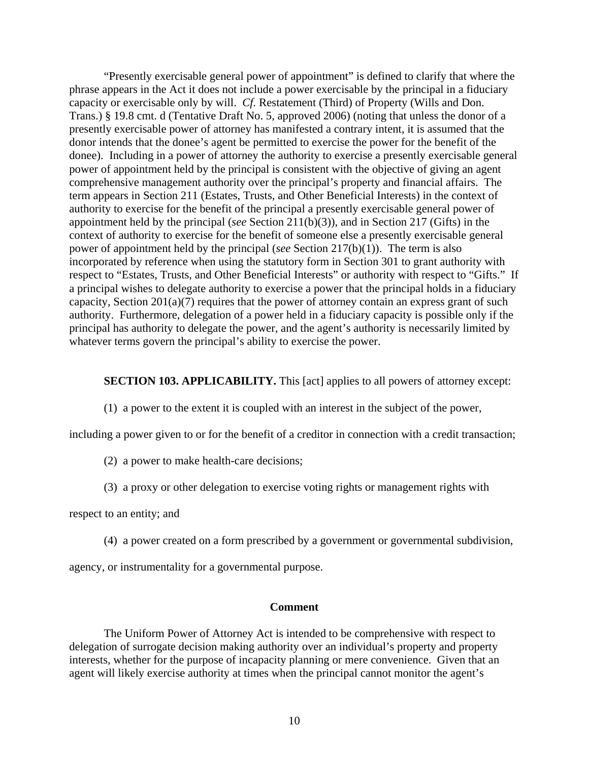"Presently exercisable general power of appointment" is defined to clarify that where the phrase appears in the Act it does not include a power exercisable by the principal in a fiduciary capacity or exercisable only by will. *Cf.* Restatement (Third) of Property (Wills and Don. Trans.) § 19.8 cmt. d (Tentative Draft No. 5, approved 2006) (noting that unless the donor of a presently exercisable power of attorney has manifested a contrary intent, it is assumed that the donor intends that the donee's agent be permitted to exercise the power for the benefit of the donee). Including in a power of attorney the authority to exercise a presently exercisable general power of appointment held by the principal is consistent with the objective of giving an agent comprehensive management authority over the principal's property and financial affairs. The term appears in Section 211 (Estates, Trusts, and Other Beneficial Interests) in the context of authority to exercise for the benefit of the principal a presently exercisable general power of appointment held by the principal (*see* Section 211(b)(3)), and in Section 217 (Gifts) in the context of authority to exercise for the benefit of someone else a presently exercisable general power of appointment held by the principal (*see* Section 217(b)(1)). The term is also incorporated by reference when using the statutory form in Section 301 to grant authority with respect to "Estates, Trusts, and Other Beneficial Interests" or authority with respect to "Gifts." If a principal wishes to delegate authority to exercise a power that the principal holds in a fiduciary capacity, Section 201(a)(7) requires that the power of attorney contain an express grant of such authority. Furthermore, delegation of a power held in a fiduciary capacity is possible only if the principal has authority to delegate the power, and the agent's authority is necessarily limited by whatever terms govern the principal's ability to exercise the power.

**SECTION 103. APPLICABILITY.** This [act] applies to all powers of attorney except:

(1) a power to the extent it is coupled with an interest in the subject of the power, including a power given to or for the benefit of a creditor in connection with a credit transaction;

(2) a power to make health-care decisions;

(3) a proxy or other delegation to exercise voting rights or management rights with respect to an entity; and

(4) a power created on a form prescribed by a government or governmental subdivision, agency, or instrumentality for a governmental purpose.

**Comment**

The Uniform Power of Attorney Act is intended to be comprehensive with respect to delegation of surrogate decision making authority over an individual's property and property interests, whether for the purpose of incapacity planning or mere convenience. Given that an agent will likely exercise authority at times when the principal cannot monitor the agent's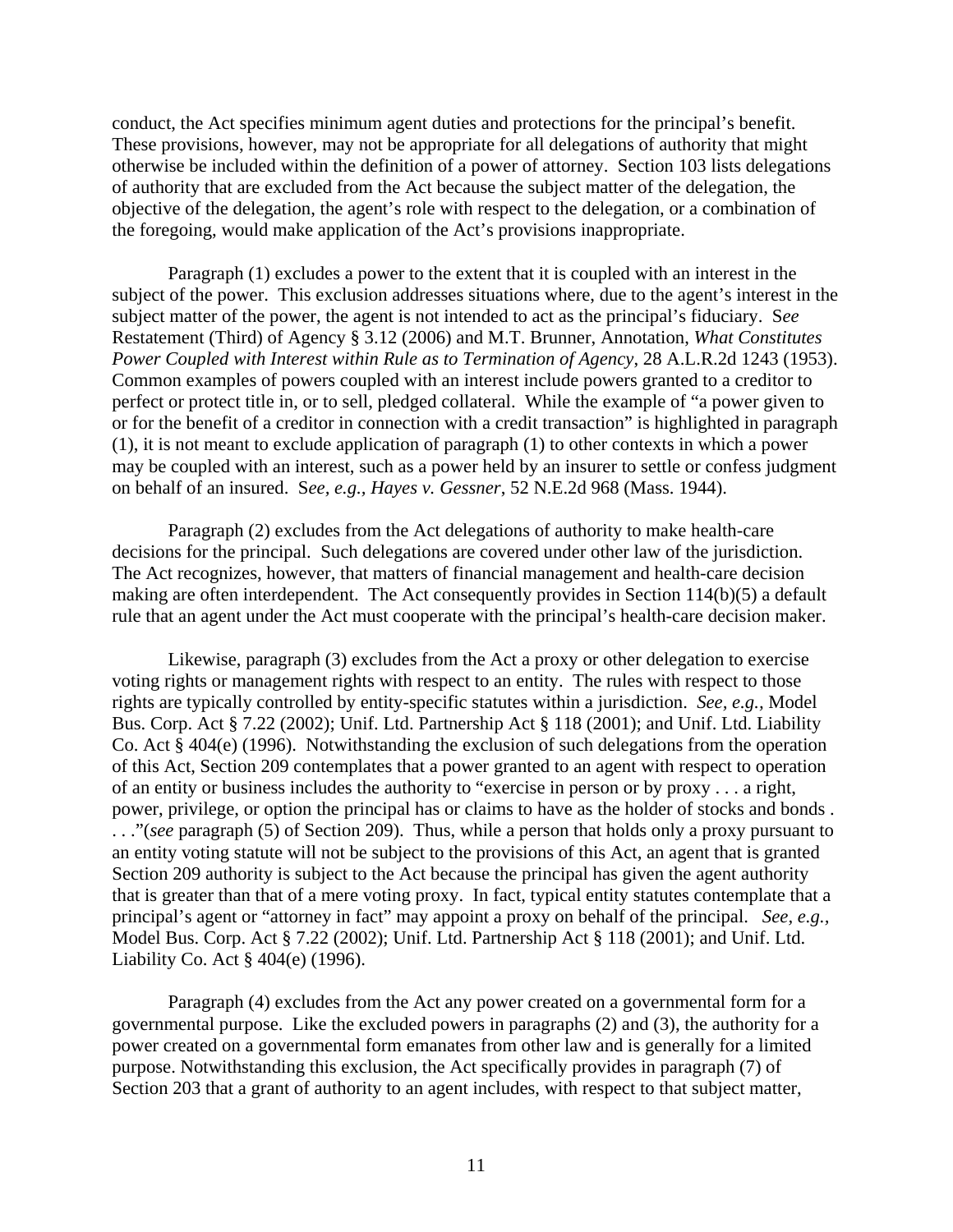conduct, the Act specifies minimum agent duties and protections for the principal's benefit. These provisions, however, may not be appropriate for all delegations of authority that might otherwise be included within the definition of a power of attorney. Section 103 lists delegations of authority that are excluded from the Act because the subject matter of the delegation, the objective of the delegation, the agent's role with respect to the delegation, or a combination of the foregoing, would make application of the Act's provisions inappropriate.

Paragraph (1) excludes a power to the extent that it is coupled with an interest in the subject of the power. This exclusion addresses situations where, due to the agent's interest in the subject matter of the power, the agent is not intended to act as the principal's fiduciary. S*ee* Restatement (Third) of Agency § 3.12 (2006) and M.T. Brunner, Annotation, *What Constitutes Power Coupled with Interest within Rule as to Termination of Agency*, 28 A.L.R.2d 1243 (1953). Common examples of powers coupled with an interest include powers granted to a creditor to perfect or protect title in, or to sell, pledged collateral. While the example of "a power given to or for the benefit of a creditor in connection with a credit transaction" is highlighted in paragraph (1), it is not meant to exclude application of paragraph (1) to other contexts in which a power may be coupled with an interest, such as a power held by an insurer to settle or confess judgment on behalf of an insured. S*ee, e.g.*, *Hayes v. Gessner*, 52 N.E.2d 968 (Mass. 1944).

Paragraph (2) excludes from the Act delegations of authority to make health-care decisions for the principal. Such delegations are covered under other law of the jurisdiction. The Act recognizes, however, that matters of financial management and health-care decision making are often interdependent. The Act consequently provides in Section 114(b)(5) a default rule that an agent under the Act must cooperate with the principal's health-care decision maker.

Likewise, paragraph (3) excludes from the Act a proxy or other delegation to exercise voting rights or management rights with respect to an entity. The rules with respect to those rights are typically controlled by entity-specific statutes within a jurisdiction. *See, e.g.,* Model Bus. Corp. Act § 7.22 (2002); Unif. Ltd. Partnership Act § 118 (2001); and Unif. Ltd. Liability Co. Act § 404(e) (1996). Notwithstanding the exclusion of such delegations from the operation of this Act, Section 209 contemplates that a power granted to an agent with respect to operation of an entity or business includes the authority to "exercise in person or by proxy . . . a right, power, privilege, or option the principal has or claims to have as the holder of stocks and bonds . . . ."(*see* paragraph (5) of Section 209). Thus, while a person that holds only a proxy pursuant to an entity voting statute will not be subject to the provisions of this Act, an agent that is granted Section 209 authority is subject to the Act because the principal has given the agent authority that is greater than that of a mere voting proxy. In fact, typical entity statutes contemplate that a principal's agent or "attorney in fact" may appoint a proxy on behalf of the principal. *See, e.g.,* Model Bus. Corp. Act § 7.22 (2002); Unif. Ltd. Partnership Act § 118 (2001); and Unif. Ltd. Liability Co. Act § 404(e) (1996).

Paragraph (4) excludes from the Act any power created on a governmental form for a governmental purpose. Like the excluded powers in paragraphs (2) and (3), the authority for a power created on a governmental form emanates from other law and is generally for a limited purpose. Notwithstanding this exclusion, the Act specifically provides in paragraph (7) of Section 203 that a grant of authority to an agent includes, with respect to that subject matter,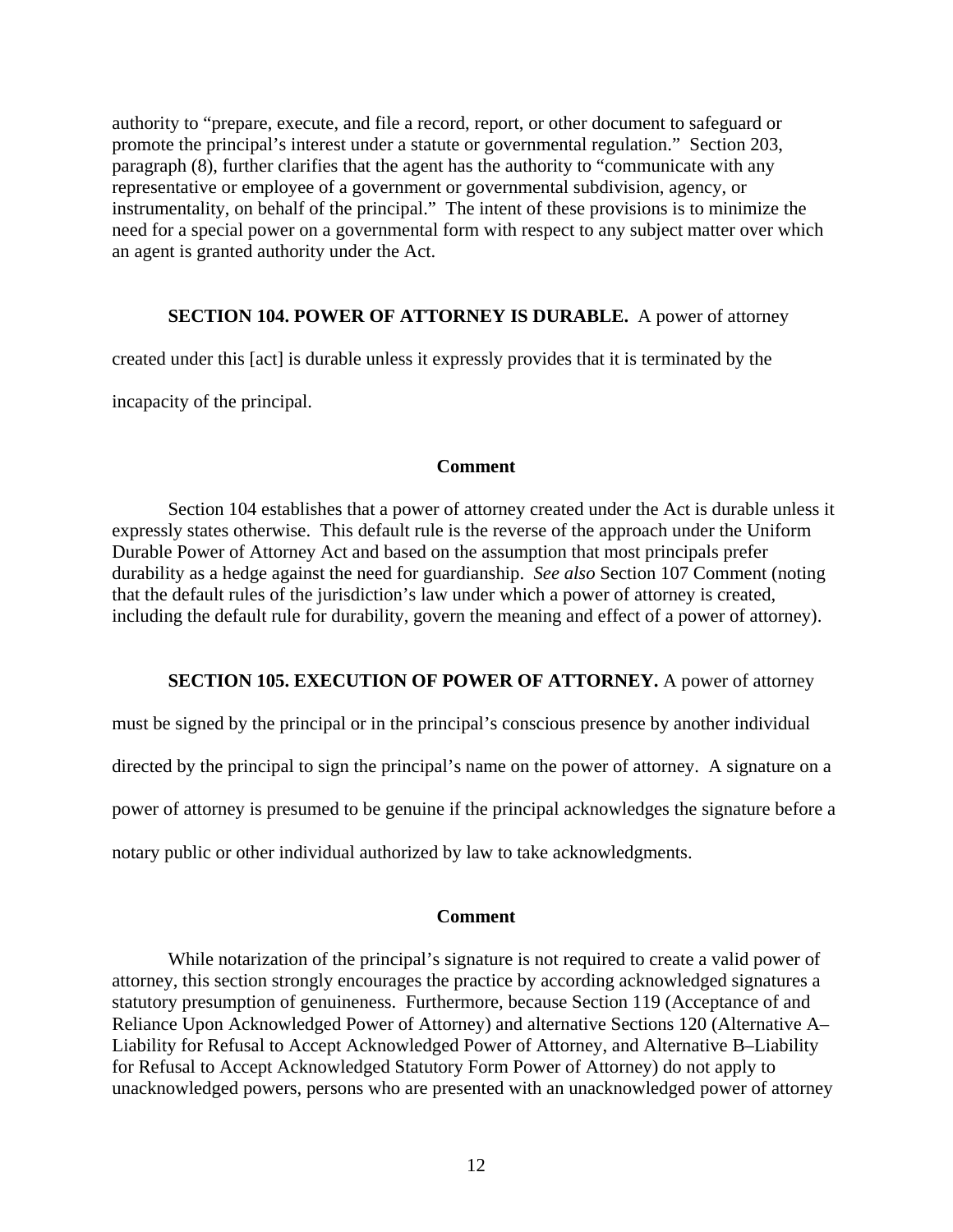authority to "prepare, execute, and file a record, report, or other document to safeguard or promote the principal's interest under a statute or governmental regulation." Section 203, paragraph (8), further clarifies that the agent has the authority to "communicate with any representative or employee of a government or governmental subdivision, agency, or instrumentality, on behalf of the principal." The intent of these provisions is to minimize the need for a special power on a governmental form with respect to any subject matter over which an agent is granted authority under the Act.

**SECTION 104. POWER OF ATTORNEY IS DURABLE.** A power of attorney created under this [act] is durable unless it expressly provides that it is terminated by the incapacity of the principal.

**Comment**

Section 104 establishes that a power of attorney created under the Act is durable unless it expressly states otherwise. This default rule is the reverse of the approach under the Uniform Durable Power of Attorney Act and based on the assumption that most principals prefer durability as a hedge against the need for guardianship. *See also* Section 107 Comment (noting that the default rules of the jurisdiction's law under which a power of attorney is created, including the default rule for durability, govern the meaning and effect of a power of attorney).

**SECTION 105. EXECUTION OF POWER OF ATTORNEY.** A power of attorney must be signed by the principal or in the principal's conscious presence by another individual directed by the principal to sign the principal's name on the power of attorney. A signature on a power of attorney is presumed to be genuine if the principal acknowledges the signature before a notary public or other individual authorized by law to take acknowledgments.

**Comment**

While notarization of the principal's signature is not required to create a valid power of attorney, this section strongly encourages the practice by according acknowledged signatures a statutory presumption of genuineness. Furthermore, because Section 119 (Acceptance of and Reliance Upon Acknowledged Power of Attorney) and alternative Sections 120 (Alternative A–Liability for Refusal to Accept Acknowledged Power of Attorney, and Alternative B–Liability for Refusal to Accept Acknowledged Statutory Form Power of Attorney) do not apply to unacknowledged powers, persons who are presented with an unacknowledged power of attorney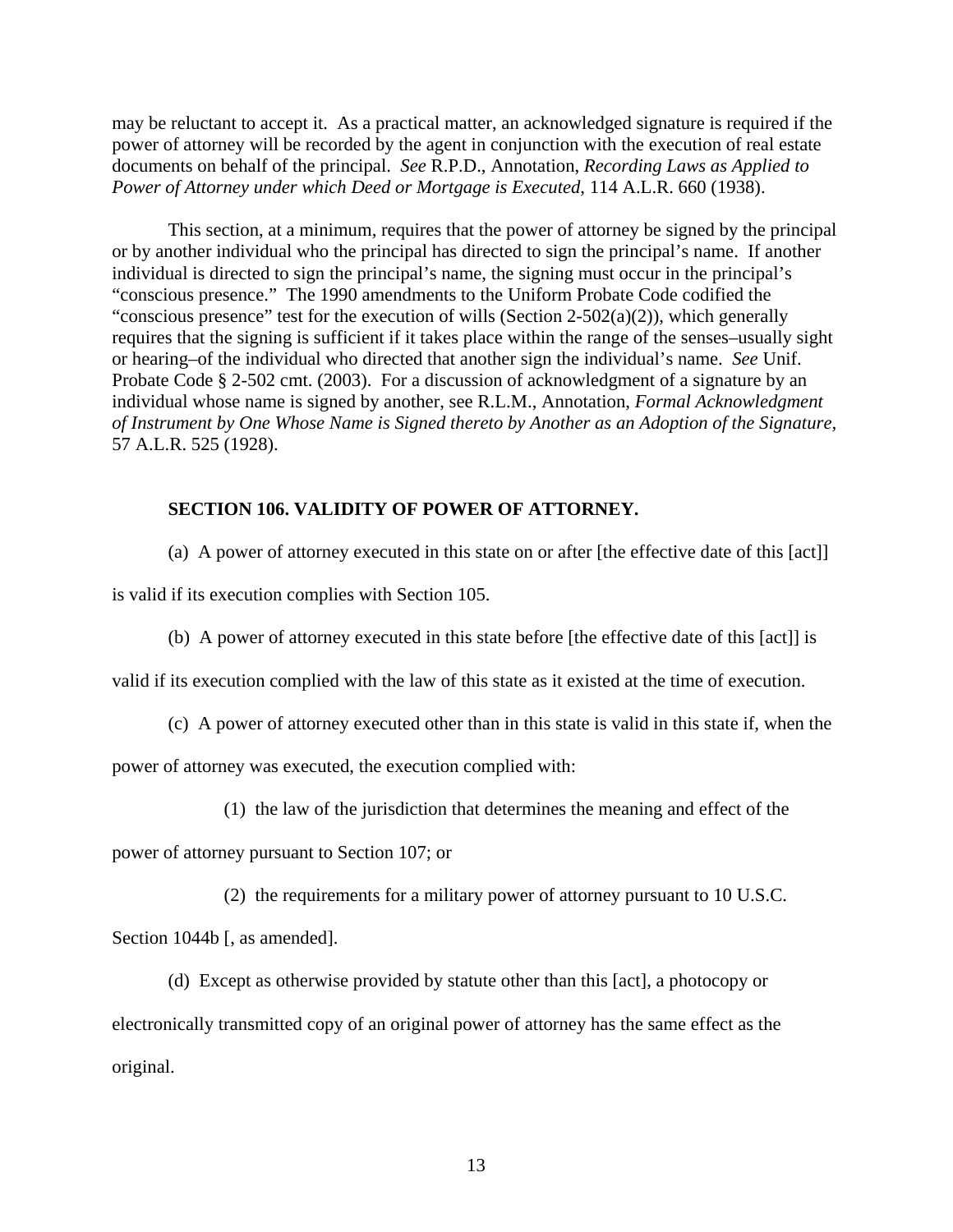may be reluctant to accept it. As a practical matter, an acknowledged signature is required if the power of attorney will be recorded by the agent in conjunction with the execution of real estate documents on behalf of the principal. *See* R.P.D., Annotation, *Recording Laws as Applied to Power of Attorney under which Deed or Mortgage is Executed*, 114 A.L.R. 660 (1938).

This section, at a minimum, requires that the power of attorney be signed by the principal or by another individual who the principal has directed to sign the principal's name. If another individual is directed to sign the principal's name, the signing must occur in the principal's "conscious presence." The 1990 amendments to the Uniform Probate Code codified the "conscious presence" test for the execution of wills (Section 2-502(a)(2)), which generally requires that the signing is sufficient if it takes place within the range of the senses–usually sight or hearing–of the individual who directed that another sign the individual's name. *See* Unif. Probate Code § 2-502 cmt. (2003). For a discussion of acknowledgment of a signature by an individual whose name is signed by another, see R.L.M., Annotation, *Formal Acknowledgment of Instrument by One Whose Name is Signed thereto by Another as an Adoption of the Signature*, 57 A.L.R. 525 (1928).

**SECTION 106. VALIDITY OF POWER OF ATTORNEY.**

(a) A power of attorney executed in this state on or after [the effective date of this [act]] is valid if its execution complies with Section 105.

(b) A power of attorney executed in this state before [the effective date of this [act]] is valid if its execution complied with the law of this state as it existed at the time of execution.

(c) A power of attorney executed other than in this state is valid in this state if, when the power of attorney was executed, the execution complied with:

(1) the law of the jurisdiction that determines the meaning and effect of the power of attorney pursuant to Section 107; or

(2) the requirements for a military power of attorney pursuant to 10 U.S.C. Section 1044b [, as amended].

(d) Except as otherwise provided by statute other than this [act], a photocopy or electronically transmitted copy of an original power of attorney has the same effect as the original.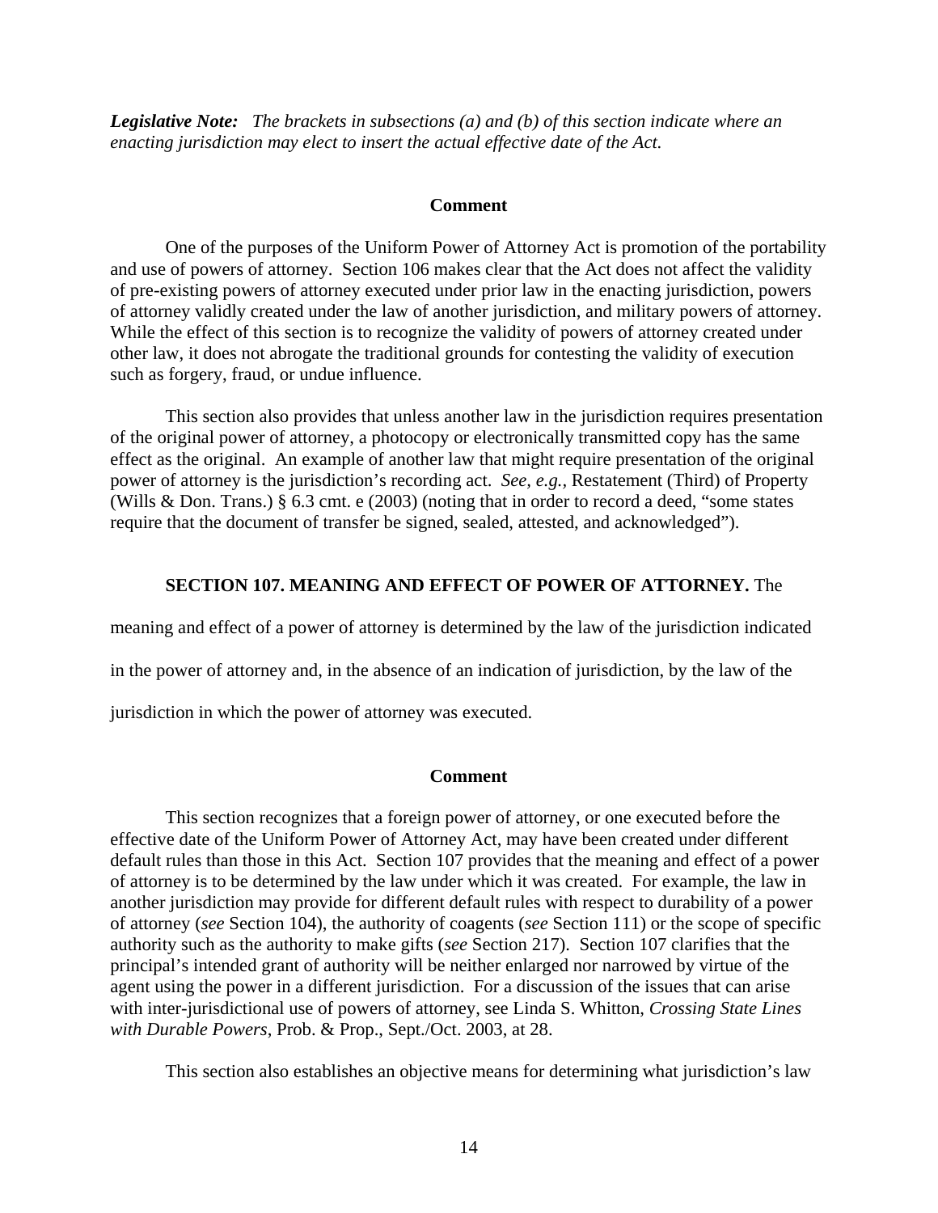***Legislative Note:*** *The brackets in subsections (a) and (b) of this section indicate where an enacting jurisdiction may elect to insert the actual effective date of the Act.*

**Comment**

One of the purposes of the Uniform Power of Attorney Act is promotion of the portability and use of powers of attorney. Section 106 makes clear that the Act does not affect the validity of pre-existing powers of attorney executed under prior law in the enacting jurisdiction, powers of attorney validly created under the law of another jurisdiction, and military powers of attorney. While the effect of this section is to recognize the validity of powers of attorney created under other law, it does not abrogate the traditional grounds for contesting the validity of execution such as forgery, fraud, or undue influence.

This section also provides that unless another law in the jurisdiction requires presentation of the original power of attorney, a photocopy or electronically transmitted copy has the same effect as the original. An example of another law that might require presentation of the original power of attorney is the jurisdiction's recording act. *See, e.g.*, Restatement (Third) of Property (Wills & Don. Trans.) § 6.3 cmt. e (2003) (noting that in order to record a deed, "some states require that the document of transfer be signed, sealed, attested, and acknowledged").

**SECTION 107. MEANING AND EFFECT OF POWER OF ATTORNEY.** The meaning and effect of a power of attorney is determined by the law of the jurisdiction indicated in the power of attorney and, in the absence of an indication of jurisdiction, by the law of the jurisdiction in which the power of attorney was executed.

**Comment**

This section recognizes that a foreign power of attorney, or one executed before the effective date of the Uniform Power of Attorney Act, may have been created under different default rules than those in this Act. Section 107 provides that the meaning and effect of a power of attorney is to be determined by the law under which it was created. For example, the law in another jurisdiction may provide for different default rules with respect to durability of a power of attorney (*see* Section 104), the authority of coagents (*see* Section 111) or the scope of specific authority such as the authority to make gifts (*see* Section 217). Section 107 clarifies that the principal's intended grant of authority will be neither enlarged nor narrowed by virtue of the agent using the power in a different jurisdiction. For a discussion of the issues that can arise with inter-jurisdictional use of powers of attorney, see Linda S. Whitton, *Crossing State Lines with Durable Powers*, Prob. & Prop., Sept./Oct. 2003, at 28.

This section also establishes an objective means for determining what jurisdiction's law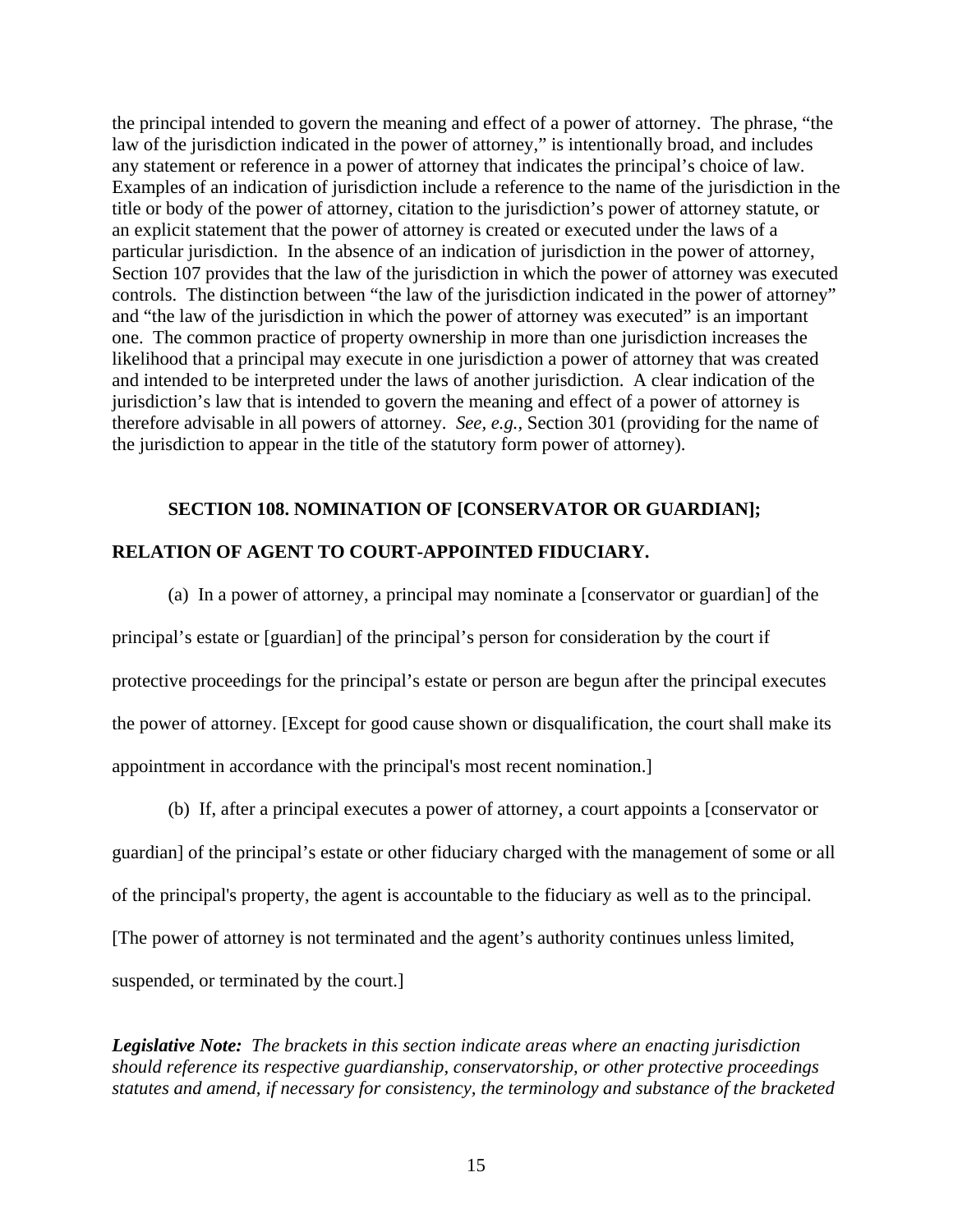the principal intended to govern the meaning and effect of a power of attorney. The phrase, "the law of the jurisdiction indicated in the power of attorney," is intentionally broad, and includes any statement or reference in a power of attorney that indicates the principal's choice of law. Examples of an indication of jurisdiction include a reference to the name of the jurisdiction in the title or body of the power of attorney, citation to the jurisdiction's power of attorney statute, or an explicit statement that the power of attorney is created or executed under the laws of a particular jurisdiction. In the absence of an indication of jurisdiction in the power of attorney, Section 107 provides that the law of the jurisdiction in which the power of attorney was executed controls. The distinction between "the law of the jurisdiction indicated in the power of attorney" and "the law of the jurisdiction in which the power of attorney was executed" is an important one. The common practice of property ownership in more than one jurisdiction increases the likelihood that a principal may execute in one jurisdiction a power of attorney that was created and intended to be interpreted under the laws of another jurisdiction. A clear indication of the jurisdiction's law that is intended to govern the meaning and effect of a power of attorney is therefore advisable in all powers of attorney. *See, e.g.,* Section 301 (providing for the name of the jurisdiction to appear in the title of the statutory form power of attorney).

## SECTION 108. NOMINATION OF [CONSERVATOR OR GUARDIAN]; RELATION OF AGENT TO COURT-APPOINTED FIDUCIARY.

(a) In a power of attorney, a principal may nominate a [conservator or guardian] of the principal's estate or [guardian] of the principal's person for consideration by the court if protective proceedings for the principal's estate or person are begun after the principal executes the power of attorney. [Except for good cause shown or disqualification, the court shall make its appointment in accordance with the principal's most recent nomination.]

(b) If, after a principal executes a power of attorney, a court appoints a [conservator or guardian] of the principal's estate or other fiduciary charged with the management of some or all of the principal's property, the agent is accountable to the fiduciary as well as to the principal. [The power of attorney is not terminated and the agent's authority continues unless limited, suspended, or terminated by the court.]

***Legislative Note:*** *The brackets in this section indicate areas where an enacting jurisdiction should reference its respective guardianship, conservatorship, or other protective proceedings statutes and amend, if necessary for consistency, the terminology and substance of the bracketed*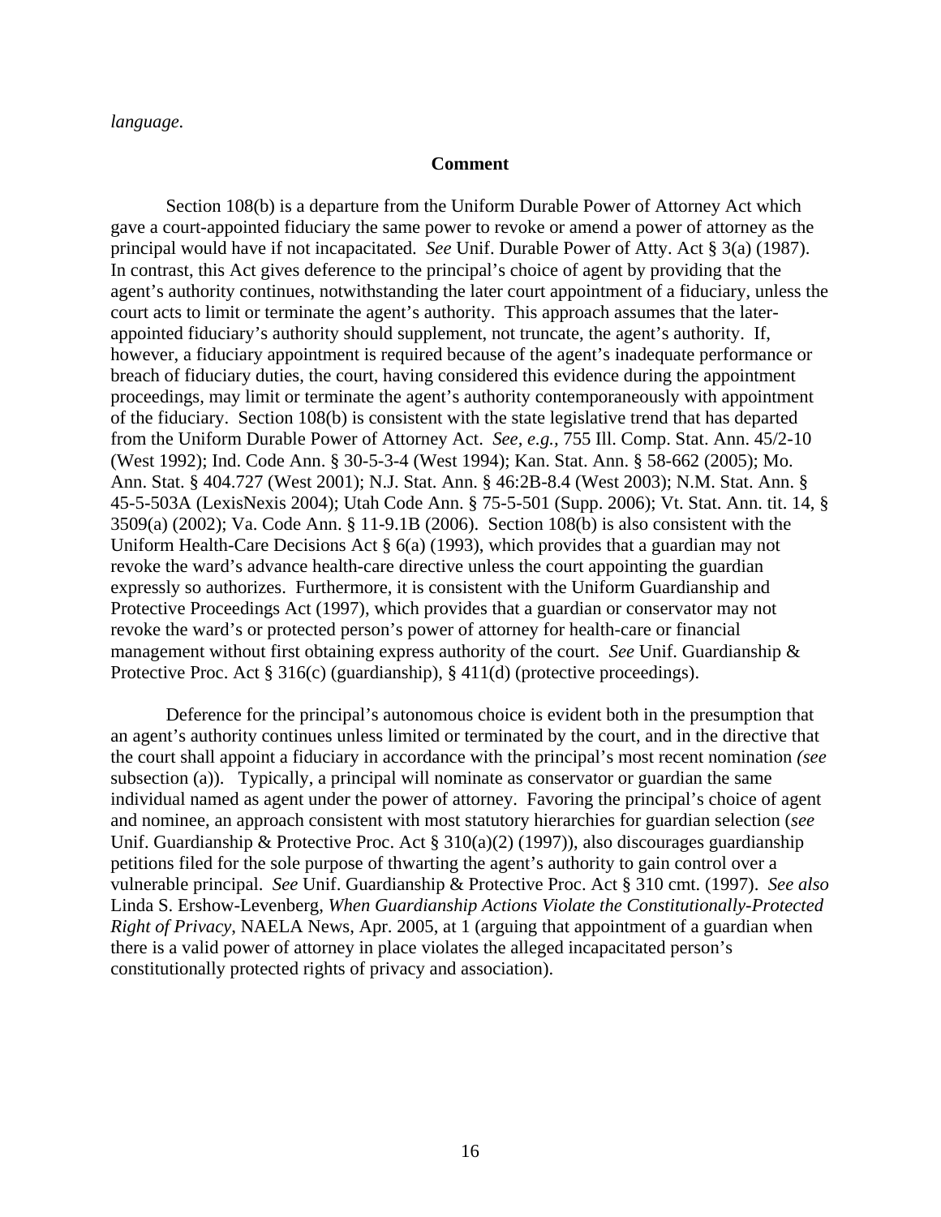*language*.

**Comment**

Section 108(b) is a departure from the Uniform Durable Power of Attorney Act which gave a court-appointed fiduciary the same power to revoke or amend a power of attorney as the principal would have if not incapacitated. *See* Unif. Durable Power of Atty. Act § 3(a) (1987). In contrast, this Act gives deference to the principal's choice of agent by providing that the agent's authority continues, notwithstanding the later court appointment of a fiduciary, unless the court acts to limit or terminate the agent's authority. This approach assumes that the later-appointed fiduciary's authority should supplement, not truncate, the agent's authority. If, however, a fiduciary appointment is required because of the agent's inadequate performance or breach of fiduciary duties, the court, having considered this evidence during the appointment proceedings, may limit or terminate the agent's authority contemporaneously with appointment of the fiduciary. Section 108(b) is consistent with the state legislative trend that has departed from the Uniform Durable Power of Attorney Act. *See, e.g.*, 755 Ill. Comp. Stat. Ann. 45/2-10 (West 1992); Ind. Code Ann. § 30-5-3-4 (West 1994); Kan. Stat. Ann. § 58-662 (2005); Mo. Ann. Stat. § 404.727 (West 2001); N.J. Stat. Ann. § 46:2B-8.4 (West 2003); N.M. Stat. Ann. § 45-5-503A (LexisNexis 2004); Utah Code Ann. § 75-5-501 (Supp. 2006); Vt. Stat. Ann. tit. 14, § 3509(a) (2002); Va. Code Ann. § 11-9.1B (2006). Section 108(b) is also consistent with the Uniform Health-Care Decisions Act § 6(a) (1993), which provides that a guardian may not revoke the ward's advance health-care directive unless the court appointing the guardian expressly so authorizes. Furthermore, it is consistent with the Uniform Guardianship and Protective Proceedings Act (1997), which provides that a guardian or conservator may not revoke the ward's or protected person's power of attorney for health-care or financial management without first obtaining express authority of the court. *See* Unif. Guardianship & Protective Proc. Act § 316(c) (guardianship), § 411(d) (protective proceedings).

Deference for the principal's autonomous choice is evident both in the presumption that an agent's authority continues unless limited or terminated by the court, and in the directive that the court shall appoint a fiduciary in accordance with the principal's most recent nomination *(see* subsection (a)). Typically, a principal will nominate as conservator or guardian the same individual named as agent under the power of attorney. Favoring the principal's choice of agent and nominee, an approach consistent with most statutory hierarchies for guardian selection (*see* Unif. Guardianship & Protective Proc. Act § 310(a)(2) (1997)), also discourages guardianship petitions filed for the sole purpose of thwarting the agent's authority to gain control over a vulnerable principal. *See* Unif. Guardianship & Protective Proc. Act § 310 cmt. (1997). *See also* Linda S. Ershow-Levenberg, *When Guardianship Actions Violate the Constitutionally-Protected Right of Privacy*, NAELA News, Apr. 2005, at 1 (arguing that appointment of a guardian when there is a valid power of attorney in place violates the alleged incapacitated person's constitutionally protected rights of privacy and association).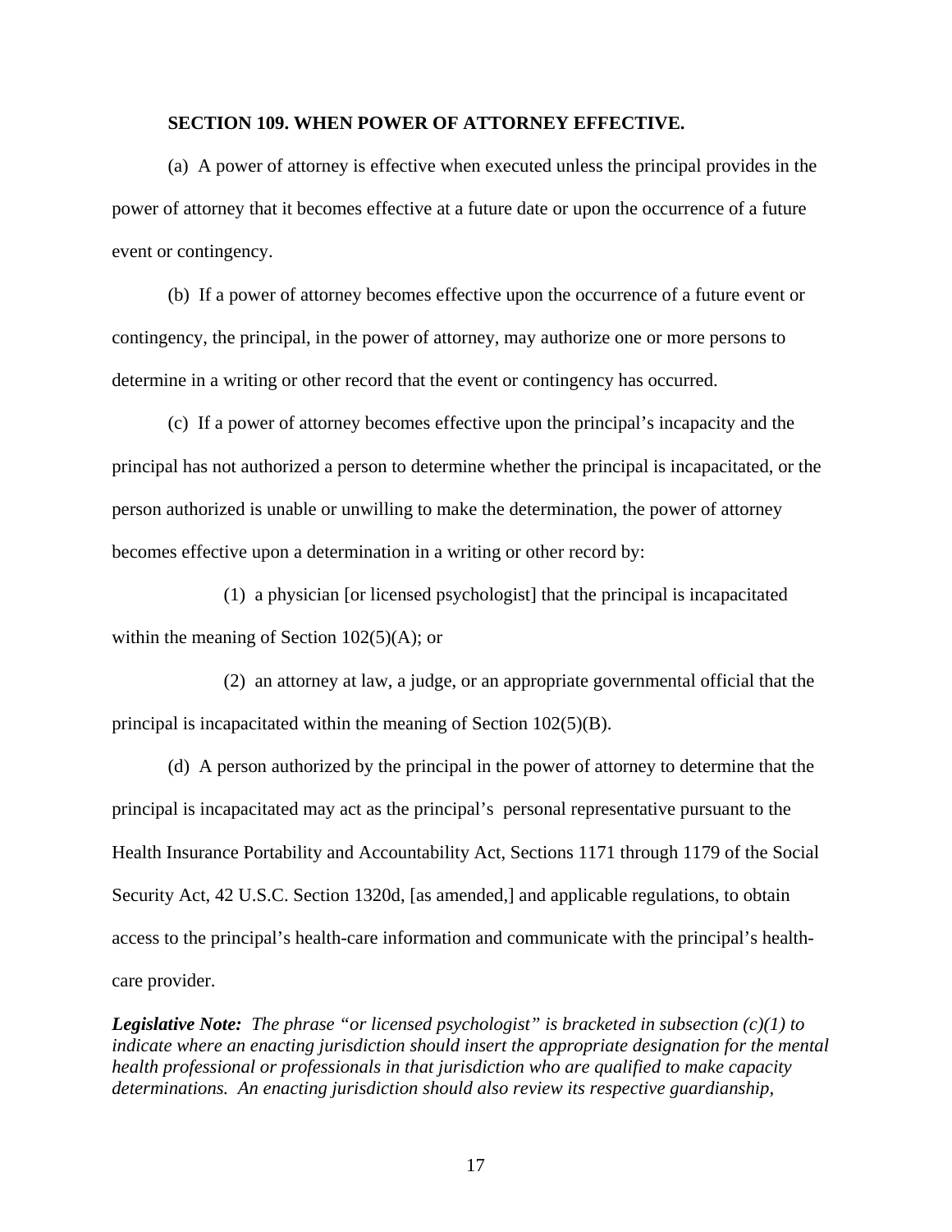**SECTION 109. WHEN POWER OF ATTORNEY EFFECTIVE.**

(a) A power of attorney is effective when executed unless the principal provides in the power of attorney that it becomes effective at a future date or upon the occurrence of a future event or contingency.

(b) If a power of attorney becomes effective upon the occurrence of a future event or contingency, the principal, in the power of attorney, may authorize one or more persons to determine in a writing or other record that the event or contingency has occurred.

(c) If a power of attorney becomes effective upon the principal's incapacity and the principal has not authorized a person to determine whether the principal is incapacitated, or the person authorized is unable or unwilling to make the determination, the power of attorney becomes effective upon a determination in a writing or other record by:

(1) a physician [or licensed psychologist] that the principal is incapacitated within the meaning of Section 102(5)(A); or

(2) an attorney at law, a judge, or an appropriate governmental official that the principal is incapacitated within the meaning of Section 102(5)(B).

(d) A person authorized by the principal in the power of attorney to determine that the principal is incapacitated may act as the principal's personal representative pursuant to the Health Insurance Portability and Accountability Act, Sections 1171 through 1179 of the Social Security Act, 42 U.S.C. Section 1320d, [as amended,] and applicable regulations, to obtain access to the principal's health-care information and communicate with the principal's health-care provider.

***Legislative Note:*** *The phrase "or licensed psychologist" is bracketed in subsection (c)(1) to indicate where an enacting jurisdiction should insert the appropriate designation for the mental health professional or professionals in that jurisdiction who are qualified to make capacity determinations. An enacting jurisdiction should also review its respective guardianship,*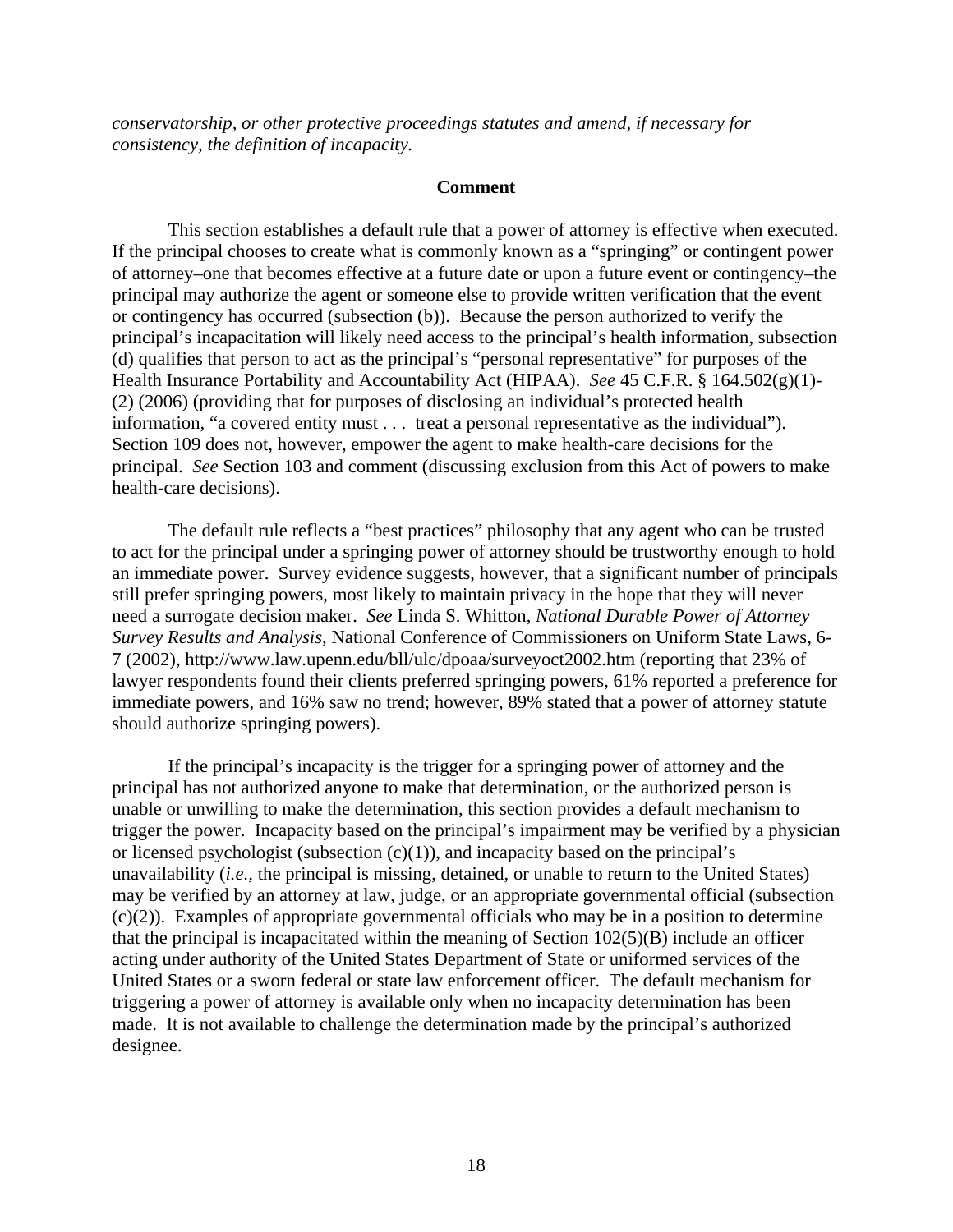*conservatorship, or other protective proceedings statutes and amend, if necessary for consistency, the definition of incapacity.*

### Comment

This section establishes a default rule that a power of attorney is effective when executed. If the principal chooses to create what is commonly known as a "springing" or contingent power of attorney–one that becomes effective at a future date or upon a future event or contingency–the principal may authorize the agent or someone else to provide written verification that the event or contingency has occurred (subsection (b)). Because the person authorized to verify the principal's incapacitation will likely need access to the principal's health information, subsection (d) qualifies that person to act as the principal's "personal representative" for purposes of the Health Insurance Portability and Accountability Act (HIPAA). *See* 45 C.F.R. § 164.502(g)(1)-(2) (2006) (providing that for purposes of disclosing an individual's protected health information, "a covered entity must . . . treat a personal representative as the individual"). Section 109 does not, however, empower the agent to make health-care decisions for the principal. *See* Section 103 and comment (discussing exclusion from this Act of powers to make health-care decisions).

The default rule reflects a "best practices" philosophy that any agent who can be trusted to act for the principal under a springing power of attorney should be trustworthy enough to hold an immediate power. Survey evidence suggests, however, that a significant number of principals still prefer springing powers, most likely to maintain privacy in the hope that they will never need a surrogate decision maker. *See* Linda S. Whitton, *National Durable Power of Attorney Survey Results and Analysis,* National Conference of Commissioners on Uniform State Laws, 6-7 (2002), http://www.law.upenn.edu/bll/ulc/dpoaa/surveyoct2002.htm (reporting that 23% of lawyer respondents found their clients preferred springing powers, 61% reported a preference for immediate powers, and 16% saw no trend; however, 89% stated that a power of attorney statute should authorize springing powers).

If the principal's incapacity is the trigger for a springing power of attorney and the principal has not authorized anyone to make that determination, or the authorized person is unable or unwilling to make the determination, this section provides a default mechanism to trigger the power. Incapacity based on the principal's impairment may be verified by a physician or licensed psychologist (subsection (c)(1)), and incapacity based on the principal's unavailability (*i.e.,* the principal is missing, detained, or unable to return to the United States) may be verified by an attorney at law, judge, or an appropriate governmental official (subsection (c)(2)). Examples of appropriate governmental officials who may be in a position to determine that the principal is incapacitated within the meaning of Section 102(5)(B) include an officer acting under authority of the United States Department of State or uniformed services of the United States or a sworn federal or state law enforcement officer. The default mechanism for triggering a power of attorney is available only when no incapacity determination has been made. It is not available to challenge the determination made by the principal's authorized designee.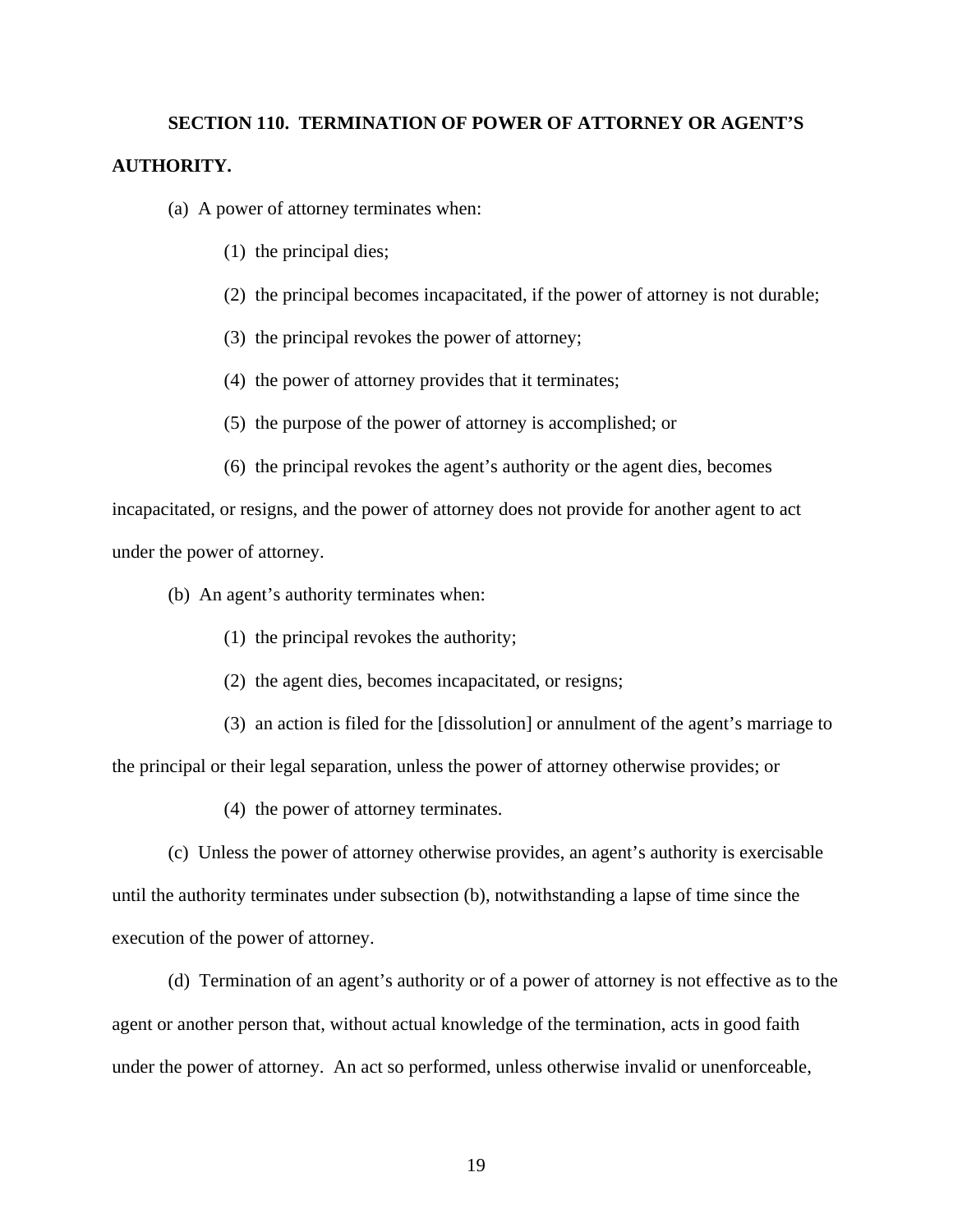**SECTION 110. TERMINATION OF POWER OF ATTORNEY OR AGENT'S AUTHORITY.**

(a) A power of attorney terminates when:

(1) the principal dies;

(2) the principal becomes incapacitated, if the power of attorney is not durable;

(3) the principal revokes the power of attorney;

(4) the power of attorney provides that it terminates;

(5) the purpose of the power of attorney is accomplished; or

(6) the principal revokes the agent's authority or the agent dies, becomes incapacitated, or resigns, and the power of attorney does not provide for another agent to act under the power of attorney.

(b) An agent's authority terminates when:

(1) the principal revokes the authority;

(2) the agent dies, becomes incapacitated, or resigns;

(3) an action is filed for the [dissolution] or annulment of the agent's marriage to the principal or their legal separation, unless the power of attorney otherwise provides; or

(4) the power of attorney terminates.

(c) Unless the power of attorney otherwise provides, an agent's authority is exercisable until the authority terminates under subsection (b), notwithstanding a lapse of time since the execution of the power of attorney.

(d) Termination of an agent's authority or of a power of attorney is not effective as to the agent or another person that, without actual knowledge of the termination, acts in good faith under the power of attorney. An act so performed, unless otherwise invalid or unenforceable,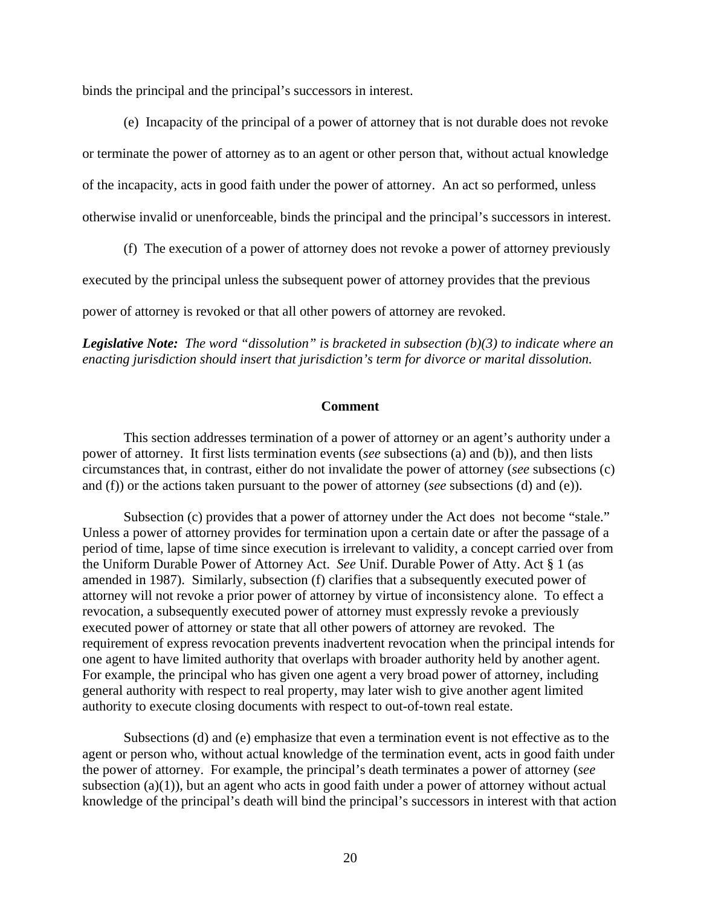binds the principal and the principal's successors in interest.

(e) Incapacity of the principal of a power of attorney that is not durable does not revoke or terminate the power of attorney as to an agent or other person that, without actual knowledge of the incapacity, acts in good faith under the power of attorney. An act so performed, unless otherwise invalid or unenforceable, binds the principal and the principal's successors in interest.

(f) The execution of a power of attorney does not revoke a power of attorney previously executed by the principal unless the subsequent power of attorney provides that the previous power of attorney is revoked or that all other powers of attorney are revoked.

***Legislative Note:*** *The word "dissolution" is bracketed in subsection (b)(3) to indicate where an enacting jurisdiction should insert that jurisdiction's term for divorce or marital dissolution.*

**Comment**

This section addresses termination of a power of attorney or an agent's authority under a power of attorney. It first lists termination events (*see* subsections (a) and (b)), and then lists circumstances that, in contrast, either do not invalidate the power of attorney (*see* subsections (c) and (f)) or the actions taken pursuant to the power of attorney (*see* subsections (d) and (e)).

Subsection (c) provides that a power of attorney under the Act does not become "stale." Unless a power of attorney provides for termination upon a certain date or after the passage of a period of time, lapse of time since execution is irrelevant to validity, a concept carried over from the Uniform Durable Power of Attorney Act. *See* Unif. Durable Power of Atty. Act § 1 (as amended in 1987). Similarly, subsection (f) clarifies that a subsequently executed power of attorney will not revoke a prior power of attorney by virtue of inconsistency alone. To effect a revocation, a subsequently executed power of attorney must expressly revoke a previously executed power of attorney or state that all other powers of attorney are revoked. The requirement of express revocation prevents inadvertent revocation when the principal intends for one agent to have limited authority that overlaps with broader authority held by another agent. For example, the principal who has given one agent a very broad power of attorney, including general authority with respect to real property, may later wish to give another agent limited authority to execute closing documents with respect to out-of-town real estate.

Subsections (d) and (e) emphasize that even a termination event is not effective as to the agent or person who, without actual knowledge of the termination event, acts in good faith under the power of attorney. For example, the principal's death terminates a power of attorney (*see* subsection (a)(1)), but an agent who acts in good faith under a power of attorney without actual knowledge of the principal's death will bind the principal's successors in interest with that action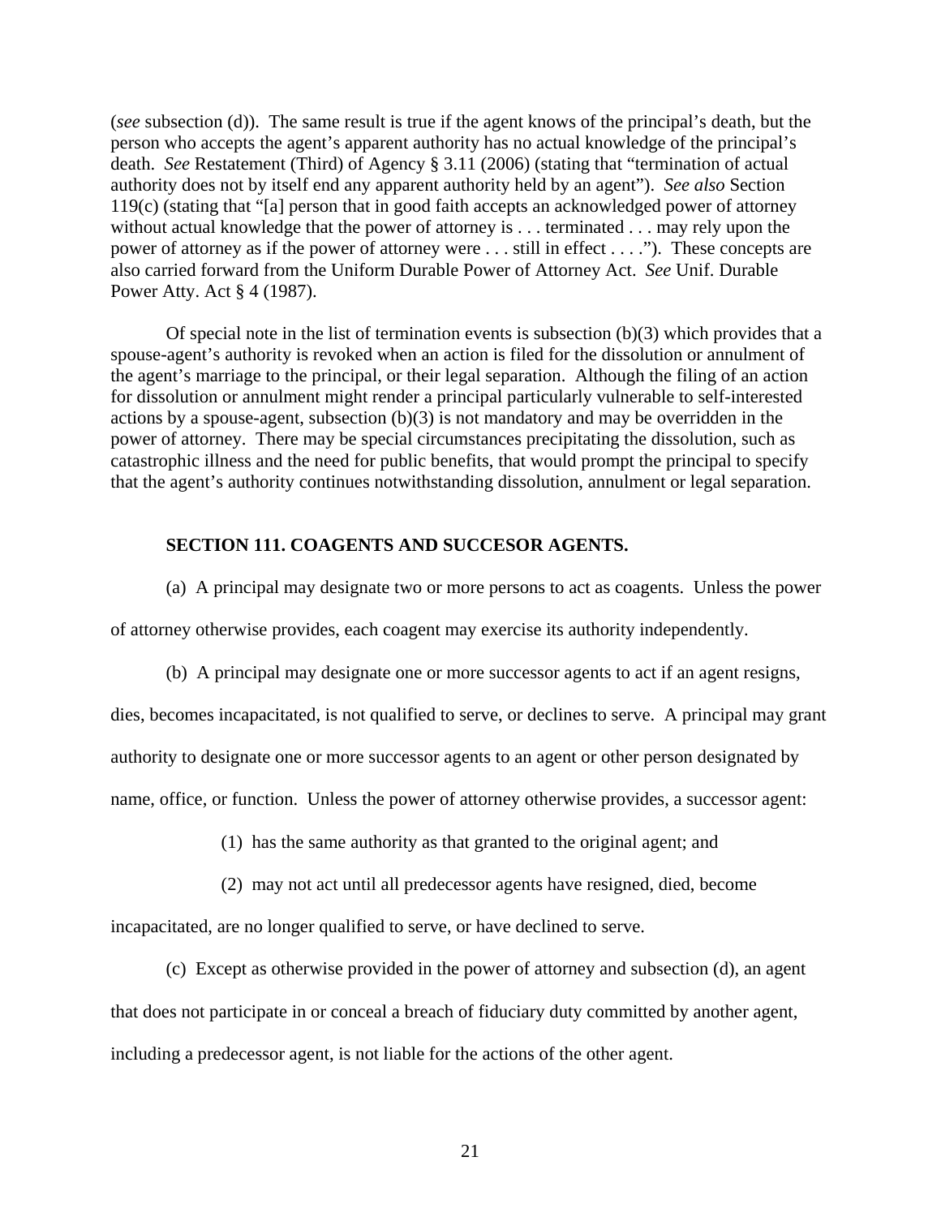(*see* subsection (d)). The same result is true if the agent knows of the principal's death, but the person who accepts the agent's apparent authority has no actual knowledge of the principal's death. *See* Restatement (Third) of Agency § 3.11 (2006) (stating that "termination of actual authority does not by itself end any apparent authority held by an agent"). *See also* Section 119(c) (stating that "[a] person that in good faith accepts an acknowledged power of attorney without actual knowledge that the power of attorney is . . . terminated . . . may rely upon the power of attorney as if the power of attorney were . . . still in effect . . . ."). These concepts are also carried forward from the Uniform Durable Power of Attorney Act. *See* Unif. Durable Power Atty. Act § 4 (1987).

Of special note in the list of termination events is subsection (b)(3) which provides that a spouse-agent's authority is revoked when an action is filed for the dissolution or annulment of the agent's marriage to the principal, or their legal separation. Although the filing of an action for dissolution or annulment might render a principal particularly vulnerable to self-interested actions by a spouse-agent, subsection (b)(3) is not mandatory and may be overridden in the power of attorney. There may be special circumstances precipitating the dissolution, such as catastrophic illness and the need for public benefits, that would prompt the principal to specify that the agent's authority continues notwithstanding dissolution, annulment or legal separation.

**SECTION 111. COAGENTS AND SUCCESOR AGENTS.**

(a) A principal may designate two or more persons to act as coagents. Unless the power of attorney otherwise provides, each coagent may exercise its authority independently.

(b) A principal may designate one or more successor agents to act if an agent resigns, dies, becomes incapacitated, is not qualified to serve, or declines to serve. A principal may grant authority to designate one or more successor agents to an agent or other person designated by name, office, or function. Unless the power of attorney otherwise provides, a successor agent:

(1) has the same authority as that granted to the original agent; and

(2) may not act until all predecessor agents have resigned, died, become incapacitated, are no longer qualified to serve, or have declined to serve.

(c) Except as otherwise provided in the power of attorney and subsection (d), an agent that does not participate in or conceal a breach of fiduciary duty committed by another agent, including a predecessor agent, is not liable for the actions of the other agent.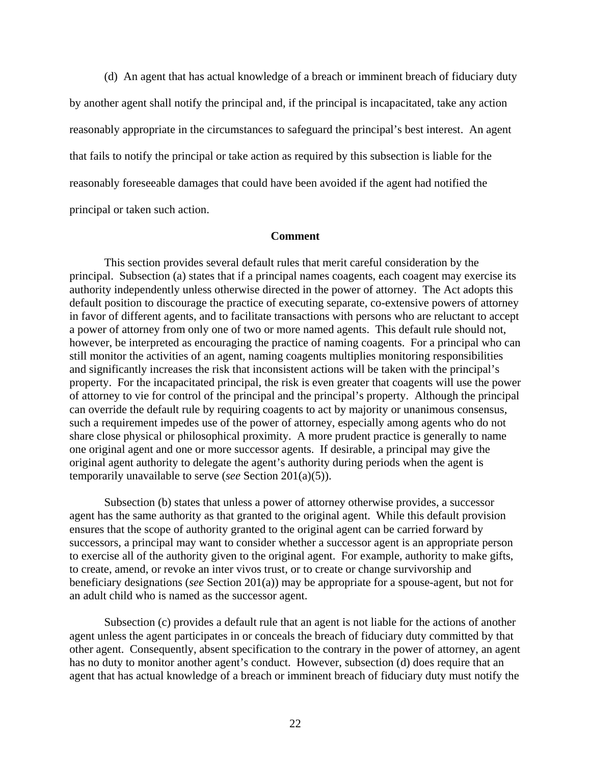(d) An agent that has actual knowledge of a breach or imminent breach of fiduciary duty by another agent shall notify the principal and, if the principal is incapacitated, take any action reasonably appropriate in the circumstances to safeguard the principal's best interest. An agent that fails to notify the principal or take action as required by this subsection is liable for the reasonably foreseeable damages that could have been avoided if the agent had notified the principal or taken such action.

**Comment**

This section provides several default rules that merit careful consideration by the principal. Subsection (a) states that if a principal names coagents, each coagent may exercise its authority independently unless otherwise directed in the power of attorney. The Act adopts this default position to discourage the practice of executing separate, co-extensive powers of attorney in favor of different agents, and to facilitate transactions with persons who are reluctant to accept a power of attorney from only one of two or more named agents. This default rule should not, however, be interpreted as encouraging the practice of naming coagents. For a principal who can still monitor the activities of an agent, naming coagents multiplies monitoring responsibilities and significantly increases the risk that inconsistent actions will be taken with the principal's property. For the incapacitated principal, the risk is even greater that coagents will use the power of attorney to vie for control of the principal and the principal's property. Although the principal can override the default rule by requiring coagents to act by majority or unanimous consensus, such a requirement impedes use of the power of attorney, especially among agents who do not share close physical or philosophical proximity. A more prudent practice is generally to name one original agent and one or more successor agents. If desirable, a principal may give the original agent authority to delegate the agent's authority during periods when the agent is temporarily unavailable to serve (*see* Section 201(a)(5)).

Subsection (b) states that unless a power of attorney otherwise provides, a successor agent has the same authority as that granted to the original agent. While this default provision ensures that the scope of authority granted to the original agent can be carried forward by successors, a principal may want to consider whether a successor agent is an appropriate person to exercise all of the authority given to the original agent. For example, authority to make gifts, to create, amend, or revoke an inter vivos trust, or to create or change survivorship and beneficiary designations (*see* Section 201(a)) may be appropriate for a spouse-agent, but not for an adult child who is named as the successor agent.

Subsection (c) provides a default rule that an agent is not liable for the actions of another agent unless the agent participates in or conceals the breach of fiduciary duty committed by that other agent. Consequently, absent specification to the contrary in the power of attorney, an agent has no duty to monitor another agent's conduct. However, subsection (d) does require that an agent that has actual knowledge of a breach or imminent breach of fiduciary duty must notify the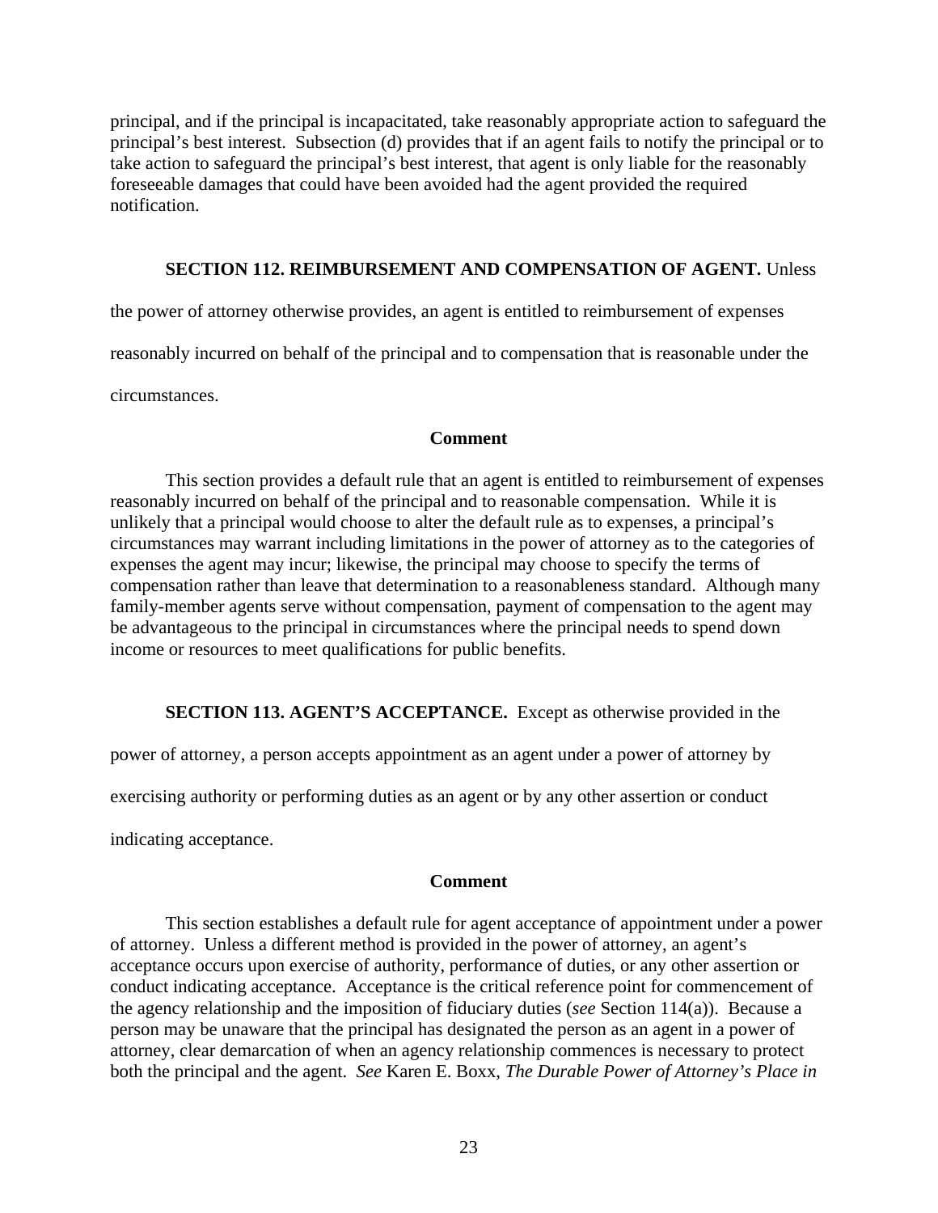principal, and if the principal is incapacitated, take reasonably appropriate action to safeguard the principal's best interest. Subsection (d) provides that if an agent fails to notify the principal or to take action to safeguard the principal's best interest, that agent is only liable for the reasonably foreseeable damages that could have been avoided had the agent provided the required notification.

**SECTION 112. REIMBURSEMENT AND COMPENSATION OF AGENT.** Unless the power of attorney otherwise provides, an agent is entitled to reimbursement of expenses reasonably incurred on behalf of the principal and to compensation that is reasonable under the circumstances.

**Comment**

This section provides a default rule that an agent is entitled to reimbursement of expenses reasonably incurred on behalf of the principal and to reasonable compensation. While it is unlikely that a principal would choose to alter the default rule as to expenses, a principal's circumstances may warrant including limitations in the power of attorney as to the categories of expenses the agent may incur; likewise, the principal may choose to specify the terms of compensation rather than leave that determination to a reasonableness standard. Although many family-member agents serve without compensation, payment of compensation to the agent may be advantageous to the principal in circumstances where the principal needs to spend down income or resources to meet qualifications for public benefits.

**SECTION 113. AGENT'S ACCEPTANCE.** Except as otherwise provided in the power of attorney, a person accepts appointment as an agent under a power of attorney by exercising authority or performing duties as an agent or by any other assertion or conduct indicating acceptance.

**Comment**

This section establishes a default rule for agent acceptance of appointment under a power of attorney. Unless a different method is provided in the power of attorney, an agent's acceptance occurs upon exercise of authority, performance of duties, or any other assertion or conduct indicating acceptance. Acceptance is the critical reference point for commencement of the agency relationship and the imposition of fiduciary duties (*see* Section 114(a)). Because a person may be unaware that the principal has designated the person as an agent in a power of attorney, clear demarcation of when an agency relationship commences is necessary to protect both the principal and the agent. *See* Karen E. Boxx, *The Durable Power of Attorney's Place in*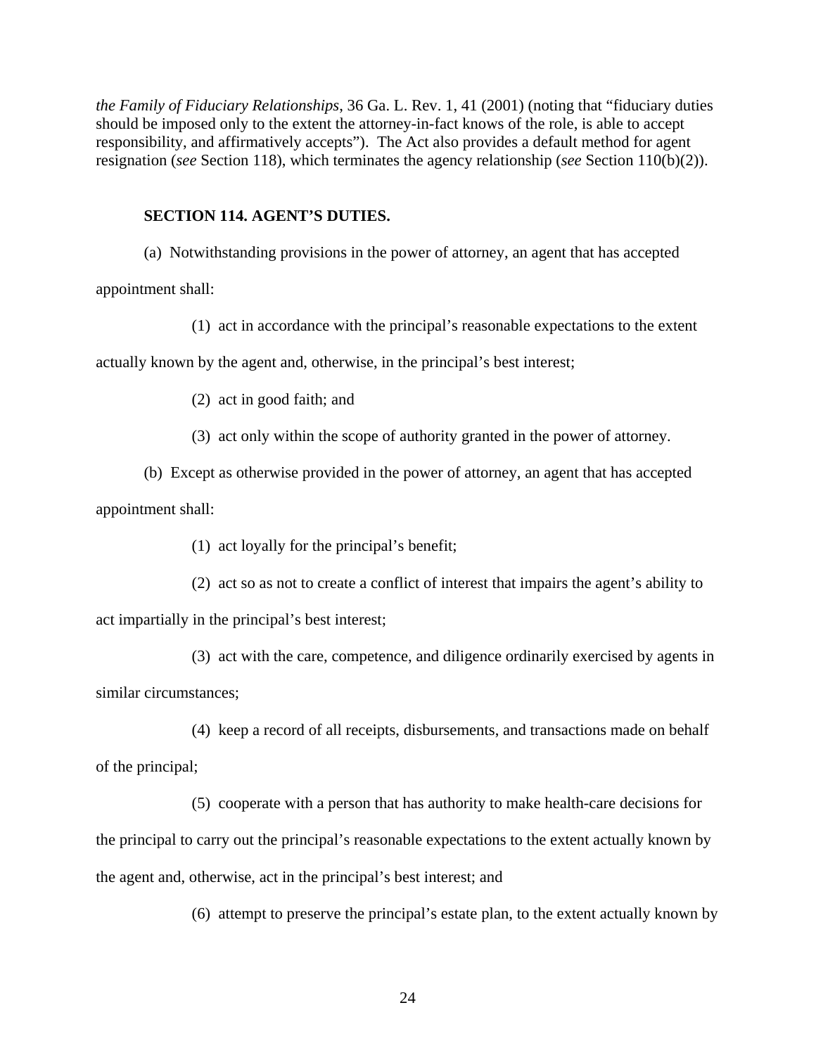*the Family of Fiduciary Relationships*, 36 Ga. L. Rev. 1, 41 (2001) (noting that "fiduciary duties should be imposed only to the extent the attorney-in-fact knows of the role, is able to accept responsibility, and affirmatively accepts"). The Act also provides a default method for agent resignation (*see* Section 118), which terminates the agency relationship (*see* Section 110(b)(2)).

**SECTION 114. AGENT'S DUTIES.**

(a) Notwithstanding provisions in the power of attorney, an agent that has accepted appointment shall:

(1) act in accordance with the principal's reasonable expectations to the extent actually known by the agent and, otherwise, in the principal's best interest;

(2) act in good faith; and

(3) act only within the scope of authority granted in the power of attorney.

(b) Except as otherwise provided in the power of attorney, an agent that has accepted appointment shall:

(1) act loyally for the principal's benefit;

(2) act so as not to create a conflict of interest that impairs the agent's ability to act impartially in the principal's best interest;

(3) act with the care, competence, and diligence ordinarily exercised by agents in similar circumstances;

(4) keep a record of all receipts, disbursements, and transactions made on behalf of the principal;

(5) cooperate with a person that has authority to make health-care decisions for the principal to carry out the principal's reasonable expectations to the extent actually known by the agent and, otherwise, act in the principal's best interest; and

(6) attempt to preserve the principal's estate plan, to the extent actually known by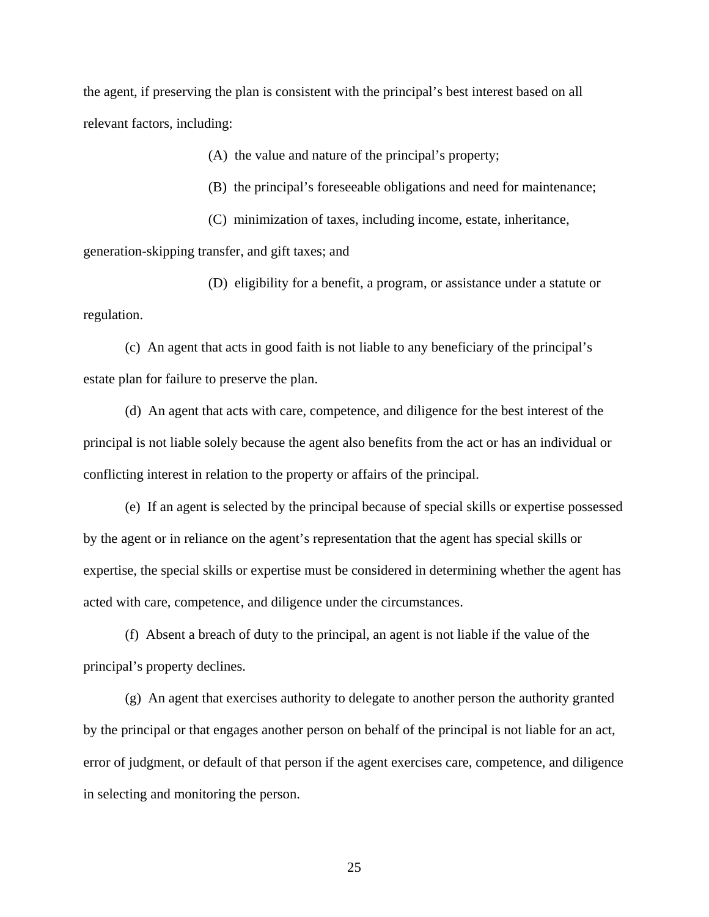the agent, if preserving the plan is consistent with the principal's best interest based on all relevant factors, including:

(A) the value and nature of the principal's property;

(B) the principal's foreseeable obligations and need for maintenance;

(C) minimization of taxes, including income, estate, inheritance, generation-skipping transfer, and gift taxes; and

(D) eligibility for a benefit, a program, or assistance under a statute or regulation.

(c) An agent that acts in good faith is not liable to any beneficiary of the principal's estate plan for failure to preserve the plan.

(d) An agent that acts with care, competence, and diligence for the best interest of the principal is not liable solely because the agent also benefits from the act or has an individual or conflicting interest in relation to the property or affairs of the principal.

(e) If an agent is selected by the principal because of special skills or expertise possessed by the agent or in reliance on the agent's representation that the agent has special skills or expertise, the special skills or expertise must be considered in determining whether the agent has acted with care, competence, and diligence under the circumstances.

(f) Absent a breach of duty to the principal, an agent is not liable if the value of the principal's property declines.

(g) An agent that exercises authority to delegate to another person the authority granted by the principal or that engages another person on behalf of the principal is not liable for an act, error of judgment, or default of that person if the agent exercises care, competence, and diligence in selecting and monitoring the person.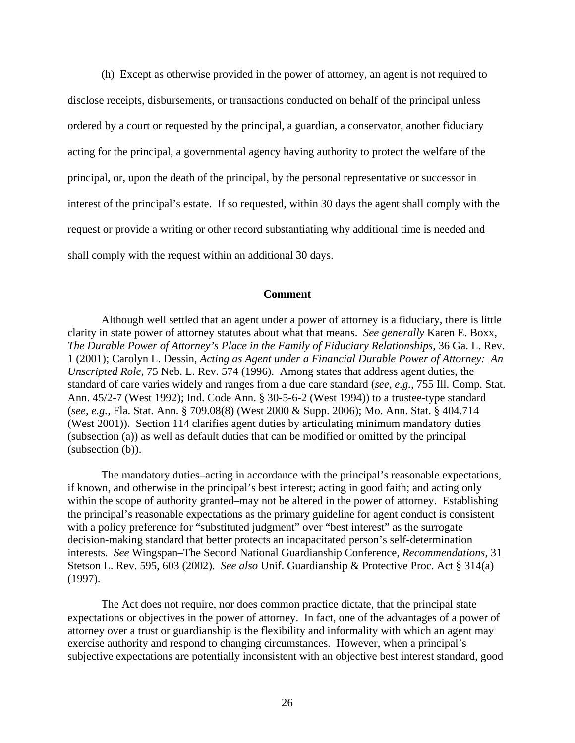(h) Except as otherwise provided in the power of attorney, an agent is not required to disclose receipts, disbursements, or transactions conducted on behalf of the principal unless ordered by a court or requested by the principal, a guardian, a conservator, another fiduciary acting for the principal, a governmental agency having authority to protect the welfare of the principal, or, upon the death of the principal, by the personal representative or successor in interest of the principal's estate. If so requested, within 30 days the agent shall comply with the request or provide a writing or other record substantiating why additional time is needed and shall comply with the request within an additional 30 days.

**Comment**

Although well settled that an agent under a power of attorney is a fiduciary, there is little clarity in state power of attorney statutes about what that means. *See generally* Karen E. Boxx, *The Durable Power of Attorney's Place in the Family of Fiduciary Relationships*, 36 Ga. L. Rev. 1 (2001); Carolyn L. Dessin, *Acting as Agent under a Financial Durable Power of Attorney: An Unscripted Role*, 75 Neb. L. Rev. 574 (1996). Among states that address agent duties, the standard of care varies widely and ranges from a due care standard (*see, e.g.*, 755 Ill. Comp. Stat. Ann. 45/2-7 (West 1992); Ind. Code Ann. § 30-5-6-2 (West 1994)) to a trustee-type standard (*see, e.g.*, Fla. Stat. Ann. § 709.08(8) (West 2000 & Supp. 2006); Mo. Ann. Stat. § 404.714 (West 2001)). Section 114 clarifies agent duties by articulating minimum mandatory duties (subsection (a)) as well as default duties that can be modified or omitted by the principal (subsection (b)).

The mandatory duties–acting in accordance with the principal's reasonable expectations, if known, and otherwise in the principal's best interest; acting in good faith; and acting only within the scope of authority granted–may not be altered in the power of attorney. Establishing the principal's reasonable expectations as the primary guideline for agent conduct is consistent with a policy preference for "substituted judgment" over "best interest" as the surrogate decision-making standard that better protects an incapacitated person's self-determination interests. *See* Wingspan–The Second National Guardianship Conference, *Recommendations*, 31 Stetson L. Rev. 595, 603 (2002). *See also* Unif. Guardianship & Protective Proc. Act § 314(a) (1997).

The Act does not require, nor does common practice dictate, that the principal state expectations or objectives in the power of attorney. In fact, one of the advantages of a power of attorney over a trust or guardianship is the flexibility and informality with which an agent may exercise authority and respond to changing circumstances. However, when a principal's subjective expectations are potentially inconsistent with an objective best interest standard, good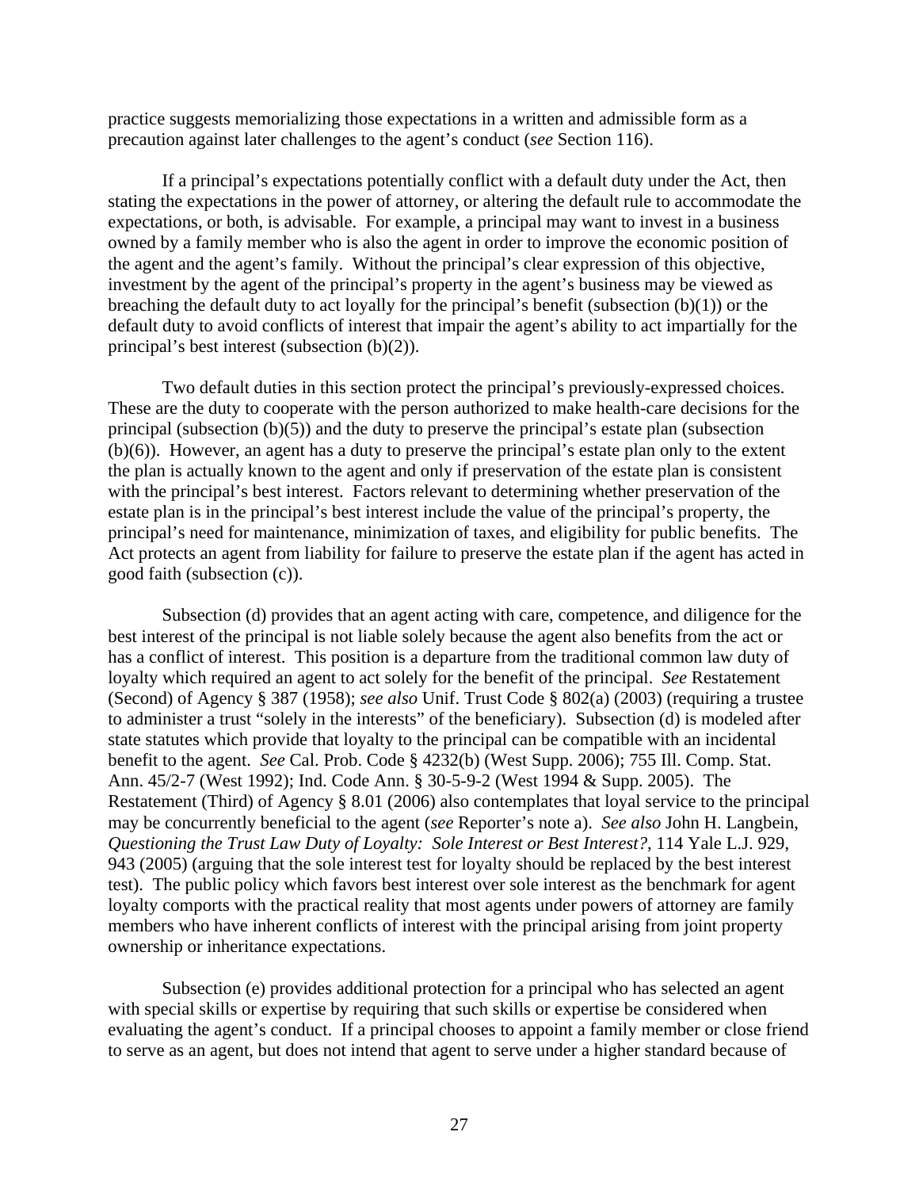practice suggests memorializing those expectations in a written and admissible form as a precaution against later challenges to the agent's conduct (*see* Section 116).

If a principal's expectations potentially conflict with a default duty under the Act, then stating the expectations in the power of attorney, or altering the default rule to accommodate the expectations, or both, is advisable. For example, a principal may want to invest in a business owned by a family member who is also the agent in order to improve the economic position of the agent and the agent's family. Without the principal's clear expression of this objective, investment by the agent of the principal's property in the agent's business may be viewed as breaching the default duty to act loyally for the principal's benefit (subsection (b)(1)) or the default duty to avoid conflicts of interest that impair the agent's ability to act impartially for the principal's best interest (subsection (b)(2)).

Two default duties in this section protect the principal's previously-expressed choices. These are the duty to cooperate with the person authorized to make health-care decisions for the principal (subsection (b)(5)) and the duty to preserve the principal's estate plan (subsection (b)(6)). However, an agent has a duty to preserve the principal's estate plan only to the extent the plan is actually known to the agent and only if preservation of the estate plan is consistent with the principal's best interest. Factors relevant to determining whether preservation of the estate plan is in the principal's best interest include the value of the principal's property, the principal's need for maintenance, minimization of taxes, and eligibility for public benefits. The Act protects an agent from liability for failure to preserve the estate plan if the agent has acted in good faith (subsection (c)).

Subsection (d) provides that an agent acting with care, competence, and diligence for the best interest of the principal is not liable solely because the agent also benefits from the act or has a conflict of interest. This position is a departure from the traditional common law duty of loyalty which required an agent to act solely for the benefit of the principal. *See* Restatement (Second) of Agency § 387 (1958); *see also* Unif. Trust Code § 802(a) (2003) (requiring a trustee to administer a trust "solely in the interests" of the beneficiary). Subsection (d) is modeled after state statutes which provide that loyalty to the principal can be compatible with an incidental benefit to the agent. *See* Cal. Prob. Code § 4232(b) (West Supp. 2006); 755 Ill. Comp. Stat. Ann. 45/2-7 (West 1992); Ind. Code Ann. § 30-5-9-2 (West 1994 & Supp. 2005). The Restatement (Third) of Agency § 8.01 (2006) also contemplates that loyal service to the principal may be concurrently beneficial to the agent (*see* Reporter's note a). *See also* John H. Langbein, *Questioning the Trust Law Duty of Loyalty: Sole Interest or Best Interest?*, 114 Yale L.J. 929, 943 (2005) (arguing that the sole interest test for loyalty should be replaced by the best interest test). The public policy which favors best interest over sole interest as the benchmark for agent loyalty comports with the practical reality that most agents under powers of attorney are family members who have inherent conflicts of interest with the principal arising from joint property ownership or inheritance expectations.

Subsection (e) provides additional protection for a principal who has selected an agent with special skills or expertise by requiring that such skills or expertise be considered when evaluating the agent's conduct. If a principal chooses to appoint a family member or close friend to serve as an agent, but does not intend that agent to serve under a higher standard because of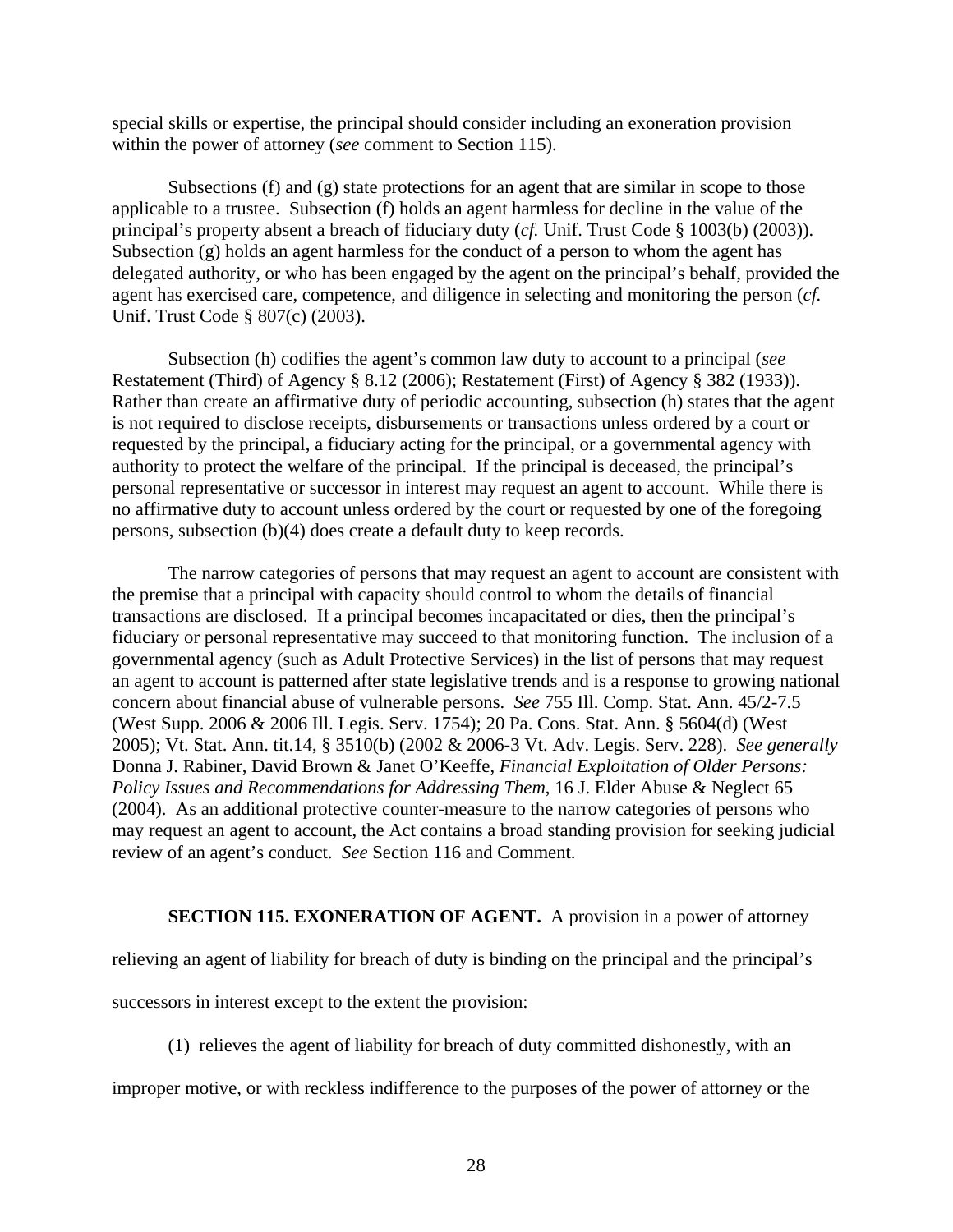special skills or expertise, the principal should consider including an exoneration provision within the power of attorney (*see* comment to Section 115).

Subsections (f) and (g) state protections for an agent that are similar in scope to those applicable to a trustee. Subsection (f) holds an agent harmless for decline in the value of the principal's property absent a breach of fiduciary duty (*cf.* Unif. Trust Code § 1003(b) (2003)). Subsection (g) holds an agent harmless for the conduct of a person to whom the agent has delegated authority, or who has been engaged by the agent on the principal's behalf, provided the agent has exercised care, competence, and diligence in selecting and monitoring the person (*cf.* Unif. Trust Code § 807(c) (2003).

Subsection (h) codifies the agent's common law duty to account to a principal (*see* Restatement (Third) of Agency § 8.12 (2006); Restatement (First) of Agency § 382 (1933)). Rather than create an affirmative duty of periodic accounting, subsection (h) states that the agent is not required to disclose receipts, disbursements or transactions unless ordered by a court or requested by the principal, a fiduciary acting for the principal, or a governmental agency with authority to protect the welfare of the principal. If the principal is deceased, the principal's personal representative or successor in interest may request an agent to account. While there is no affirmative duty to account unless ordered by the court or requested by one of the foregoing persons, subsection (b)(4) does create a default duty to keep records.

The narrow categories of persons that may request an agent to account are consistent with the premise that a principal with capacity should control to whom the details of financial transactions are disclosed. If a principal becomes incapacitated or dies, then the principal's fiduciary or personal representative may succeed to that monitoring function. The inclusion of a governmental agency (such as Adult Protective Services) in the list of persons that may request an agent to account is patterned after state legislative trends and is a response to growing national concern about financial abuse of vulnerable persons. *See* 755 Ill. Comp. Stat. Ann. 45/2-7.5 (West Supp. 2006 & 2006 Ill. Legis. Serv. 1754); 20 Pa. Cons. Stat. Ann. § 5604(d) (West 2005); Vt. Stat. Ann. tit.14, § 3510(b) (2002 & 2006-3 Vt. Adv. Legis. Serv. 228). *See generally* Donna J. Rabiner, David Brown & Janet O'Keeffe, *Financial Exploitation of Older Persons: Policy Issues and Recommendations for Addressing Them*, 16 J. Elder Abuse & Neglect 65 (2004). As an additional protective counter-measure to the narrow categories of persons who may request an agent to account, the Act contains a broad standing provision for seeking judicial review of an agent's conduct. *See* Section 116 and Comment.

**SECTION 115. EXONERATION OF AGENT.** A provision in a power of attorney relieving an agent of liability for breach of duty is binding on the principal and the principal's successors in interest except to the extent the provision:

(1) relieves the agent of liability for breach of duty committed dishonestly, with an improper motive, or with reckless indifference to the purposes of the power of attorney or the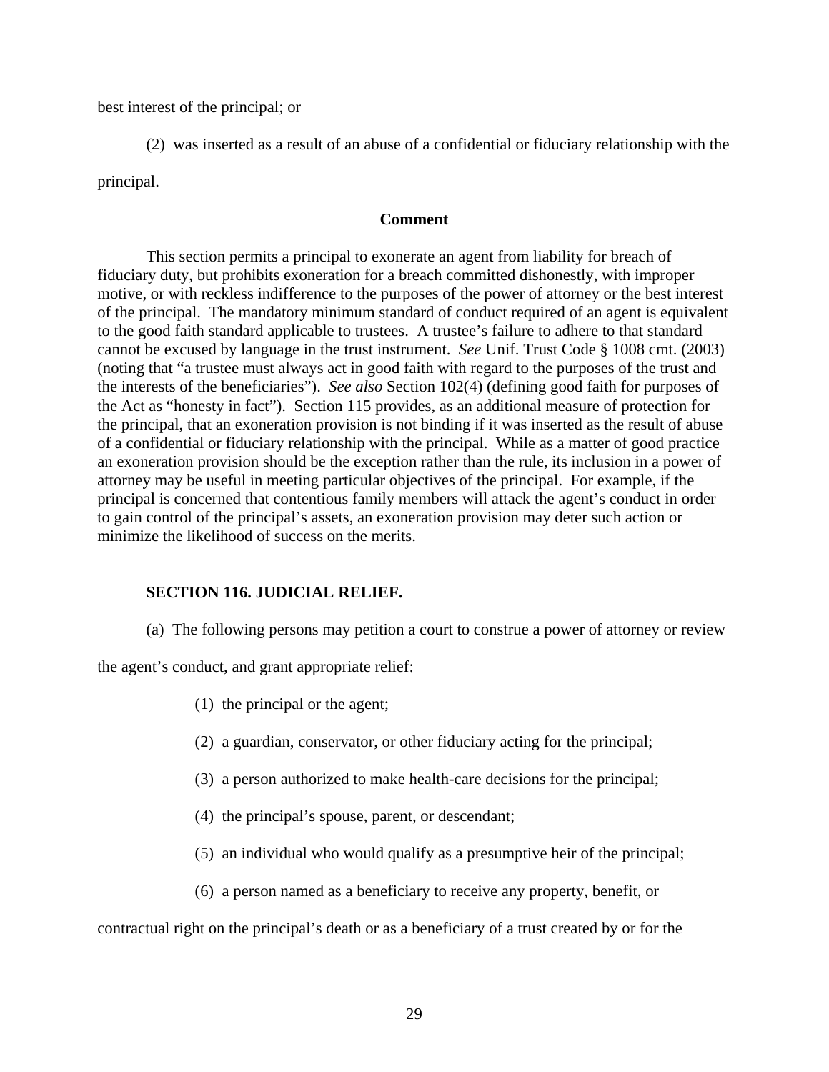best interest of the principal; or

(2) was inserted as a result of an abuse of a confidential or fiduciary relationship with the principal.

**Comment**

This section permits a principal to exonerate an agent from liability for breach of fiduciary duty, but prohibits exoneration for a breach committed dishonestly, with improper motive, or with reckless indifference to the purposes of the power of attorney or the best interest of the principal. The mandatory minimum standard of conduct required of an agent is equivalent to the good faith standard applicable to trustees. A trustee's failure to adhere to that standard cannot be excused by language in the trust instrument. *See* Unif. Trust Code § 1008 cmt. (2003) (noting that "a trustee must always act in good faith with regard to the purposes of the trust and the interests of the beneficiaries"). *See also* Section 102(4) (defining good faith for purposes of the Act as "honesty in fact"). Section 115 provides, as an additional measure of protection for the principal, that an exoneration provision is not binding if it was inserted as the result of abuse of a confidential or fiduciary relationship with the principal. While as a matter of good practice an exoneration provision should be the exception rather than the rule, its inclusion in a power of attorney may be useful in meeting particular objectives of the principal. For example, if the principal is concerned that contentious family members will attack the agent's conduct in order to gain control of the principal's assets, an exoneration provision may deter such action or minimize the likelihood of success on the merits.

**SECTION 116. JUDICIAL RELIEF.**

(a) The following persons may petition a court to construe a power of attorney or review the agent's conduct, and grant appropriate relief:

(1) the principal or the agent;

(2) a guardian, conservator, or other fiduciary acting for the principal;

(3) a person authorized to make health-care decisions for the principal;

(4) the principal's spouse, parent, or descendant;

(5) an individual who would qualify as a presumptive heir of the principal;

(6) a person named as a beneficiary to receive any property, benefit, or contractual right on the principal's death or as a beneficiary of a trust created by or for the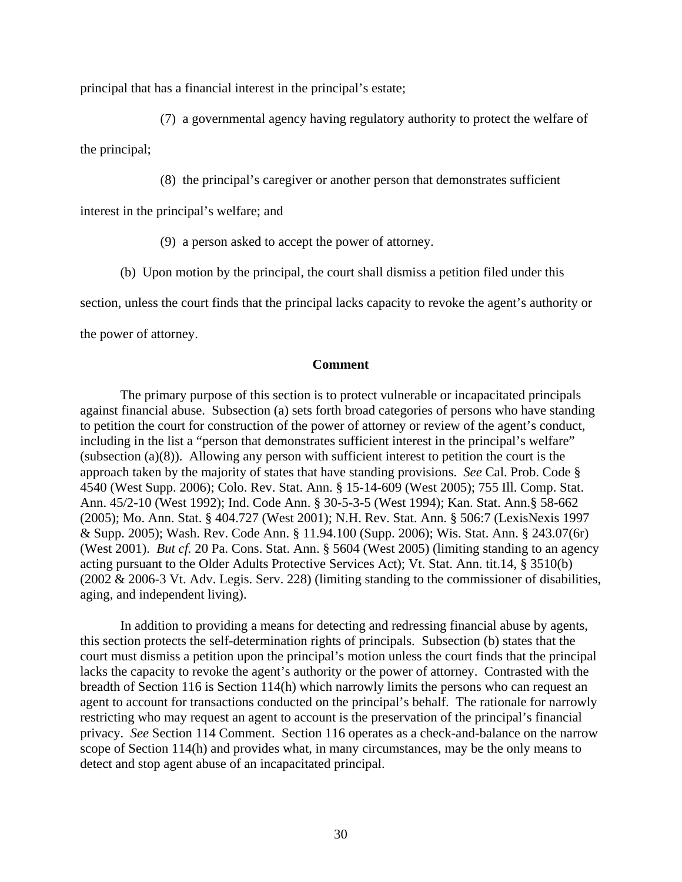principal that has a financial interest in the principal's estate;

(7) a governmental agency having regulatory authority to protect the welfare of the principal;

(8) the principal's caregiver or another person that demonstrates sufficient interest in the principal's welfare; and

(9) a person asked to accept the power of attorney.

(b) Upon motion by the principal, the court shall dismiss a petition filed under this section, unless the court finds that the principal lacks capacity to revoke the agent's authority or the power of attorney.

**Comment**

The primary purpose of this section is to protect vulnerable or incapacitated principals against financial abuse. Subsection (a) sets forth broad categories of persons who have standing to petition the court for construction of the power of attorney or review of the agent's conduct, including in the list a "person that demonstrates sufficient interest in the principal's welfare" (subsection (a)(8)). Allowing any person with sufficient interest to petition the court is the approach taken by the majority of states that have standing provisions. *See* Cal. Prob. Code § 4540 (West Supp. 2006); Colo. Rev. Stat. Ann. § 15-14-609 (West 2005); 755 Ill. Comp. Stat. Ann. 45/2-10 (West 1992); Ind. Code Ann. § 30-5-3-5 (West 1994); Kan. Stat. Ann.§ 58-662 (2005); Mo. Ann. Stat. § 404.727 (West 2001); N.H. Rev. Stat. Ann. § 506:7 (LexisNexis 1997 & Supp. 2005); Wash. Rev. Code Ann. § 11.94.100 (Supp. 2006); Wis. Stat. Ann. § 243.07(6r) (West 2001). *But cf.* 20 Pa. Cons. Stat. Ann. § 5604 (West 2005) (limiting standing to an agency acting pursuant to the Older Adults Protective Services Act); Vt. Stat. Ann. tit.14, § 3510(b) (2002 & 2006-3 Vt. Adv. Legis. Serv. 228) (limiting standing to the commissioner of disabilities, aging, and independent living).

In addition to providing a means for detecting and redressing financial abuse by agents, this section protects the self-determination rights of principals. Subsection (b) states that the court must dismiss a petition upon the principal's motion unless the court finds that the principal lacks the capacity to revoke the agent's authority or the power of attorney. Contrasted with the breadth of Section 116 is Section 114(h) which narrowly limits the persons who can request an agent to account for transactions conducted on the principal's behalf. The rationale for narrowly restricting who may request an agent to account is the preservation of the principal's financial privacy. *See* Section 114 Comment. Section 116 operates as a check-and-balance on the narrow scope of Section 114(h) and provides what, in many circumstances, may be the only means to detect and stop agent abuse of an incapacitated principal.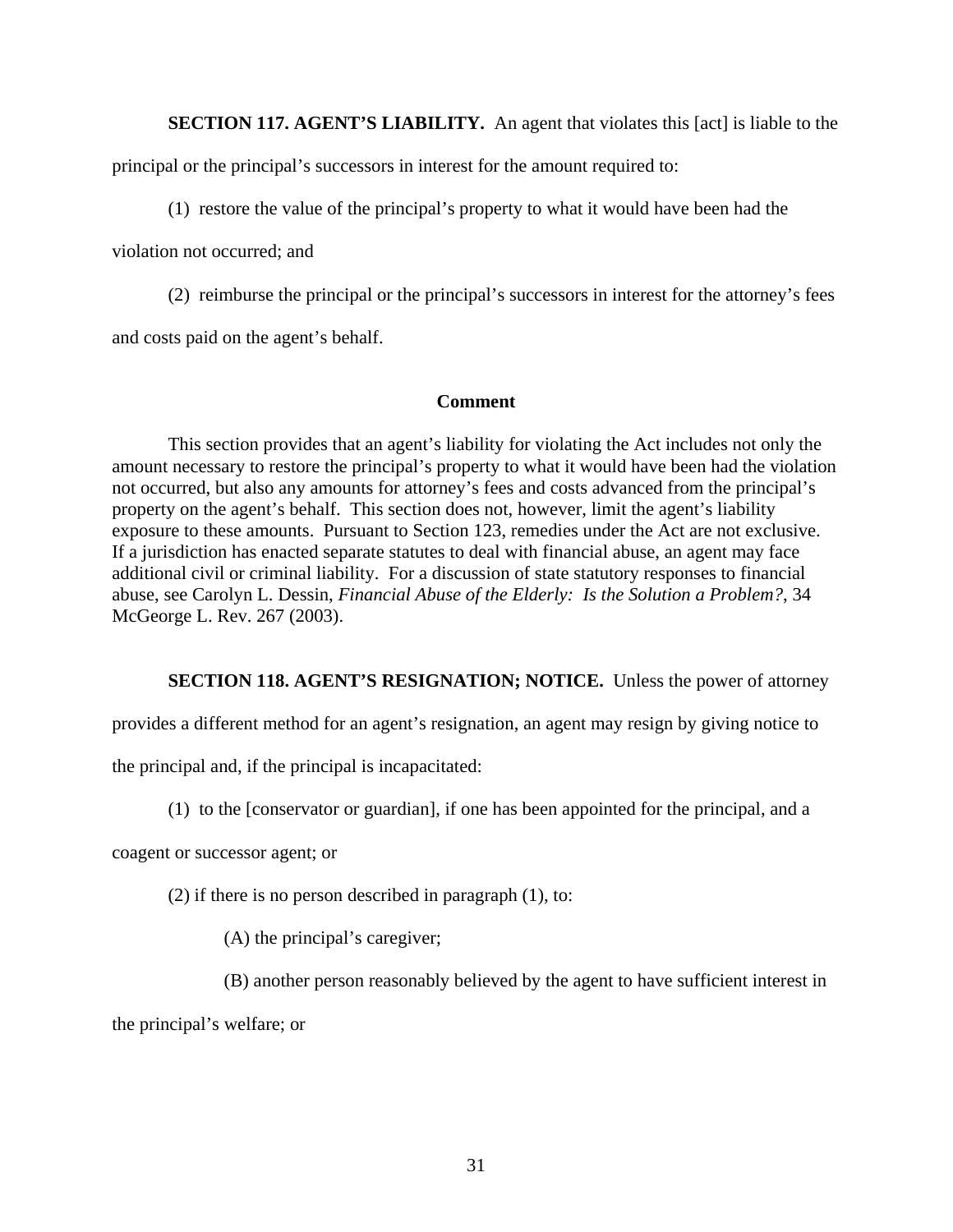**SECTION 117. AGENT'S LIABILITY.** An agent that violates this [act] is liable to the principal or the principal's successors in interest for the amount required to:

(1) restore the value of the principal's property to what it would have been had the violation not occurred; and

(2) reimburse the principal or the principal's successors in interest for the attorney's fees and costs paid on the agent's behalf.

**Comment**

This section provides that an agent's liability for violating the Act includes not only the amount necessary to restore the principal's property to what it would have been had the violation not occurred, but also any amounts for attorney's fees and costs advanced from the principal's property on the agent's behalf. This section does not, however, limit the agent's liability exposure to these amounts. Pursuant to Section 123, remedies under the Act are not exclusive. If a jurisdiction has enacted separate statutes to deal with financial abuse, an agent may face additional civil or criminal liability. For a discussion of state statutory responses to financial abuse, see Carolyn L. Dessin, *Financial Abuse of the Elderly: Is the Solution a Problem?*, 34 McGeorge L. Rev. 267 (2003).

**SECTION 118. AGENT'S RESIGNATION; NOTICE.** Unless the power of attorney provides a different method for an agent's resignation, an agent may resign by giving notice to the principal and, if the principal is incapacitated:

(1) to the [conservator or guardian], if one has been appointed for the principal, and a coagent or successor agent; or

(2) if there is no person described in paragraph (1), to:

(A) the principal's caregiver;

(B) another person reasonably believed by the agent to have sufficient interest in the principal's welfare; or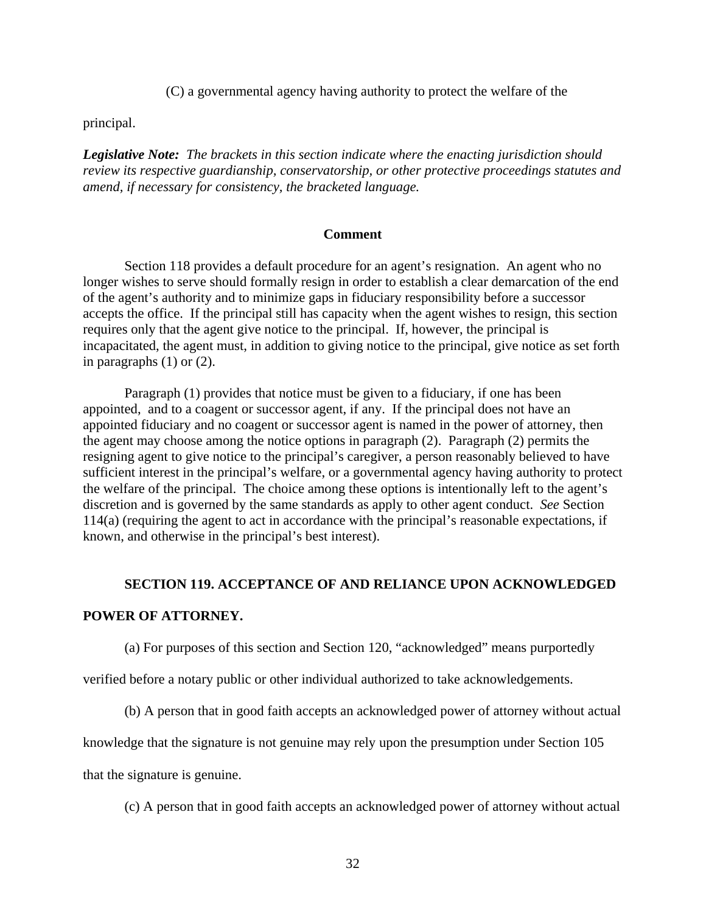(C) a governmental agency having authority to protect the welfare of the principal.

***Legislative Note:*** *The brackets in this section indicate where the enacting jurisdiction should review its respective guardianship, conservatorship, or other protective proceedings statutes and amend, if necessary for consistency, the bracketed language.*

**Comment**

Section 118 provides a default procedure for an agent's resignation. An agent who no longer wishes to serve should formally resign in order to establish a clear demarcation of the end of the agent's authority and to minimize gaps in fiduciary responsibility before a successor accepts the office. If the principal still has capacity when the agent wishes to resign, this section requires only that the agent give notice to the principal. If, however, the principal is incapacitated, the agent must, in addition to giving notice to the principal, give notice as set forth in paragraphs (1) or (2).

Paragraph (1) provides that notice must be given to a fiduciary, if one has been appointed, and to a coagent or successor agent, if any. If the principal does not have an appointed fiduciary and no coagent or successor agent is named in the power of attorney, then the agent may choose among the notice options in paragraph (2). Paragraph (2) permits the resigning agent to give notice to the principal's caregiver, a person reasonably believed to have sufficient interest in the principal's welfare, or a governmental agency having authority to protect the welfare of the principal. The choice among these options is intentionally left to the agent's discretion and is governed by the same standards as apply to other agent conduct. *See* Section 114(a) (requiring the agent to act in accordance with the principal's reasonable expectations, if known, and otherwise in the principal's best interest).

**SECTION 119. ACCEPTANCE OF AND RELIANCE UPON ACKNOWLEDGED POWER OF ATTORNEY.**

(a) For purposes of this section and Section 120, "acknowledged" means purportedly verified before a notary public or other individual authorized to take acknowledgements.

(b) A person that in good faith accepts an acknowledged power of attorney without actual knowledge that the signature is not genuine may rely upon the presumption under Section 105 that the signature is genuine.

(c) A person that in good faith accepts an acknowledged power of attorney without actual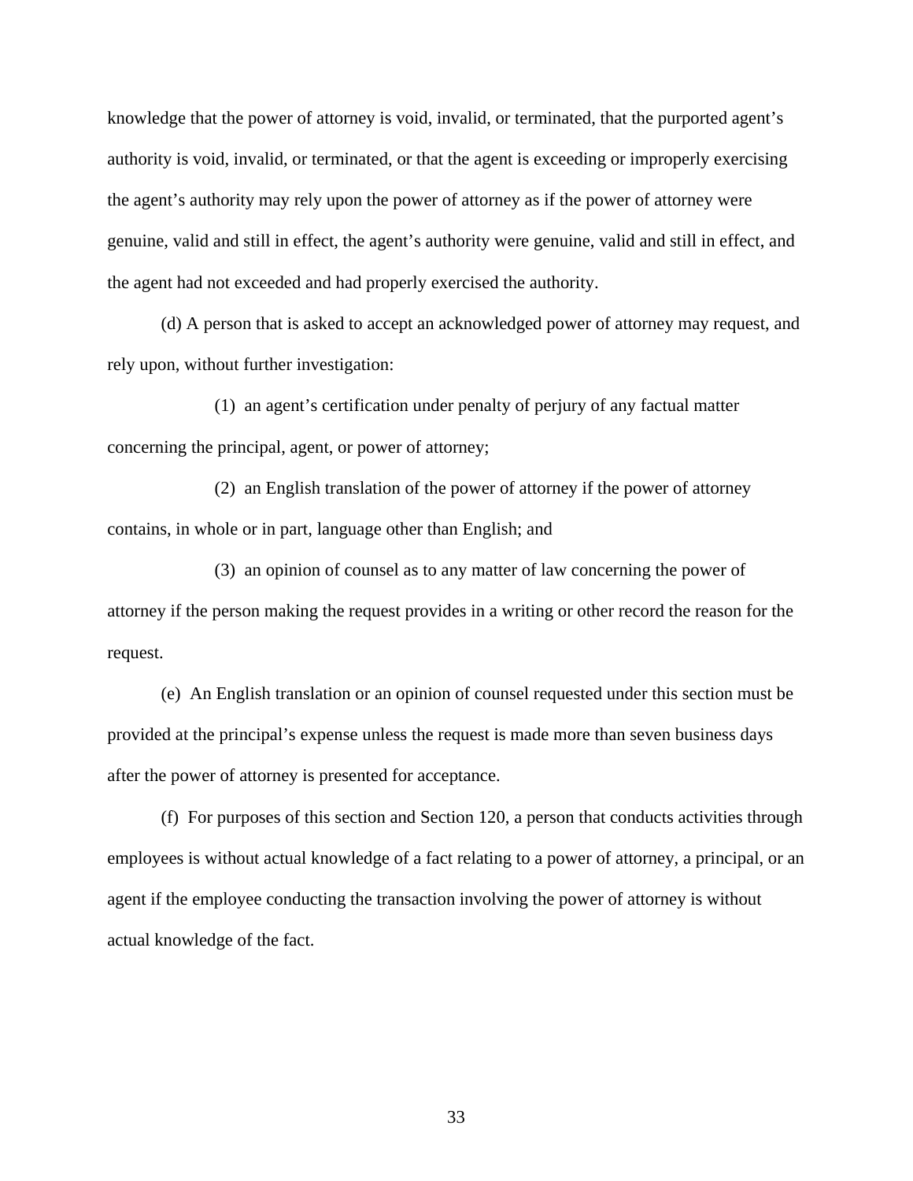knowledge that the power of attorney is void, invalid, or terminated, that the purported agent's authority is void, invalid, or terminated, or that the agent is exceeding or improperly exercising the agent's authority may rely upon the power of attorney as if the power of attorney were genuine, valid and still in effect, the agent's authority were genuine, valid and still in effect, and the agent had not exceeded and had properly exercised the authority.

(d) A person that is asked to accept an acknowledged power of attorney may request, and rely upon, without further investigation:

(1) an agent's certification under penalty of perjury of any factual matter concerning the principal, agent, or power of attorney;

(2) an English translation of the power of attorney if the power of attorney contains, in whole or in part, language other than English; and

(3) an opinion of counsel as to any matter of law concerning the power of attorney if the person making the request provides in a writing or other record the reason for the request.

(e) An English translation or an opinion of counsel requested under this section must be provided at the principal's expense unless the request is made more than seven business days after the power of attorney is presented for acceptance.

(f) For purposes of this section and Section 120, a person that conducts activities through employees is without actual knowledge of a fact relating to a power of attorney, a principal, or an agent if the employee conducting the transaction involving the power of attorney is without actual knowledge of the fact.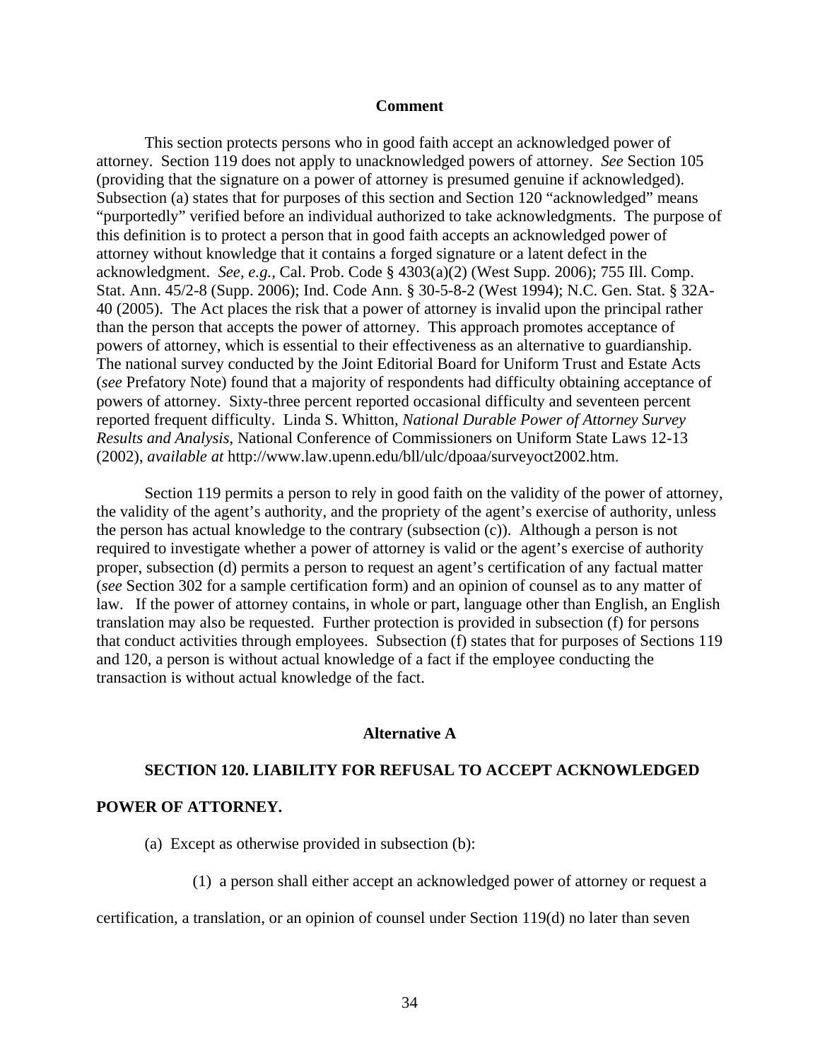## Comment

This section protects persons who in good faith accept an acknowledged power of attorney. Section 119 does not apply to unacknowledged powers of attorney. *See* Section 105 (providing that the signature on a power of attorney is presumed genuine if acknowledged). Subsection (a) states that for purposes of this section and Section 120 "acknowledged" means "purportedly" verified before an individual authorized to take acknowledgments. The purpose of this definition is to protect a person that in good faith accepts an acknowledged power of attorney without knowledge that it contains a forged signature or a latent defect in the acknowledgment. *See, e.g.,* Cal. Prob. Code § 4303(a)(2) (West Supp. 2006); 755 Ill. Comp. Stat. Ann. 45/2-8 (Supp. 2006); Ind. Code Ann. § 30-5-8-2 (West 1994); N.C. Gen. Stat. § 32A-40 (2005). The Act places the risk that a power of attorney is invalid upon the principal rather than the person that accepts the power of attorney. This approach promotes acceptance of powers of attorney, which is essential to their effectiveness as an alternative to guardianship. The national survey conducted by the Joint Editorial Board for Uniform Trust and Estate Acts (*see* Prefatory Note) found that a majority of respondents had difficulty obtaining acceptance of powers of attorney. Sixty-three percent reported occasional difficulty and seventeen percent reported frequent difficulty. Linda S. Whitton, *National Durable Power of Attorney Survey Results and Analysis*, National Conference of Commissioners on Uniform State Laws 12-13 (2002), *available at* http://www.law.upenn.edu/bll/ulc/dpoaa/surveyoct2002.htm.

Section 119 permits a person to rely in good faith on the validity of the power of attorney, the validity of the agent's authority, and the propriety of the agent's exercise of authority, unless the person has actual knowledge to the contrary (subsection (c)). Although a person is not required to investigate whether a power of attorney is valid or the agent's exercise of authority proper, subsection (d) permits a person to request an agent's certification of any factual matter (*see* Section 302 for a sample certification form) and an opinion of counsel as to any matter of law. If the power of attorney contains, in whole or part, language other than English, an English translation may also be requested. Further protection is provided in subsection (f) for persons that conduct activities through employees. Subsection (f) states that for purposes of Sections 119 and 120, a person is without actual knowledge of a fact if the employee conducting the transaction is without actual knowledge of the fact.

## Alternative A

### SECTION 120. LIABILITY FOR REFUSAL TO ACCEPT ACKNOWLEDGED POWER OF ATTORNEY.

(a) Except as otherwise provided in subsection (b):

(1) a person shall either accept an acknowledged power of attorney or request a certification, a translation, or an opinion of counsel under Section 119(d) no later than seven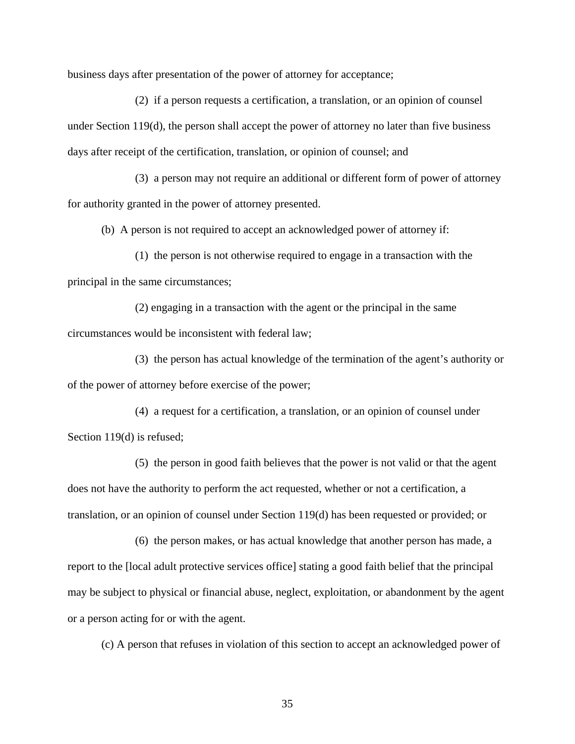business days after presentation of the power of attorney for acceptance;

(2) if a person requests a certification, a translation, or an opinion of counsel under Section 119(d), the person shall accept the power of attorney no later than five business days after receipt of the certification, translation, or opinion of counsel; and

(3) a person may not require an additional or different form of power of attorney for authority granted in the power of attorney presented.

(b) A person is not required to accept an acknowledged power of attorney if:

(1) the person is not otherwise required to engage in a transaction with the principal in the same circumstances;

(2) engaging in a transaction with the agent or the principal in the same circumstances would be inconsistent with federal law;

(3) the person has actual knowledge of the termination of the agent's authority or of the power of attorney before exercise of the power;

(4) a request for a certification, a translation, or an opinion of counsel under Section 119(d) is refused;

(5) the person in good faith believes that the power is not valid or that the agent does not have the authority to perform the act requested, whether or not a certification, a translation, or an opinion of counsel under Section 119(d) has been requested or provided; or

(6) the person makes, or has actual knowledge that another person has made, a report to the [local adult protective services office] stating a good faith belief that the principal may be subject to physical or financial abuse, neglect, exploitation, or abandonment by the agent or a person acting for or with the agent.

(c) A person that refuses in violation of this section to accept an acknowledged power of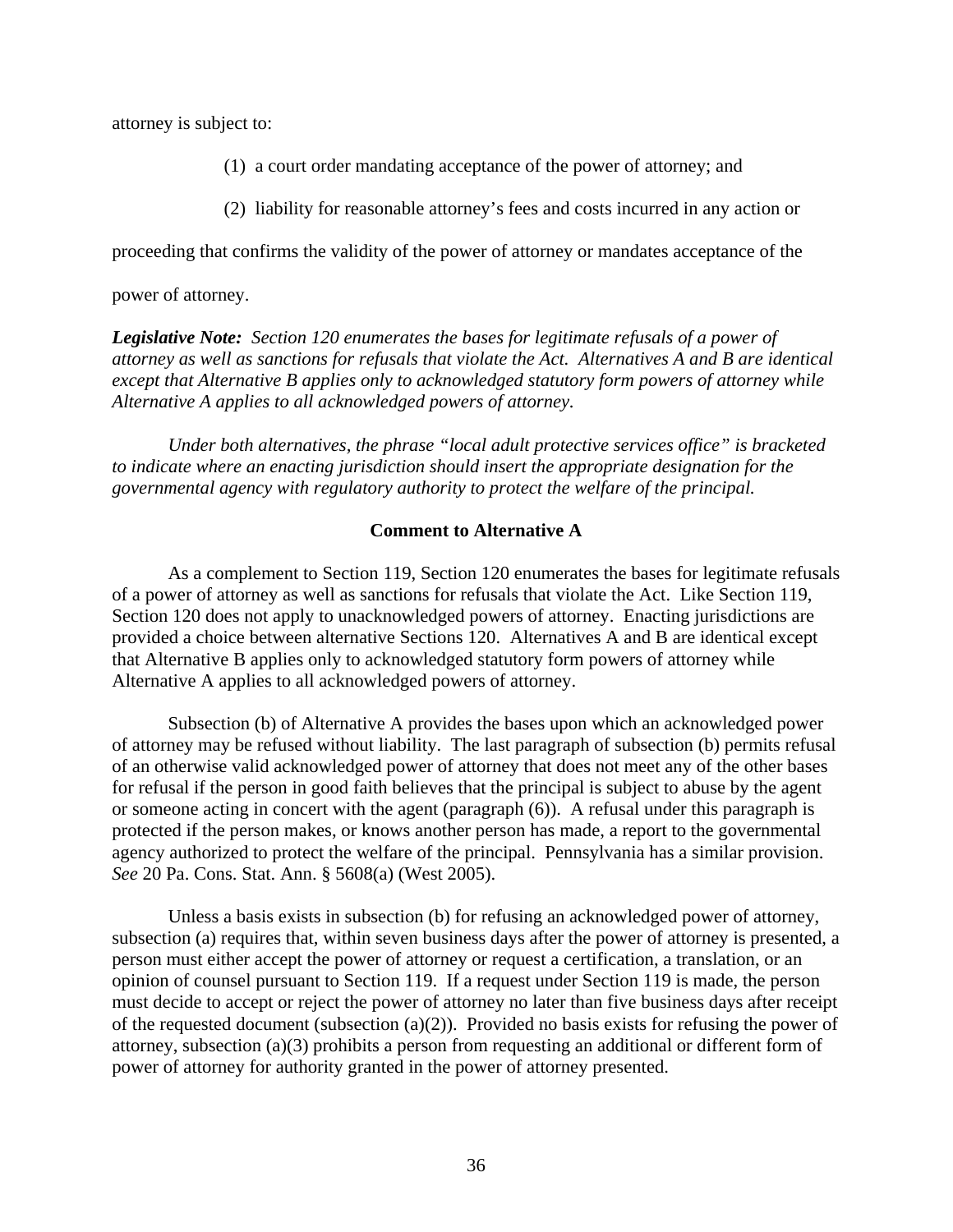attorney is subject to:

(1) a court order mandating acceptance of the power of attorney; and

(2) liability for reasonable attorney's fees and costs incurred in any action or proceeding that confirms the validity of the power of attorney or mandates acceptance of the power of attorney.

***Legislative Note:*** *Section 120 enumerates the bases for legitimate refusals of a power of attorney as well as sanctions for refusals that violate the Act. Alternatives A and B are identical except that Alternative B applies only to acknowledged statutory form powers of attorney while Alternative A applies to all acknowledged powers of attorney.*

*Under both alternatives, the phrase "local adult protective services office" is bracketed to indicate where an enacting jurisdiction should insert the appropriate designation for the governmental agency with regulatory authority to protect the welfare of the principal.*

**Comment to Alternative A**

As a complement to Section 119, Section 120 enumerates the bases for legitimate refusals of a power of attorney as well as sanctions for refusals that violate the Act. Like Section 119, Section 120 does not apply to unacknowledged powers of attorney. Enacting jurisdictions are provided a choice between alternative Sections 120. Alternatives A and B are identical except that Alternative B applies only to acknowledged statutory form powers of attorney while Alternative A applies to all acknowledged powers of attorney.

Subsection (b) of Alternative A provides the bases upon which an acknowledged power of attorney may be refused without liability. The last paragraph of subsection (b) permits refusal of an otherwise valid acknowledged power of attorney that does not meet any of the other bases for refusal if the person in good faith believes that the principal is subject to abuse by the agent or someone acting in concert with the agent (paragraph (6)). A refusal under this paragraph is protected if the person makes, or knows another person has made, a report to the governmental agency authorized to protect the welfare of the principal. Pennsylvania has a similar provision. *See* 20 Pa. Cons. Stat. Ann. § 5608(a) (West 2005).

Unless a basis exists in subsection (b) for refusing an acknowledged power of attorney, subsection (a) requires that, within seven business days after the power of attorney is presented, a person must either accept the power of attorney or request a certification, a translation, or an opinion of counsel pursuant to Section 119. If a request under Section 119 is made, the person must decide to accept or reject the power of attorney no later than five business days after receipt of the requested document (subsection (a)(2)). Provided no basis exists for refusing the power of attorney, subsection (a)(3) prohibits a person from requesting an additional or different form of power of attorney for authority granted in the power of attorney presented.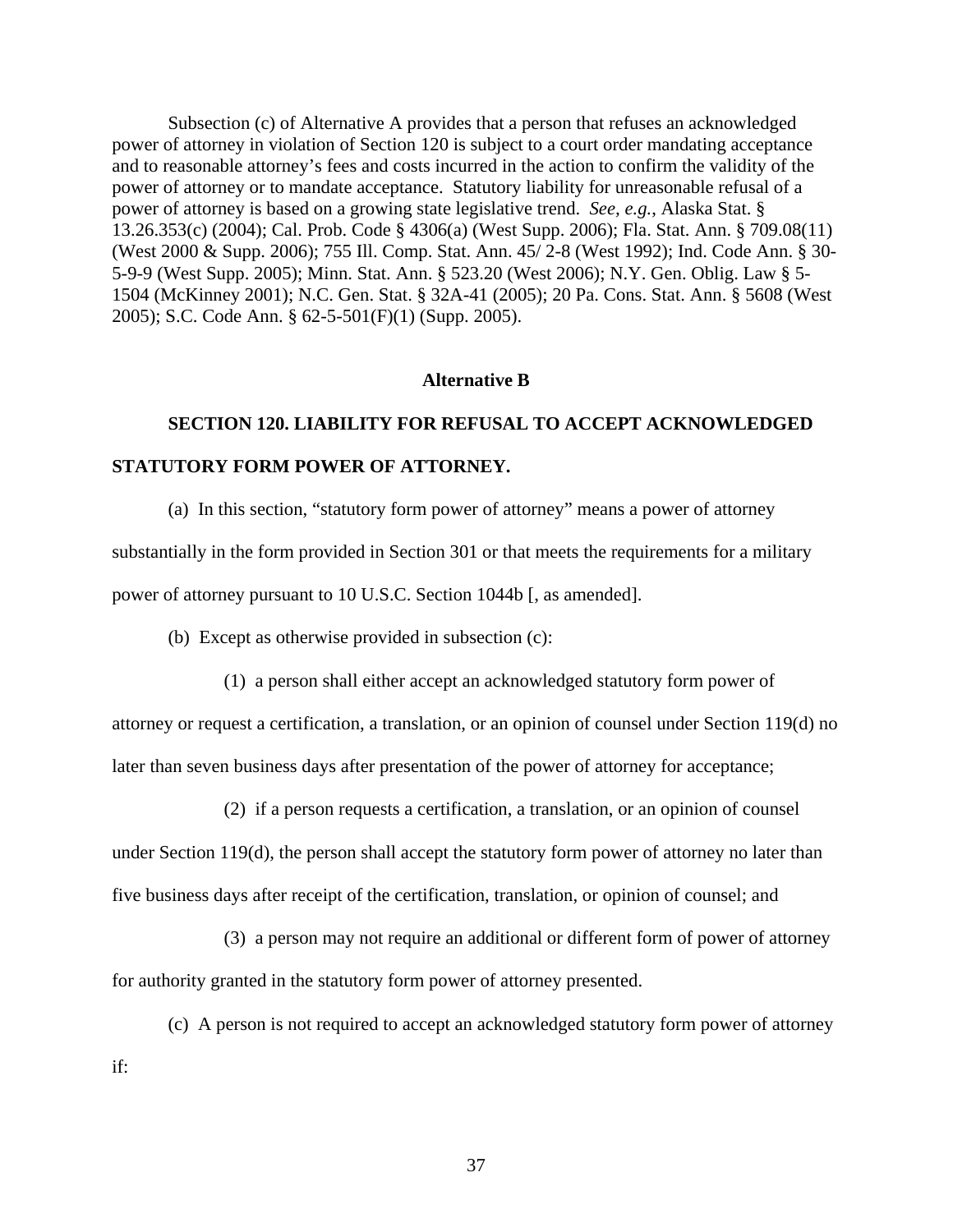Subsection (c) of Alternative A provides that a person that refuses an acknowledged power of attorney in violation of Section 120 is subject to a court order mandating acceptance and to reasonable attorney's fees and costs incurred in the action to confirm the validity of the power of attorney or to mandate acceptance. Statutory liability for unreasonable refusal of a power of attorney is based on a growing state legislative trend. *See, e.g.*, Alaska Stat. § 13.26.353(c) (2004); Cal. Prob. Code § 4306(a) (West Supp. 2006); Fla. Stat. Ann. § 709.08(11) (West 2000 & Supp. 2006); 755 Ill. Comp. Stat. Ann. 45/ 2-8 (West 1992); Ind. Code Ann. § 30-5-9-9 (West Supp. 2005); Minn. Stat. Ann. § 523.20 (West 2006); N.Y. Gen. Oblig. Law § 5-1504 (McKinney 2001); N.C. Gen. Stat. § 32A-41 (2005); 20 Pa. Cons. Stat. Ann. § 5608 (West 2005); S.C. Code Ann. § 62-5-501(F)(1) (Supp. 2005).

**Alternative B**

**SECTION 120. LIABILITY FOR REFUSAL TO ACCEPT ACKNOWLEDGED STATUTORY FORM POWER OF ATTORNEY.**

(a) In this section, "statutory form power of attorney" means a power of attorney substantially in the form provided in Section 301 or that meets the requirements for a military power of attorney pursuant to 10 U.S.C. Section 1044b [, as amended].

(b) Except as otherwise provided in subsection (c):

(1) a person shall either accept an acknowledged statutory form power of attorney or request a certification, a translation, or an opinion of counsel under Section 119(d) no later than seven business days after presentation of the power of attorney for acceptance;

(2) if a person requests a certification, a translation, or an opinion of counsel under Section 119(d), the person shall accept the statutory form power of attorney no later than five business days after receipt of the certification, translation, or opinion of counsel; and

(3) a person may not require an additional or different form of power of attorney for authority granted in the statutory form power of attorney presented.

(c) A person is not required to accept an acknowledged statutory form power of attorney if: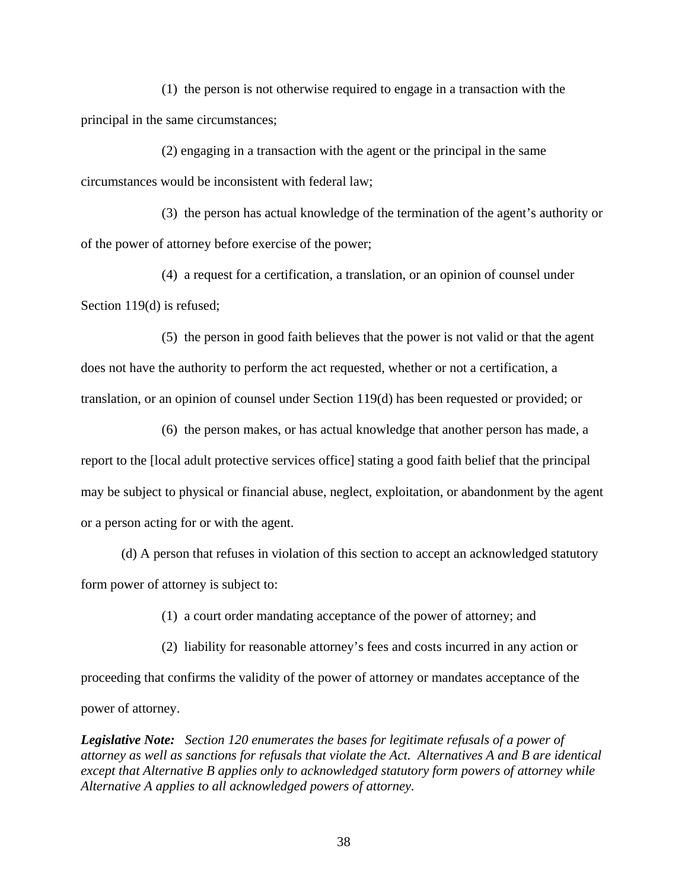(1) the person is not otherwise required to engage in a transaction with the principal in the same circumstances;

(2) engaging in a transaction with the agent or the principal in the same circumstances would be inconsistent with federal law;

(3) the person has actual knowledge of the termination of the agent's authority or of the power of attorney before exercise of the power;

(4) a request for a certification, a translation, or an opinion of counsel under Section 119(d) is refused;

(5) the person in good faith believes that the power is not valid or that the agent does not have the authority to perform the act requested, whether or not a certification, a translation, or an opinion of counsel under Section 119(d) has been requested or provided; or

(6) the person makes, or has actual knowledge that another person has made, a report to the [local adult protective services office] stating a good faith belief that the principal may be subject to physical or financial abuse, neglect, exploitation, or abandonment by the agent or a person acting for or with the agent.

(d) A person that refuses in violation of this section to accept an acknowledged statutory form power of attorney is subject to:

(1) a court order mandating acceptance of the power of attorney; and

(2) liability for reasonable attorney's fees and costs incurred in any action or proceeding that confirms the validity of the power of attorney or mandates acceptance of the power of attorney.

***Legislative Note:*** *Section 120 enumerates the bases for legitimate refusals of a power of attorney as well as sanctions for refusals that violate the Act. Alternatives A and B are identical except that Alternative B applies only to acknowledged statutory form powers of attorney while Alternative A applies to all acknowledged powers of attorney.*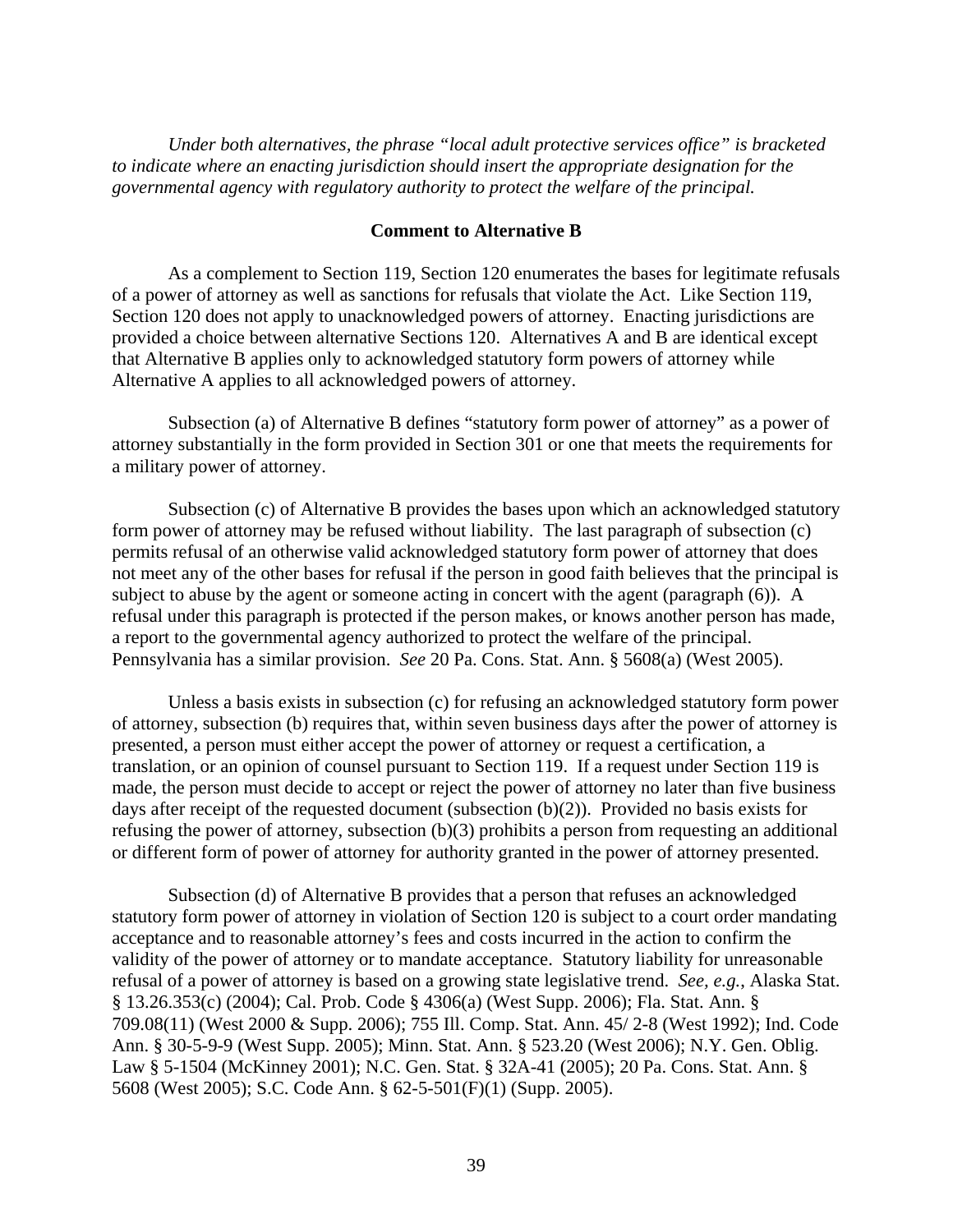*Under both alternatives, the phrase "local adult protective services office" is bracketed to indicate where an enacting jurisdiction should insert the appropriate designation for the governmental agency with regulatory authority to protect the welfare of the principal.*

**Comment to Alternative B**

As a complement to Section 119, Section 120 enumerates the bases for legitimate refusals of a power of attorney as well as sanctions for refusals that violate the Act. Like Section 119, Section 120 does not apply to unacknowledged powers of attorney. Enacting jurisdictions are provided a choice between alternative Sections 120. Alternatives A and B are identical except that Alternative B applies only to acknowledged statutory form powers of attorney while Alternative A applies to all acknowledged powers of attorney.

Subsection (a) of Alternative B defines "statutory form power of attorney" as a power of attorney substantially in the form provided in Section 301 or one that meets the requirements for a military power of attorney.

Subsection (c) of Alternative B provides the bases upon which an acknowledged statutory form power of attorney may be refused without liability. The last paragraph of subsection (c) permits refusal of an otherwise valid acknowledged statutory form power of attorney that does not meet any of the other bases for refusal if the person in good faith believes that the principal is subject to abuse by the agent or someone acting in concert with the agent (paragraph (6)). A refusal under this paragraph is protected if the person makes, or knows another person has made, a report to the governmental agency authorized to protect the welfare of the principal. Pennsylvania has a similar provision. *See* 20 Pa. Cons. Stat. Ann. § 5608(a) (West 2005).

Unless a basis exists in subsection (c) for refusing an acknowledged statutory form power of attorney, subsection (b) requires that, within seven business days after the power of attorney is presented, a person must either accept the power of attorney or request a certification, a translation, or an opinion of counsel pursuant to Section 119. If a request under Section 119 is made, the person must decide to accept or reject the power of attorney no later than five business days after receipt of the requested document (subsection (b)(2)). Provided no basis exists for refusing the power of attorney, subsection (b)(3) prohibits a person from requesting an additional or different form of power of attorney for authority granted in the power of attorney presented.

Subsection (d) of Alternative B provides that a person that refuses an acknowledged statutory form power of attorney in violation of Section 120 is subject to a court order mandating acceptance and to reasonable attorney's fees and costs incurred in the action to confirm the validity of the power of attorney or to mandate acceptance. Statutory liability for unreasonable refusal of a power of attorney is based on a growing state legislative trend. *See, e.g.*, Alaska Stat. § 13.26.353(c) (2004); Cal. Prob. Code § 4306(a) (West Supp. 2006); Fla. Stat. Ann. § 709.08(11) (West 2000 & Supp. 2006); 755 Ill. Comp. Stat. Ann. 45/ 2-8 (West 1992); Ind. Code Ann. § 30-5-9-9 (West Supp. 2005); Minn. Stat. Ann. § 523.20 (West 2006); N.Y. Gen. Oblig. Law § 5-1504 (McKinney 2001); N.C. Gen. Stat. § 32A-41 (2005); 20 Pa. Cons. Stat. Ann. § 5608 (West 2005); S.C. Code Ann. § 62-5-501(F)(1) (Supp. 2005).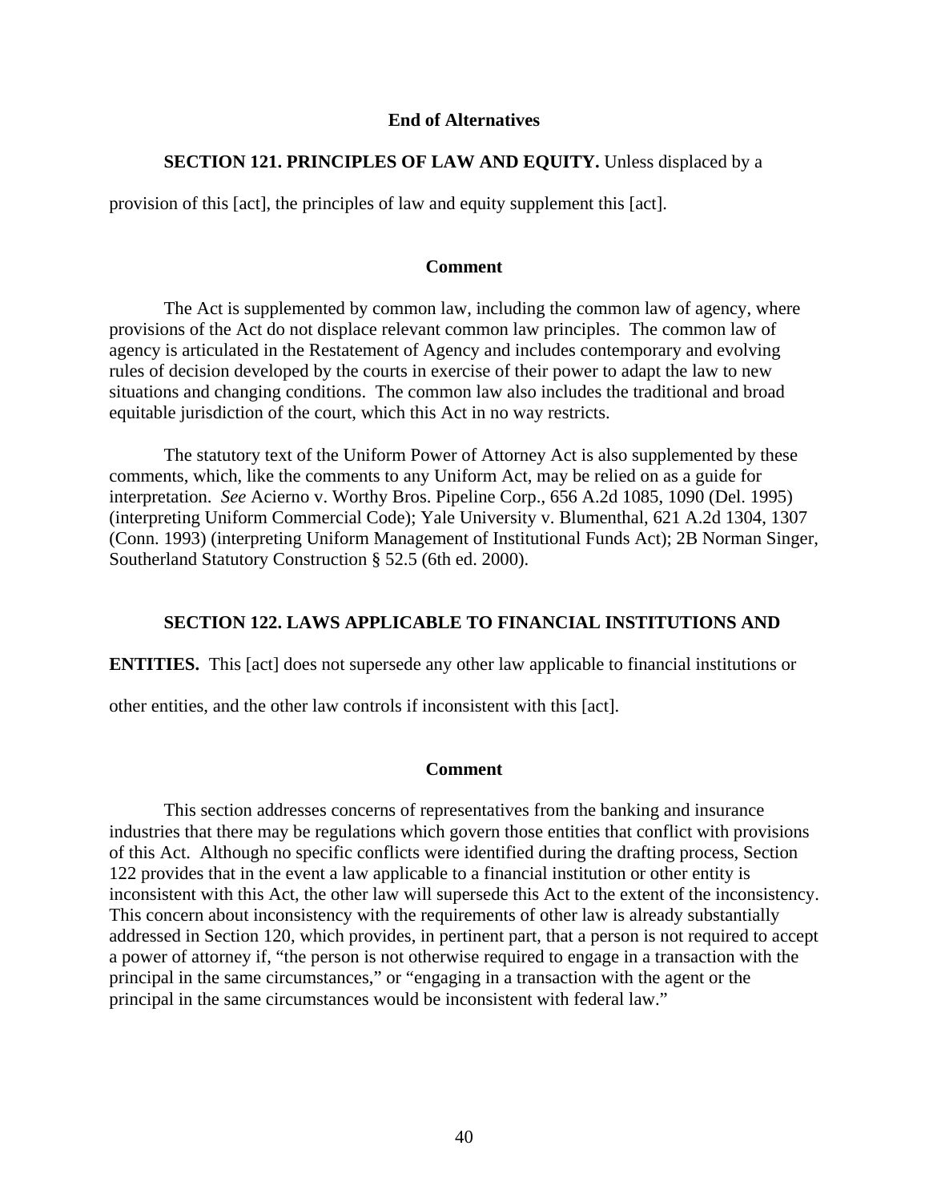**End of Alternatives**

**SECTION 121. PRINCIPLES OF LAW AND EQUITY.** Unless displaced by a provision of this [act], the principles of law and equity supplement this [act].

**Comment**

The Act is supplemented by common law, including the common law of agency, where provisions of the Act do not displace relevant common law principles. The common law of agency is articulated in the Restatement of Agency and includes contemporary and evolving rules of decision developed by the courts in exercise of their power to adapt the law to new situations and changing conditions. The common law also includes the traditional and broad equitable jurisdiction of the court, which this Act in no way restricts.

The statutory text of the Uniform Power of Attorney Act is also supplemented by these comments, which, like the comments to any Uniform Act, may be relied on as a guide for interpretation. *See* Acierno v. Worthy Bros. Pipeline Corp., 656 A.2d 1085, 1090 (Del. 1995) (interpreting Uniform Commercial Code); Yale University v. Blumenthal, 621 A.2d 1304, 1307 (Conn. 1993) (interpreting Uniform Management of Institutional Funds Act); 2B Norman Singer, Southerland Statutory Construction § 52.5 (6th ed. 2000).

**SECTION 122. LAWS APPLICABLE TO FINANCIAL INSTITUTIONS AND ENTITIES.** This [act] does not supersede any other law applicable to financial institutions or other entities, and the other law controls if inconsistent with this [act].

**Comment**

This section addresses concerns of representatives from the banking and insurance industries that there may be regulations which govern those entities that conflict with provisions of this Act. Although no specific conflicts were identified during the drafting process, Section 122 provides that in the event a law applicable to a financial institution or other entity is inconsistent with this Act, the other law will supersede this Act to the extent of the inconsistency. This concern about inconsistency with the requirements of other law is already substantially addressed in Section 120, which provides, in pertinent part, that a person is not required to accept a power of attorney if, "the person is not otherwise required to engage in a transaction with the principal in the same circumstances," or "engaging in a transaction with the agent or the principal in the same circumstances would be inconsistent with federal law."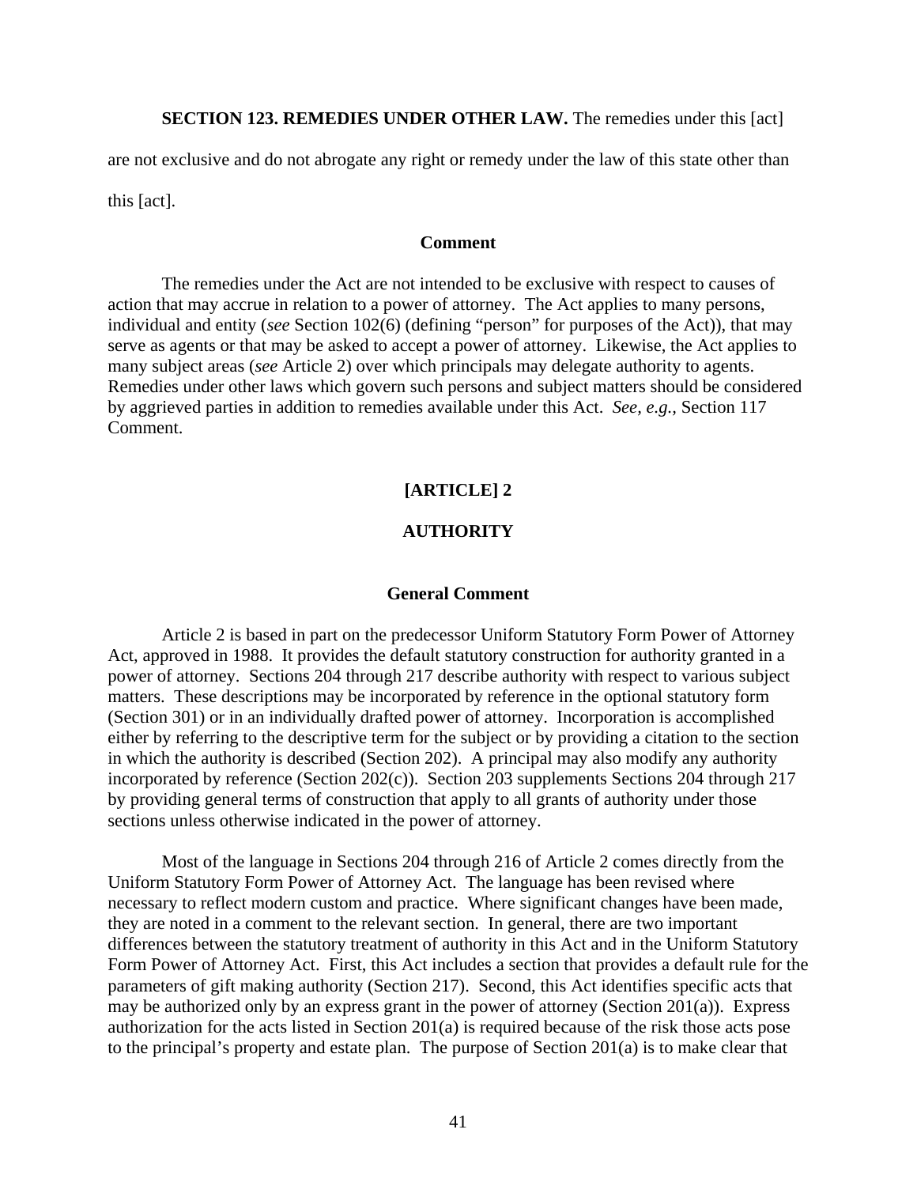**SECTION 123. REMEDIES UNDER OTHER LAW.** The remedies under this [act] are not exclusive and do not abrogate any right or remedy under the law of this state other than this [act].

### Comment

The remedies under the Act are not intended to be exclusive with respect to causes of action that may accrue in relation to a power of attorney. The Act applies to many persons, individual and entity (*see* Section 102(6) (defining "person" for purposes of the Act)), that may serve as agents or that may be asked to accept a power of attorney. Likewise, the Act applies to many subject areas (*see* Article 2) over which principals may delegate authority to agents. Remedies under other laws which govern such persons and subject matters should be considered by aggrieved parties in addition to remedies available under this Act. *See, e.g.*, Section 117 Comment.

## [ARTICLE] 2

## AUTHORITY

### General Comment

Article 2 is based in part on the predecessor Uniform Statutory Form Power of Attorney Act, approved in 1988. It provides the default statutory construction for authority granted in a power of attorney. Sections 204 through 217 describe authority with respect to various subject matters. These descriptions may be incorporated by reference in the optional statutory form (Section 301) or in an individually drafted power of attorney. Incorporation is accomplished either by referring to the descriptive term for the subject or by providing a citation to the section in which the authority is described (Section 202). A principal may also modify any authority incorporated by reference (Section 202(c)). Section 203 supplements Sections 204 through 217 by providing general terms of construction that apply to all grants of authority under those sections unless otherwise indicated in the power of attorney.

Most of the language in Sections 204 through 216 of Article 2 comes directly from the Uniform Statutory Form Power of Attorney Act. The language has been revised where necessary to reflect modern custom and practice. Where significant changes have been made, they are noted in a comment to the relevant section. In general, there are two important differences between the statutory treatment of authority in this Act and in the Uniform Statutory Form Power of Attorney Act. First, this Act includes a section that provides a default rule for the parameters of gift making authority (Section 217). Second, this Act identifies specific acts that may be authorized only by an express grant in the power of attorney (Section 201(a)). Express authorization for the acts listed in Section 201(a) is required because of the risk those acts pose to the principal's property and estate plan. The purpose of Section 201(a) is to make clear that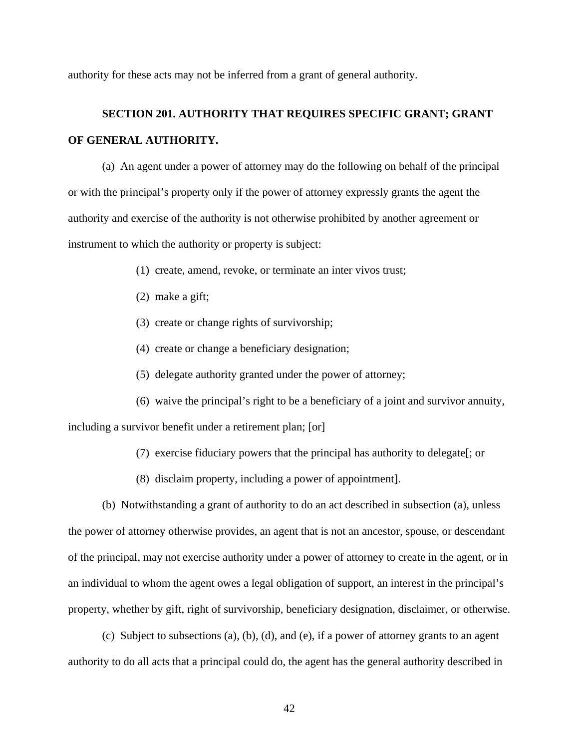authority for these acts may not be inferred from a grant of general authority.

**SECTION 201. AUTHORITY THAT REQUIRES SPECIFIC GRANT; GRANT OF GENERAL AUTHORITY.**

(a) An agent under a power of attorney may do the following on behalf of the principal or with the principal's property only if the power of attorney expressly grants the agent the authority and exercise of the authority is not otherwise prohibited by another agreement or instrument to which the authority or property is subject:

(1) create, amend, revoke, or terminate an inter vivos trust;

(2) make a gift;

(3) create or change rights of survivorship;

(4) create or change a beneficiary designation;

(5) delegate authority granted under the power of attorney;

(6) waive the principal's right to be a beneficiary of a joint and survivor annuity, including a survivor benefit under a retirement plan; [or]

(7) exercise fiduciary powers that the principal has authority to delegate[; or

(8) disclaim property, including a power of appointment].

(b) Notwithstanding a grant of authority to do an act described in subsection (a), unless the power of attorney otherwise provides, an agent that is not an ancestor, spouse, or descendant of the principal, may not exercise authority under a power of attorney to create in the agent, or in an individual to whom the agent owes a legal obligation of support, an interest in the principal's property, whether by gift, right of survivorship, beneficiary designation, disclaimer, or otherwise.

(c) Subject to subsections (a), (b), (d), and (e), if a power of attorney grants to an agent authority to do all acts that a principal could do, the agent has the general authority described in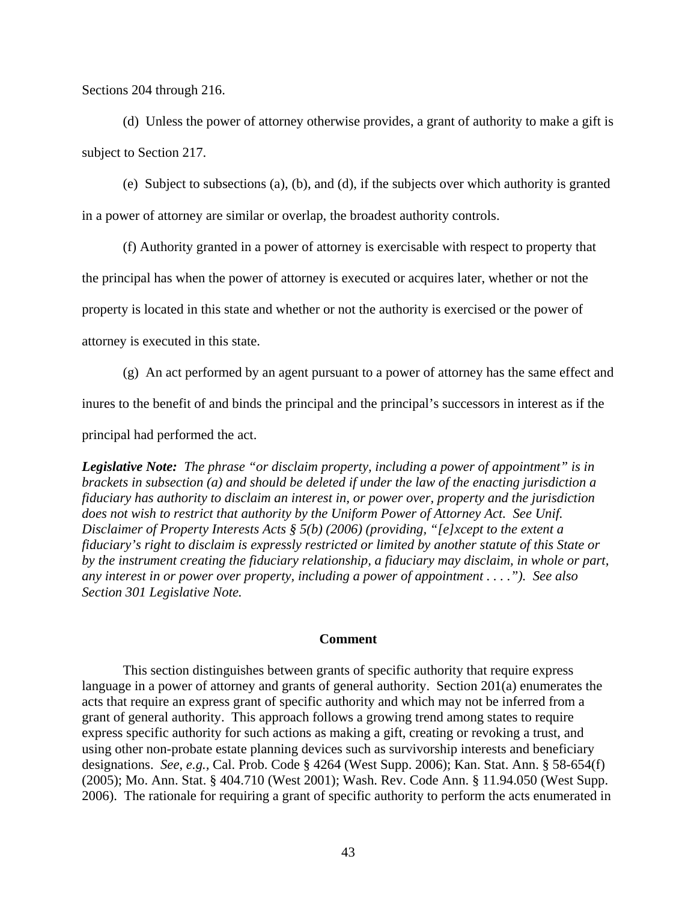Sections 204 through 216.

(d) Unless the power of attorney otherwise provides, a grant of authority to make a gift is subject to Section 217.

(e) Subject to subsections (a), (b), and (d), if the subjects over which authority is granted in a power of attorney are similar or overlap, the broadest authority controls.

(f) Authority granted in a power of attorney is exercisable with respect to property that the principal has when the power of attorney is executed or acquires later, whether or not the property is located in this state and whether or not the authority is exercised or the power of attorney is executed in this state.

(g) An act performed by an agent pursuant to a power of attorney has the same effect and inures to the benefit of and binds the principal and the principal's successors in interest as if the principal had performed the act.

***Legislative Note:*** *The phrase "or disclaim property, including a power of appointment" is in brackets in subsection (a) and should be deleted if under the law of the enacting jurisdiction a fiduciary has authority to disclaim an interest in, or power over, property and the jurisdiction does not wish to restrict that authority by the Uniform Power of Attorney Act. See Unif. Disclaimer of Property Interests Acts § 5(b) (2006) (providing, "[e]xcept to the extent a fiduciary's right to disclaim is expressly restricted or limited by another statute of this State or by the instrument creating the fiduciary relationship, a fiduciary may disclaim, in whole or part, any interest in or power over property, including a power of appointment . . . ."). See also Section 301 Legislative Note.*

## Comment

This section distinguishes between grants of specific authority that require express language in a power of attorney and grants of general authority. Section 201(a) enumerates the acts that require an express grant of specific authority and which may not be inferred from a grant of general authority. This approach follows a growing trend among states to require express specific authority for such actions as making a gift, creating or revoking a trust, and using other non-probate estate planning devices such as survivorship interests and beneficiary designations. *See, e.g.*, Cal. Prob. Code § 4264 (West Supp. 2006); Kan. Stat. Ann. § 58-654(f) (2005); Mo. Ann. Stat. § 404.710 (West 2001); Wash. Rev. Code Ann. § 11.94.050 (West Supp. 2006). The rationale for requiring a grant of specific authority to perform the acts enumerated in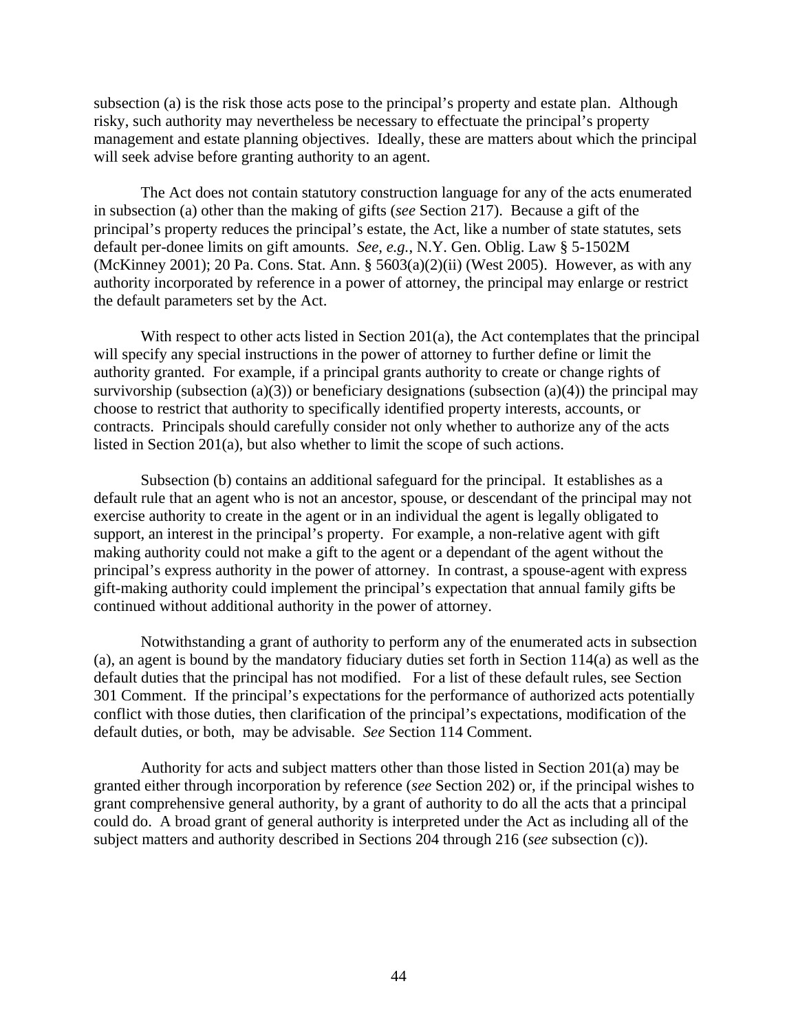subsection (a) is the risk those acts pose to the principal's property and estate plan. Although risky, such authority may nevertheless be necessary to effectuate the principal's property management and estate planning objectives. Ideally, these are matters about which the principal will seek advise before granting authority to an agent.

The Act does not contain statutory construction language for any of the acts enumerated in subsection (a) other than the making of gifts (*see* Section 217). Because a gift of the principal's property reduces the principal's estate, the Act, like a number of state statutes, sets default per-donee limits on gift amounts. *See, e.g.*, N.Y. Gen. Oblig. Law § 5-1502M (McKinney 2001); 20 Pa. Cons. Stat. Ann. § 5603(a)(2)(ii) (West 2005). However, as with any authority incorporated by reference in a power of attorney, the principal may enlarge or restrict the default parameters set by the Act.

With respect to other acts listed in Section 201(a), the Act contemplates that the principal will specify any special instructions in the power of attorney to further define or limit the authority granted. For example, if a principal grants authority to create or change rights of survivorship (subsection (a)(3)) or beneficiary designations (subsection (a)(4)) the principal may choose to restrict that authority to specifically identified property interests, accounts, or contracts. Principals should carefully consider not only whether to authorize any of the acts listed in Section 201(a), but also whether to limit the scope of such actions.

Subsection (b) contains an additional safeguard for the principal. It establishes as a default rule that an agent who is not an ancestor, spouse, or descendant of the principal may not exercise authority to create in the agent or in an individual the agent is legally obligated to support, an interest in the principal's property. For example, a non-relative agent with gift making authority could not make a gift to the agent or a dependant of the agent without the principal's express authority in the power of attorney. In contrast, a spouse-agent with express gift-making authority could implement the principal's expectation that annual family gifts be continued without additional authority in the power of attorney.

Notwithstanding a grant of authority to perform any of the enumerated acts in subsection (a), an agent is bound by the mandatory fiduciary duties set forth in Section 114(a) as well as the default duties that the principal has not modified. For a list of these default rules, see Section 301 Comment. If the principal's expectations for the performance of authorized acts potentially conflict with those duties, then clarification of the principal's expectations, modification of the default duties, or both, may be advisable. *See* Section 114 Comment.

Authority for acts and subject matters other than those listed in Section 201(a) may be granted either through incorporation by reference (*see* Section 202) or, if the principal wishes to grant comprehensive general authority, by a grant of authority to do all the acts that a principal could do. A broad grant of general authority is interpreted under the Act as including all of the subject matters and authority described in Sections 204 through 216 (*see* subsection (c)).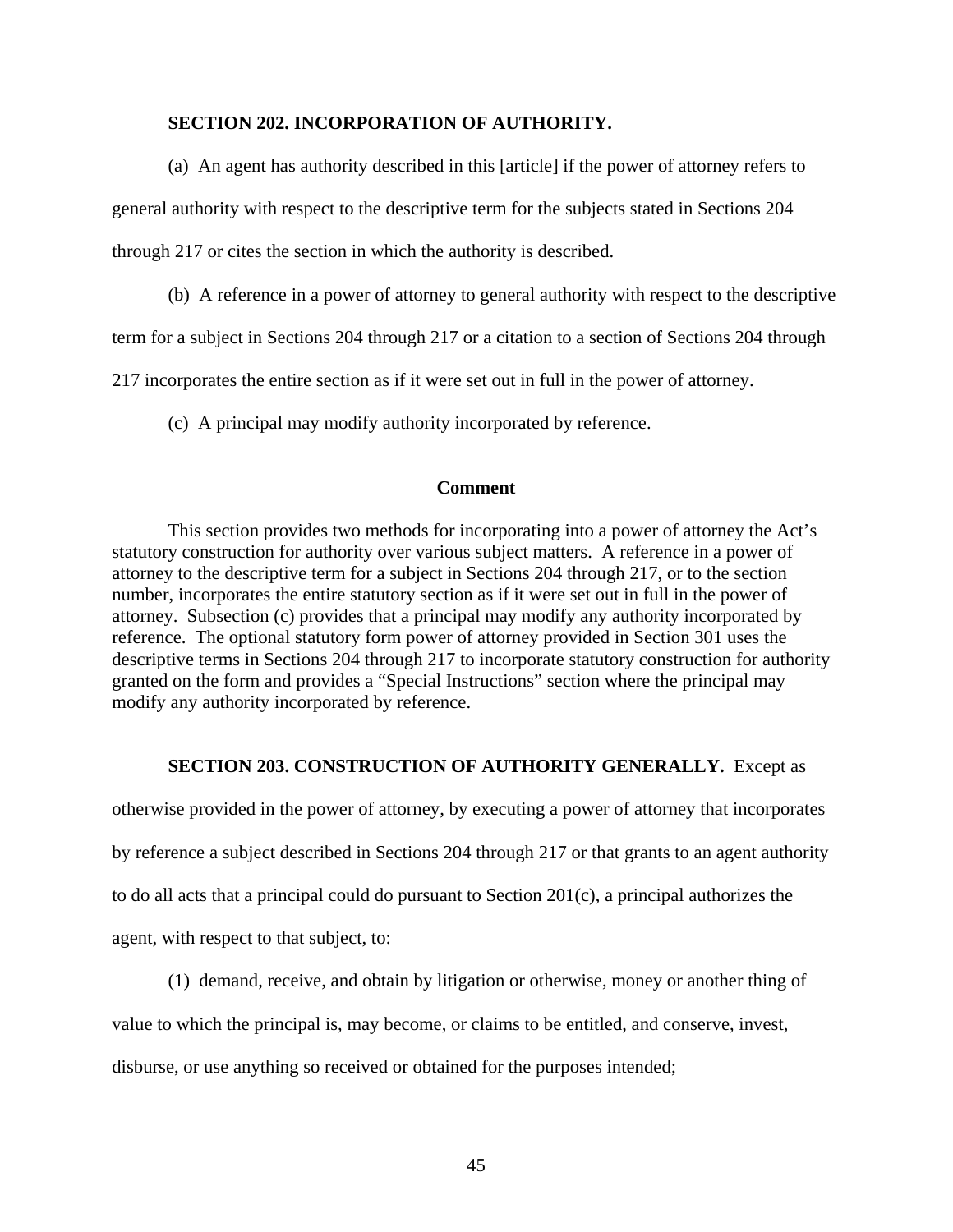**SECTION 202. INCORPORATION OF AUTHORITY.**

(a) An agent has authority described in this [article] if the power of attorney refers to general authority with respect to the descriptive term for the subjects stated in Sections 204 through 217 or cites the section in which the authority is described.

(b) A reference in a power of attorney to general authority with respect to the descriptive term for a subject in Sections 204 through 217 or a citation to a section of Sections 204 through 217 incorporates the entire section as if it were set out in full in the power of attorney.

(c) A principal may modify authority incorporated by reference.

**Comment**

This section provides two methods for incorporating into a power of attorney the Act's statutory construction for authority over various subject matters. A reference in a power of attorney to the descriptive term for a subject in Sections 204 through 217, or to the section number, incorporates the entire statutory section as if it were set out in full in the power of attorney. Subsection (c) provides that a principal may modify any authority incorporated by reference. The optional statutory form power of attorney provided in Section 301 uses the descriptive terms in Sections 204 through 217 to incorporate statutory construction for authority granted on the form and provides a "Special Instructions" section where the principal may modify any authority incorporated by reference.

**SECTION 203. CONSTRUCTION OF AUTHORITY GENERALLY.** Except as otherwise provided in the power of attorney, by executing a power of attorney that incorporates by reference a subject described in Sections 204 through 217 or that grants to an agent authority to do all acts that a principal could do pursuant to Section 201(c), a principal authorizes the agent, with respect to that subject, to:

(1) demand, receive, and obtain by litigation or otherwise, money or another thing of value to which the principal is, may become, or claims to be entitled, and conserve, invest, disburse, or use anything so received or obtained for the purposes intended;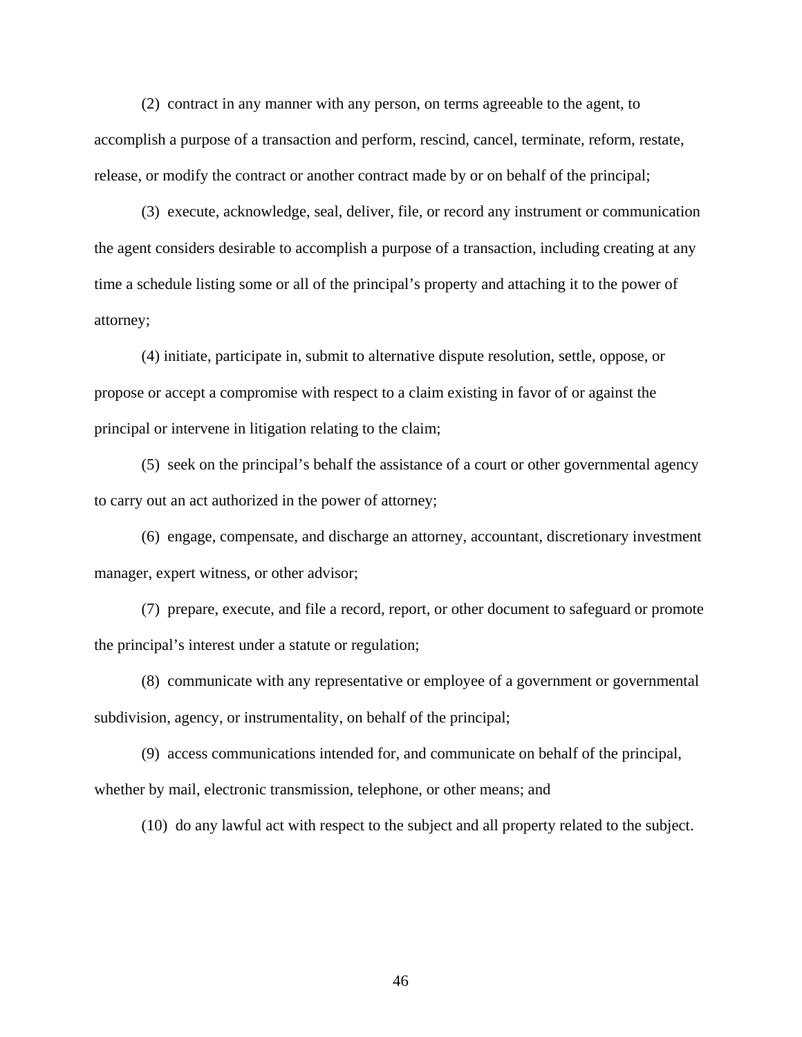(2) contract in any manner with any person, on terms agreeable to the agent, to accomplish a purpose of a transaction and perform, rescind, cancel, terminate, reform, restate, release, or modify the contract or another contract made by or on behalf of the principal;

(3) execute, acknowledge, seal, deliver, file, or record any instrument or communication the agent considers desirable to accomplish a purpose of a transaction, including creating at any time a schedule listing some or all of the principal's property and attaching it to the power of attorney;

(4) initiate, participate in, submit to alternative dispute resolution, settle, oppose, or propose or accept a compromise with respect to a claim existing in favor of or against the principal or intervene in litigation relating to the claim;

(5) seek on the principal's behalf the assistance of a court or other governmental agency to carry out an act authorized in the power of attorney;

(6) engage, compensate, and discharge an attorney, accountant, discretionary investment manager, expert witness, or other advisor;

(7) prepare, execute, and file a record, report, or other document to safeguard or promote the principal's interest under a statute or regulation;

(8) communicate with any representative or employee of a government or governmental subdivision, agency, or instrumentality, on behalf of the principal;

(9) access communications intended for, and communicate on behalf of the principal, whether by mail, electronic transmission, telephone, or other means; and

(10) do any lawful act with respect to the subject and all property related to the subject.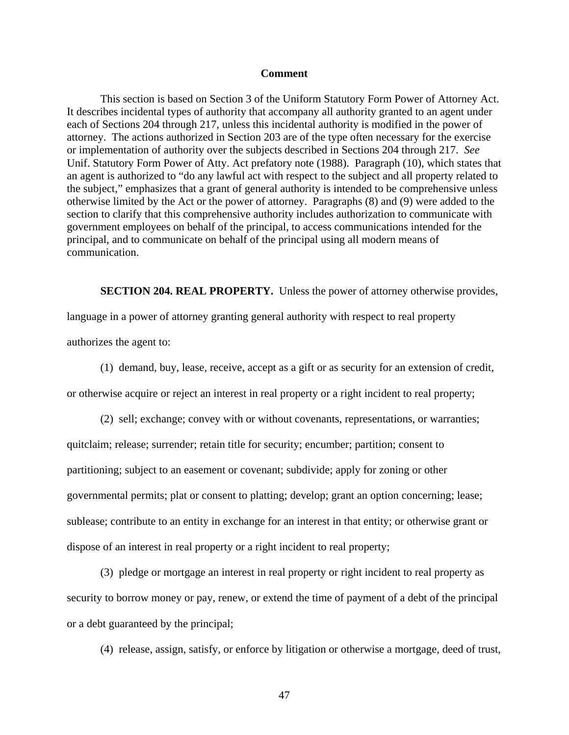### Comment

This section is based on Section 3 of the Uniform Statutory Form Power of Attorney Act. It describes incidental types of authority that accompany all authority granted to an agent under each of Sections 204 through 217, unless this incidental authority is modified in the power of attorney. The actions authorized in Section 203 are of the type often necessary for the exercise or implementation of authority over the subjects described in Sections 204 through 217. *See* Unif. Statutory Form Power of Atty. Act prefatory note (1988). Paragraph (10), which states that an agent is authorized to "do any lawful act with respect to the subject and all property related to the subject," emphasizes that a grant of general authority is intended to be comprehensive unless otherwise limited by the Act or the power of attorney. Paragraphs (8) and (9) were added to the section to clarify that this comprehensive authority includes authorization to communicate with government employees on behalf of the principal, to access communications intended for the principal, and to communicate on behalf of the principal using all modern means of communication.

**SECTION 204. REAL PROPERTY.** Unless the power of attorney otherwise provides, language in a power of attorney granting general authority with respect to real property authorizes the agent to:

(1) demand, buy, lease, receive, accept as a gift or as security for an extension of credit, or otherwise acquire or reject an interest in real property or a right incident to real property;

(2) sell; exchange; convey with or without covenants, representations, or warranties; quitclaim; release; surrender; retain title for security; encumber; partition; consent to partitioning; subject to an easement or covenant; subdivide; apply for zoning or other governmental permits; plat or consent to platting; develop; grant an option concerning; lease; sublease; contribute to an entity in exchange for an interest in that entity; or otherwise grant or dispose of an interest in real property or a right incident to real property;

(3) pledge or mortgage an interest in real property or right incident to real property as security to borrow money or pay, renew, or extend the time of payment of a debt of the principal or a debt guaranteed by the principal;

(4) release, assign, satisfy, or enforce by litigation or otherwise a mortgage, deed of trust,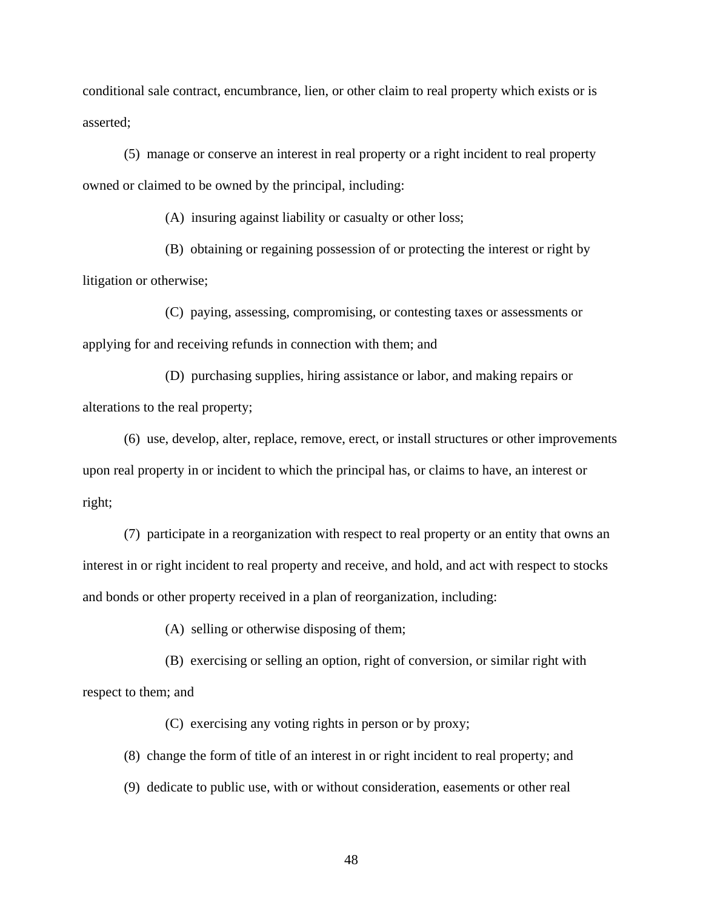conditional sale contract, encumbrance, lien, or other claim to real property which exists or is asserted;

(5) manage or conserve an interest in real property or a right incident to real property owned or claimed to be owned by the principal, including:

(A) insuring against liability or casualty or other loss;

(B) obtaining or regaining possession of or protecting the interest or right by litigation or otherwise;

(C) paying, assessing, compromising, or contesting taxes or assessments or applying for and receiving refunds in connection with them; and

(D) purchasing supplies, hiring assistance or labor, and making repairs or alterations to the real property;

(6) use, develop, alter, replace, remove, erect, or install structures or other improvements upon real property in or incident to which the principal has, or claims to have, an interest or right;

(7) participate in a reorganization with respect to real property or an entity that owns an interest in or right incident to real property and receive, and hold, and act with respect to stocks and bonds or other property received in a plan of reorganization, including:

(A) selling or otherwise disposing of them;

(B) exercising or selling an option, right of conversion, or similar right with respect to them; and

(C) exercising any voting rights in person or by proxy;

(8) change the form of title of an interest in or right incident to real property; and

(9) dedicate to public use, with or without consideration, easements or other real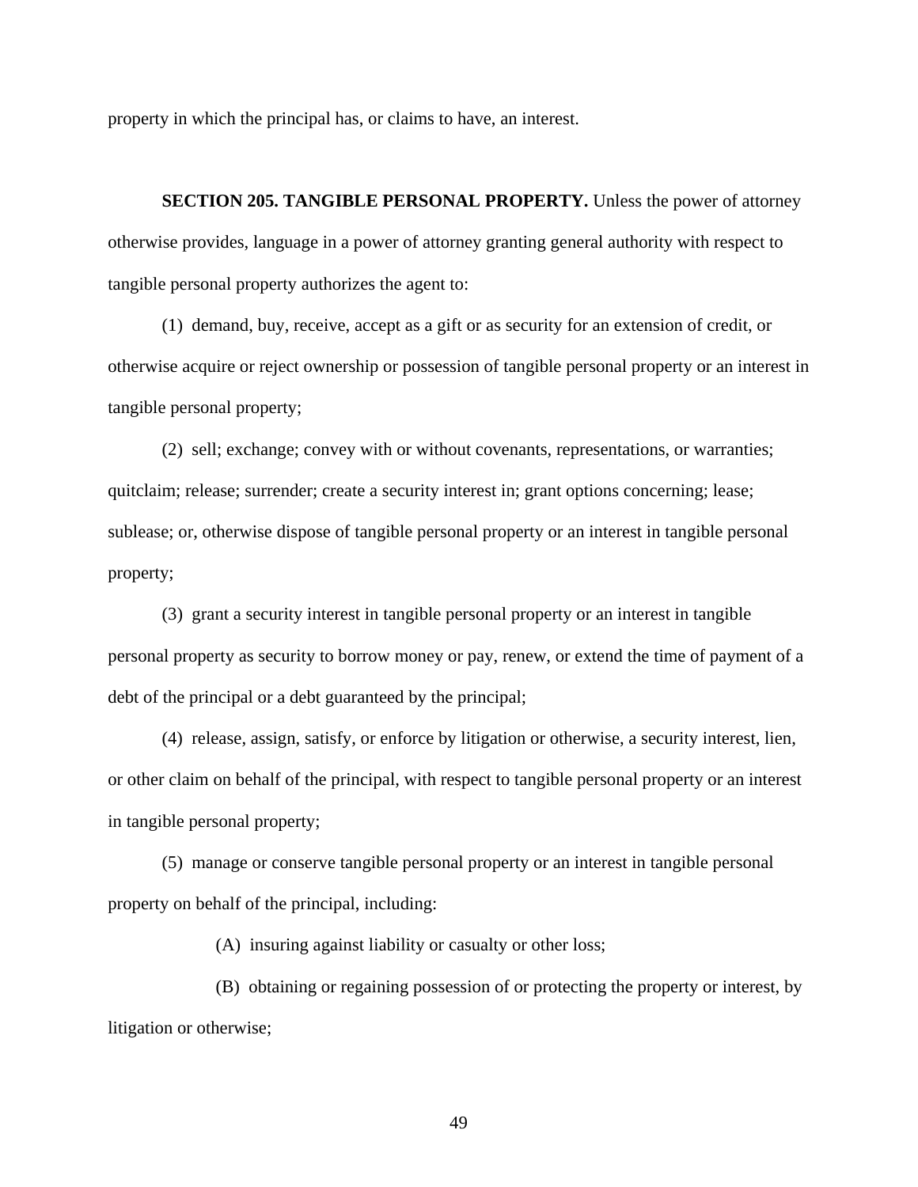property in which the principal has, or claims to have, an interest.

**SECTION 205. TANGIBLE PERSONAL PROPERTY.** Unless the power of attorney otherwise provides, language in a power of attorney granting general authority with respect to tangible personal property authorizes the agent to:

(1) demand, buy, receive, accept as a gift or as security for an extension of credit, or otherwise acquire or reject ownership or possession of tangible personal property or an interest in tangible personal property;

(2) sell; exchange; convey with or without covenants, representations, or warranties; quitclaim; release; surrender; create a security interest in; grant options concerning; lease; sublease; or, otherwise dispose of tangible personal property or an interest in tangible personal property;

(3) grant a security interest in tangible personal property or an interest in tangible personal property as security to borrow money or pay, renew, or extend the time of payment of a debt of the principal or a debt guaranteed by the principal;

(4) release, assign, satisfy, or enforce by litigation or otherwise, a security interest, lien, or other claim on behalf of the principal, with respect to tangible personal property or an interest in tangible personal property;

(5) manage or conserve tangible personal property or an interest in tangible personal property on behalf of the principal, including:

(A) insuring against liability or casualty or other loss;

(B) obtaining or regaining possession of or protecting the property or interest, by litigation or otherwise;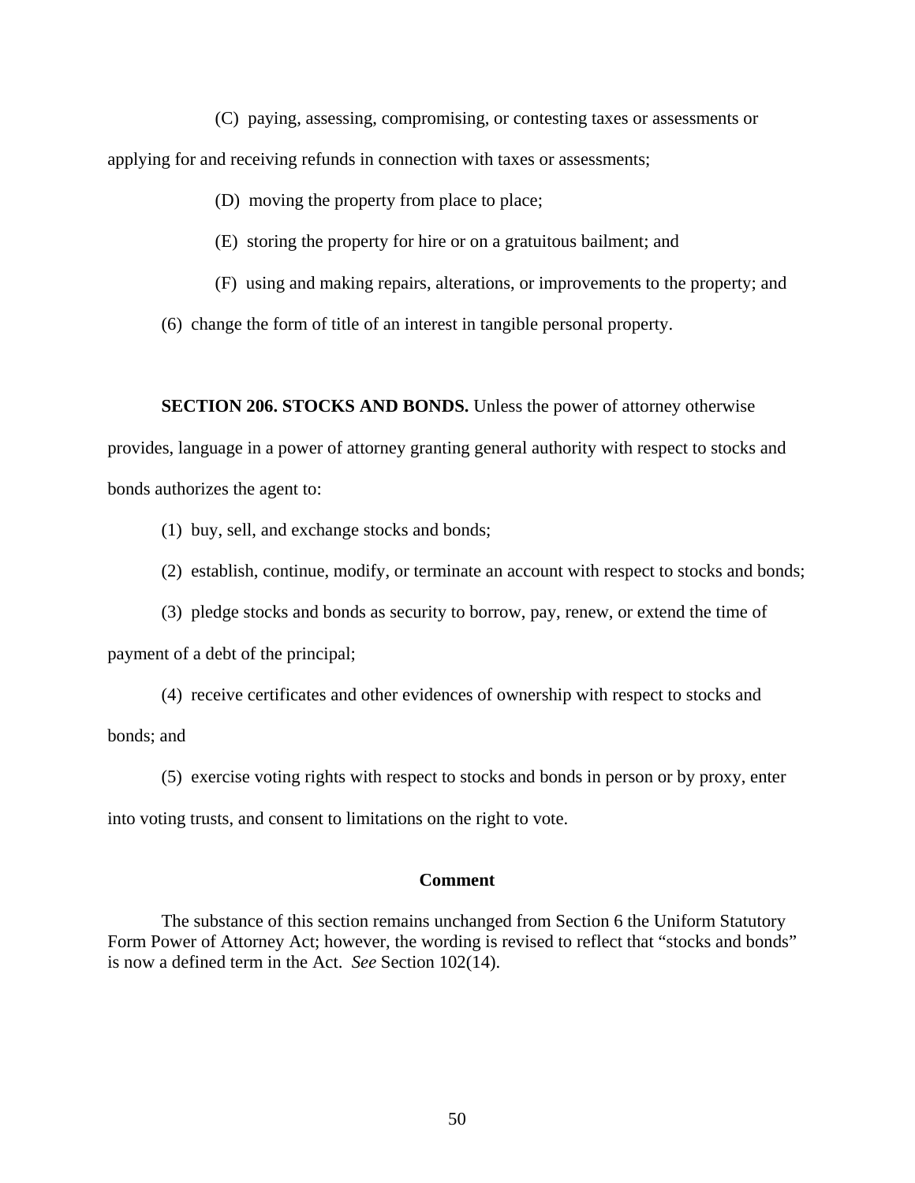(C) paying, assessing, compromising, or contesting taxes or assessments or applying for and receiving refunds in connection with taxes or assessments;

(D) moving the property from place to place;

(E) storing the property for hire or on a gratuitous bailment; and

(F) using and making repairs, alterations, or improvements to the property; and

(6) change the form of title of an interest in tangible personal property.

**SECTION 206. STOCKS AND BONDS.** Unless the power of attorney otherwise provides, language in a power of attorney granting general authority with respect to stocks and bonds authorizes the agent to:

(1) buy, sell, and exchange stocks and bonds;

(2) establish, continue, modify, or terminate an account with respect to stocks and bonds;

(3) pledge stocks and bonds as security to borrow, pay, renew, or extend the time of payment of a debt of the principal;

(4) receive certificates and other evidences of ownership with respect to stocks and bonds; and

(5) exercise voting rights with respect to stocks and bonds in person or by proxy, enter into voting trusts, and consent to limitations on the right to vote.

**Comment**

The substance of this section remains unchanged from Section 6 the Uniform Statutory Form Power of Attorney Act; however, the wording is revised to reflect that "stocks and bonds" is now a defined term in the Act. *See* Section 102(14).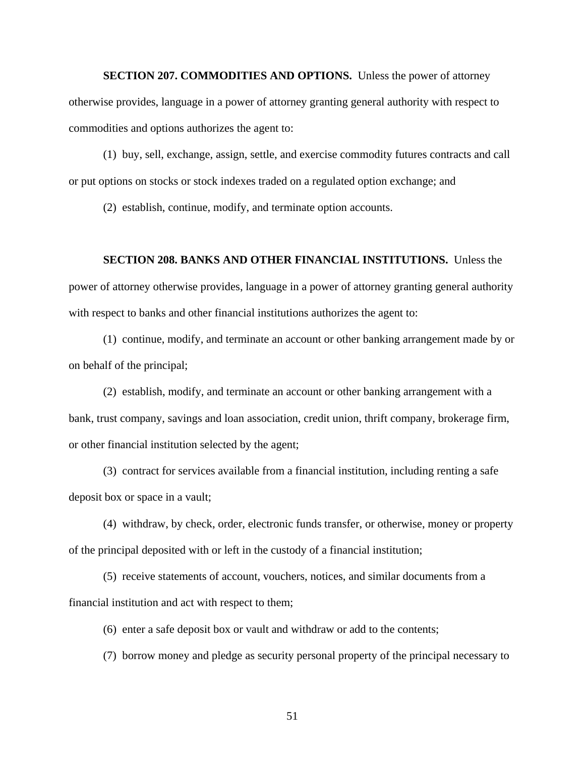**SECTION 207. COMMODITIES AND OPTIONS.** Unless the power of attorney otherwise provides, language in a power of attorney granting general authority with respect to commodities and options authorizes the agent to:

(1) buy, sell, exchange, assign, settle, and exercise commodity futures contracts and call or put options on stocks or stock indexes traded on a regulated option exchange; and

(2) establish, continue, modify, and terminate option accounts.

**SECTION 208. BANKS AND OTHER FINANCIAL INSTITUTIONS.** Unless the power of attorney otherwise provides, language in a power of attorney granting general authority with respect to banks and other financial institutions authorizes the agent to:

(1) continue, modify, and terminate an account or other banking arrangement made by or on behalf of the principal;

(2) establish, modify, and terminate an account or other banking arrangement with a bank, trust company, savings and loan association, credit union, thrift company, brokerage firm, or other financial institution selected by the agent;

(3) contract for services available from a financial institution, including renting a safe deposit box or space in a vault;

(4) withdraw, by check, order, electronic funds transfer, or otherwise, money or property of the principal deposited with or left in the custody of a financial institution;

(5) receive statements of account, vouchers, notices, and similar documents from a financial institution and act with respect to them;

(6) enter a safe deposit box or vault and withdraw or add to the contents;

(7) borrow money and pledge as security personal property of the principal necessary to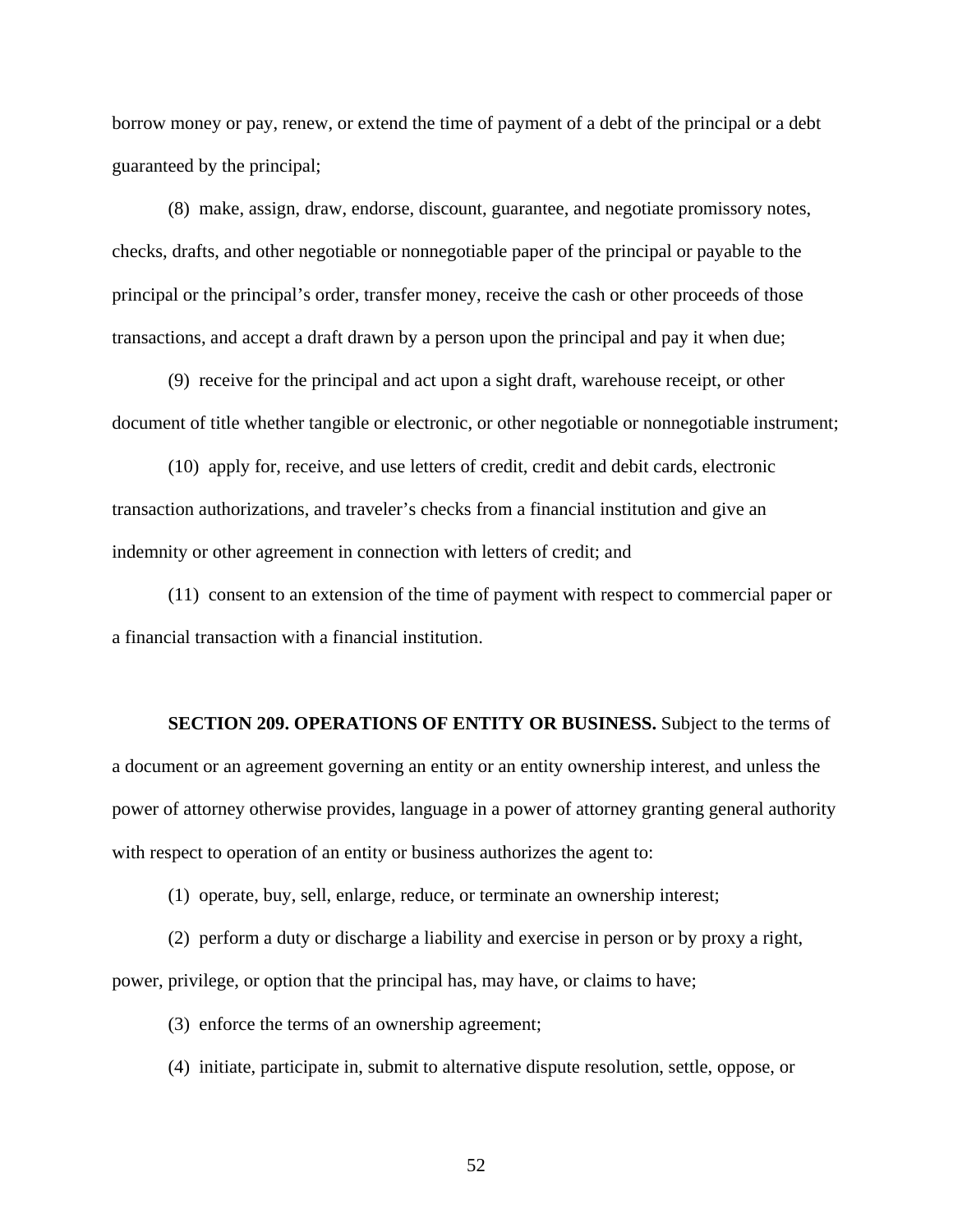borrow money or pay, renew, or extend the time of payment of a debt of the principal or a debt guaranteed by the principal;

(8) make, assign, draw, endorse, discount, guarantee, and negotiate promissory notes, checks, drafts, and other negotiable or nonnegotiable paper of the principal or payable to the principal or the principal's order, transfer money, receive the cash or other proceeds of those transactions, and accept a draft drawn by a person upon the principal and pay it when due;

(9) receive for the principal and act upon a sight draft, warehouse receipt, or other document of title whether tangible or electronic, or other negotiable or nonnegotiable instrument;

(10) apply for, receive, and use letters of credit, credit and debit cards, electronic transaction authorizations, and traveler's checks from a financial institution and give an indemnity or other agreement in connection with letters of credit; and

(11) consent to an extension of the time of payment with respect to commercial paper or a financial transaction with a financial institution.

**SECTION 209. OPERATIONS OF ENTITY OR BUSINESS.** Subject to the terms of a document or an agreement governing an entity or an entity ownership interest, and unless the power of attorney otherwise provides, language in a power of attorney granting general authority with respect to operation of an entity or business authorizes the agent to:

(1) operate, buy, sell, enlarge, reduce, or terminate an ownership interest;

(2) perform a duty or discharge a liability and exercise in person or by proxy a right, power, privilege, or option that the principal has, may have, or claims to have;

(3) enforce the terms of an ownership agreement;

(4) initiate, participate in, submit to alternative dispute resolution, settle, oppose, or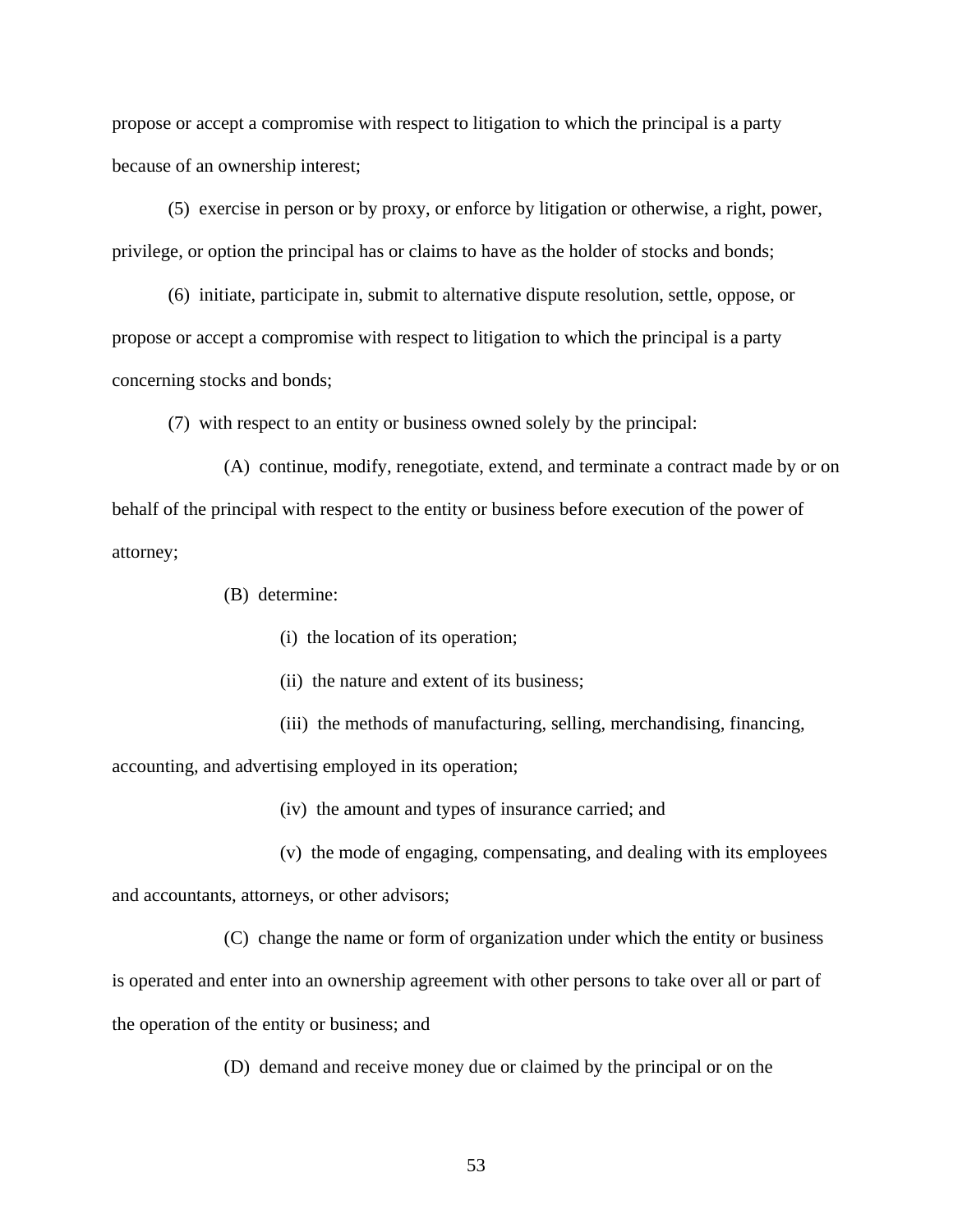propose or accept a compromise with respect to litigation to which the principal is a party because of an ownership interest;

(5) exercise in person or by proxy, or enforce by litigation or otherwise, a right, power, privilege, or option the principal has or claims to have as the holder of stocks and bonds;

(6) initiate, participate in, submit to alternative dispute resolution, settle, oppose, or propose or accept a compromise with respect to litigation to which the principal is a party concerning stocks and bonds;

(7) with respect to an entity or business owned solely by the principal:

(A) continue, modify, renegotiate, extend, and terminate a contract made by or on behalf of the principal with respect to the entity or business before execution of the power of attorney;

(B) determine:

(i) the location of its operation;

(ii) the nature and extent of its business;

(iii) the methods of manufacturing, selling, merchandising, financing, accounting, and advertising employed in its operation;

(iv) the amount and types of insurance carried; and

(v) the mode of engaging, compensating, and dealing with its employees and accountants, attorneys, or other advisors;

(C) change the name or form of organization under which the entity or business is operated and enter into an ownership agreement with other persons to take over all or part of the operation of the entity or business; and

(D) demand and receive money due or claimed by the principal or on the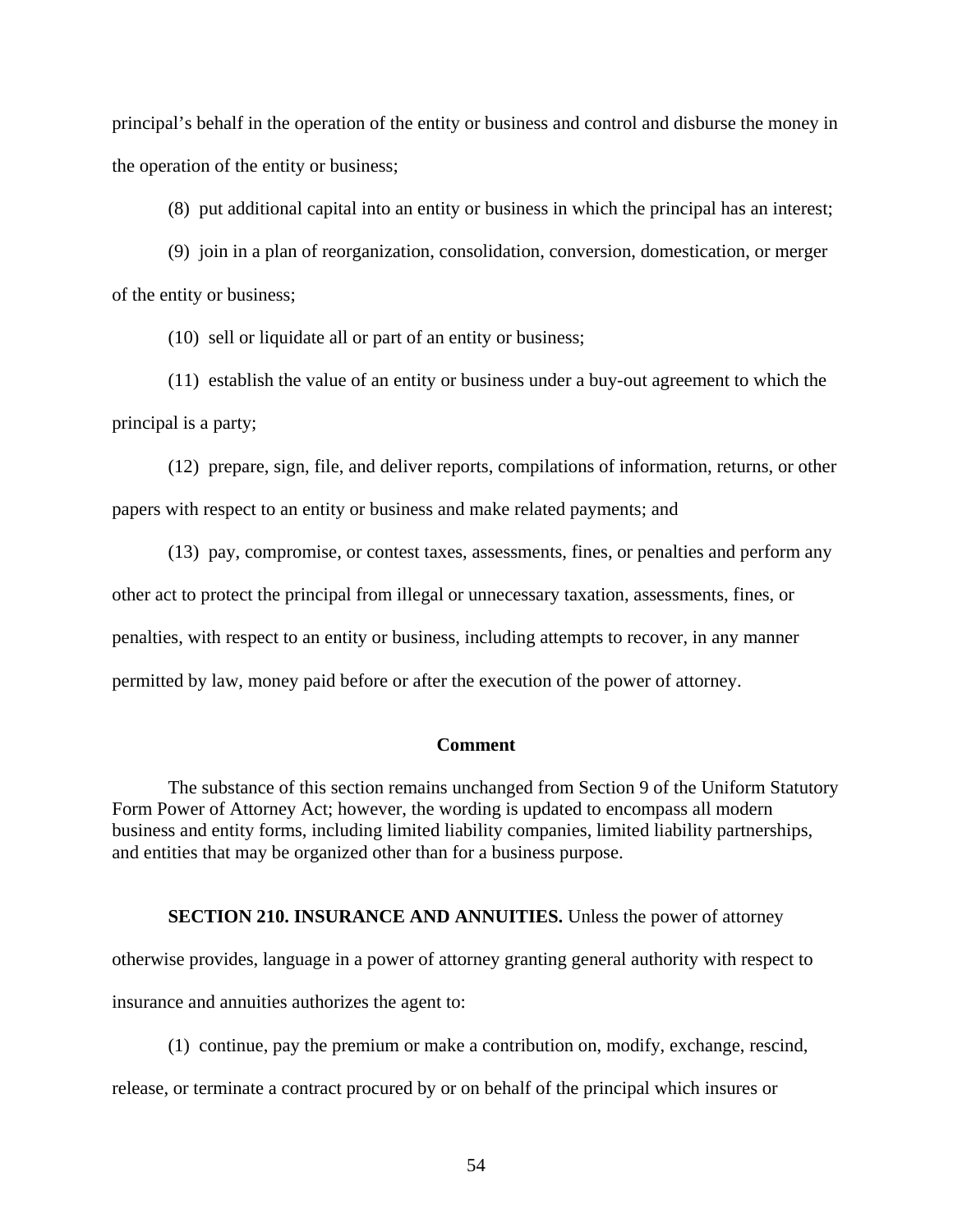principal's behalf in the operation of the entity or business and control and disburse the money in the operation of the entity or business;

(8) put additional capital into an entity or business in which the principal has an interest;

(9) join in a plan of reorganization, consolidation, conversion, domestication, or merger of the entity or business;

(10) sell or liquidate all or part of an entity or business;

(11) establish the value of an entity or business under a buy-out agreement to which the principal is a party;

(12) prepare, sign, file, and deliver reports, compilations of information, returns, or other papers with respect to an entity or business and make related payments; and

(13) pay, compromise, or contest taxes, assessments, fines, or penalties and perform any other act to protect the principal from illegal or unnecessary taxation, assessments, fines, or penalties, with respect to an entity or business, including attempts to recover, in any manner permitted by law, money paid before or after the execution of the power of attorney.

#### Comment

The substance of this section remains unchanged from Section 9 of the Uniform Statutory Form Power of Attorney Act; however, the wording is updated to encompass all modern business and entity forms, including limited liability companies, limited liability partnerships, and entities that may be organized other than for a business purpose.

**SECTION 210. INSURANCE AND ANNUITIES.** Unless the power of attorney otherwise provides, language in a power of attorney granting general authority with respect to insurance and annuities authorizes the agent to:

(1) continue, pay the premium or make a contribution on, modify, exchange, rescind, release, or terminate a contract procured by or on behalf of the principal which insures or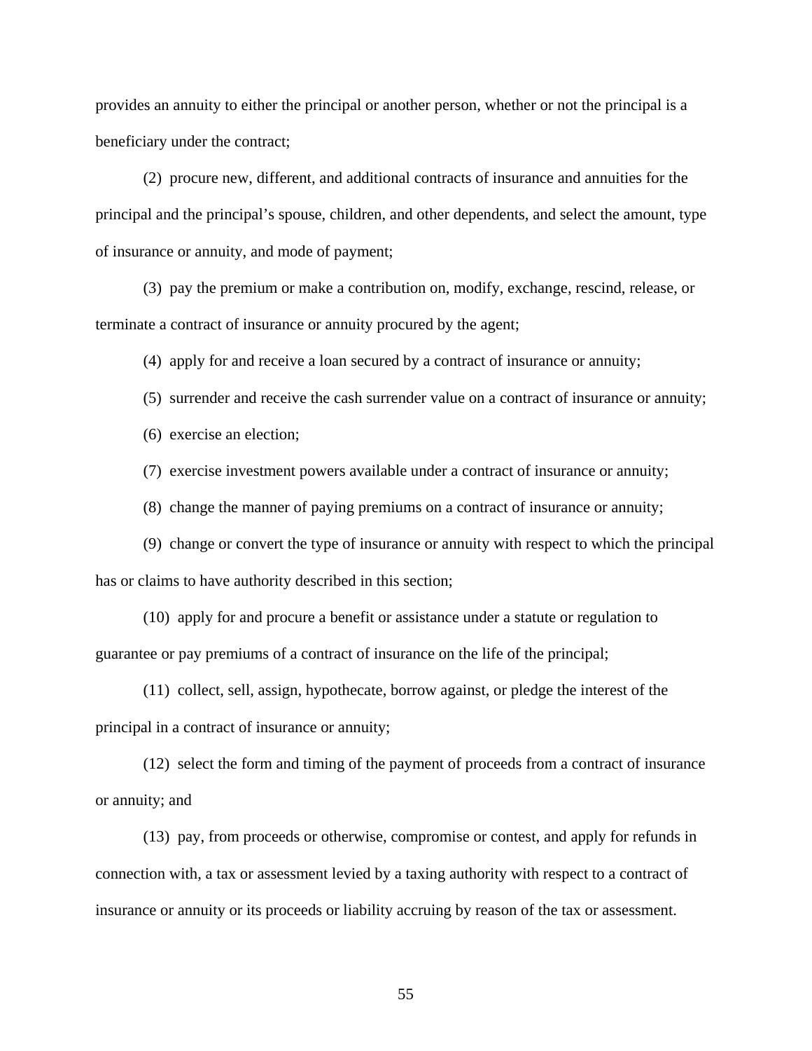provides an annuity to either the principal or another person, whether or not the principal is a beneficiary under the contract;

(2) procure new, different, and additional contracts of insurance and annuities for the principal and the principal's spouse, children, and other dependents, and select the amount, type of insurance or annuity, and mode of payment;

(3) pay the premium or make a contribution on, modify, exchange, rescind, release, or terminate a contract of insurance or annuity procured by the agent;

(4) apply for and receive a loan secured by a contract of insurance or annuity;

(5) surrender and receive the cash surrender value on a contract of insurance or annuity;

(6) exercise an election;

(7) exercise investment powers available under a contract of insurance or annuity;

(8) change the manner of paying premiums on a contract of insurance or annuity;

(9) change or convert the type of insurance or annuity with respect to which the principal has or claims to have authority described in this section;

(10) apply for and procure a benefit or assistance under a statute or regulation to guarantee or pay premiums of a contract of insurance on the life of the principal;

(11) collect, sell, assign, hypothecate, borrow against, or pledge the interest of the principal in a contract of insurance or annuity;

(12) select the form and timing of the payment of proceeds from a contract of insurance or annuity; and

(13) pay, from proceeds or otherwise, compromise or contest, and apply for refunds in connection with, a tax or assessment levied by a taxing authority with respect to a contract of insurance or annuity or its proceeds or liability accruing by reason of the tax or assessment.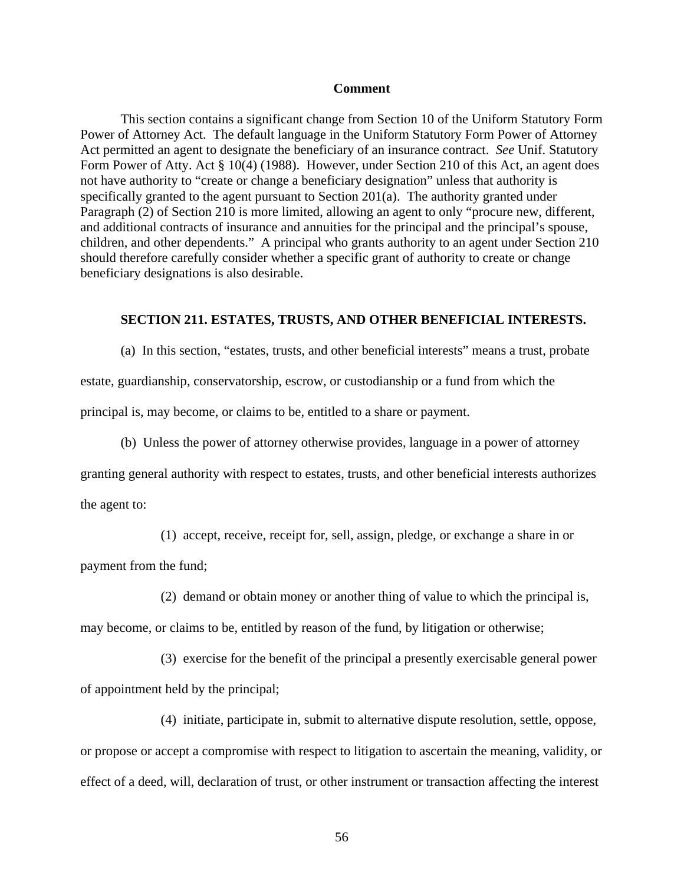**Comment**

This section contains a significant change from Section 10 of the Uniform Statutory Form Power of Attorney Act. The default language in the Uniform Statutory Form Power of Attorney Act permitted an agent to designate the beneficiary of an insurance contract. *See* Unif. Statutory Form Power of Atty. Act § 10(4) (1988). However, under Section 210 of this Act, an agent does not have authority to "create or change a beneficiary designation" unless that authority is specifically granted to the agent pursuant to Section 201(a). The authority granted under Paragraph (2) of Section 210 is more limited, allowing an agent to only "procure new, different, and additional contracts of insurance and annuities for the principal and the principal's spouse, children, and other dependents." A principal who grants authority to an agent under Section 210 should therefore carefully consider whether a specific grant of authority to create or change beneficiary designations is also desirable.

**SECTION 211. ESTATES, TRUSTS, AND OTHER BENEFICIAL INTERESTS.**

(a) In this section, "estates, trusts, and other beneficial interests" means a trust, probate estate, guardianship, conservatorship, escrow, or custodianship or a fund from which the principal is, may become, or claims to be, entitled to a share or payment.

(b) Unless the power of attorney otherwise provides, language in a power of attorney granting general authority with respect to estates, trusts, and other beneficial interests authorizes the agent to:

(1) accept, receive, receipt for, sell, assign, pledge, or exchange a share in or payment from the fund;

(2) demand or obtain money or another thing of value to which the principal is, may become, or claims to be, entitled by reason of the fund, by litigation or otherwise;

(3) exercise for the benefit of the principal a presently exercisable general power of appointment held by the principal;

(4) initiate, participate in, submit to alternative dispute resolution, settle, oppose, or propose or accept a compromise with respect to litigation to ascertain the meaning, validity, or effect of a deed, will, declaration of trust, or other instrument or transaction affecting the interest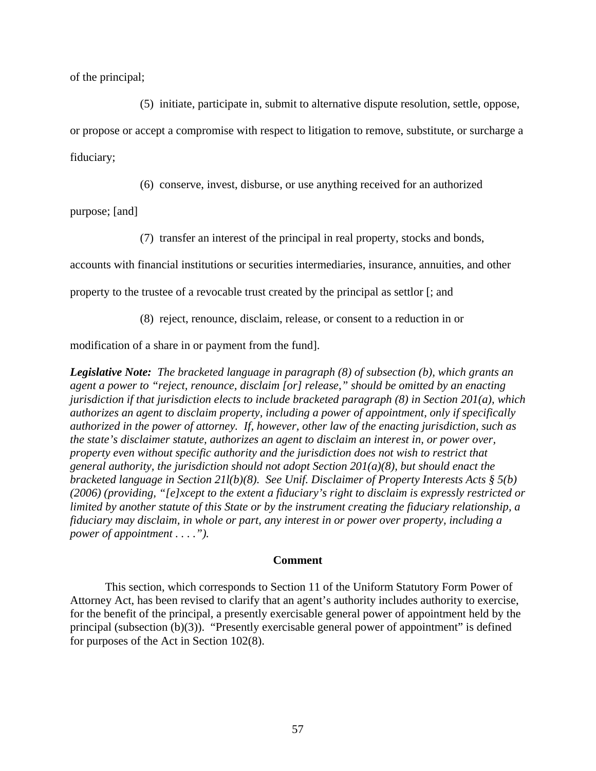of the principal;

(5) initiate, participate in, submit to alternative dispute resolution, settle, oppose, or propose or accept a compromise with respect to litigation to remove, substitute, or surcharge a fiduciary;

(6) conserve, invest, disburse, or use anything received for an authorized purpose; [and]

(7) transfer an interest of the principal in real property, stocks and bonds, accounts with financial institutions or securities intermediaries, insurance, annuities, and other property to the trustee of a revocable trust created by the principal as settlor [; and

(8) reject, renounce, disclaim, release, or consent to a reduction in or modification of a share in or payment from the fund].

***Legislative Note:*** *The bracketed language in paragraph (8) of subsection (b), which grants an agent a power to "reject, renounce, disclaim [or] release," should be omitted by an enacting jurisdiction if that jurisdiction elects to include bracketed paragraph (8) in Section 201(a), which authorizes an agent to disclaim property, including a power of appointment, only if specifically authorized in the power of attorney. If, however, other law of the enacting jurisdiction, such as the state's disclaimer statute, authorizes an agent to disclaim an interest in, or power over, property even without specific authority and the jurisdiction does not wish to restrict that general authority, the jurisdiction should not adopt Section 201(a)(8), but should enact the bracketed language in Section 21l(b)(8). See Unif. Disclaimer of Property Interests Acts § 5(b) (2006) (providing, "[e]xcept to the extent a fiduciary's right to disclaim is expressly restricted or limited by another statute of this State or by the instrument creating the fiduciary relationship, a fiduciary may disclaim, in whole or part, any interest in or power over property, including a power of appointment . . . .").*

**Comment**

This section, which corresponds to Section 11 of the Uniform Statutory Form Power of Attorney Act, has been revised to clarify that an agent's authority includes authority to exercise, for the benefit of the principal, a presently exercisable general power of appointment held by the principal (subsection (b)(3)). "Presently exercisable general power of appointment" is defined for purposes of the Act in Section 102(8).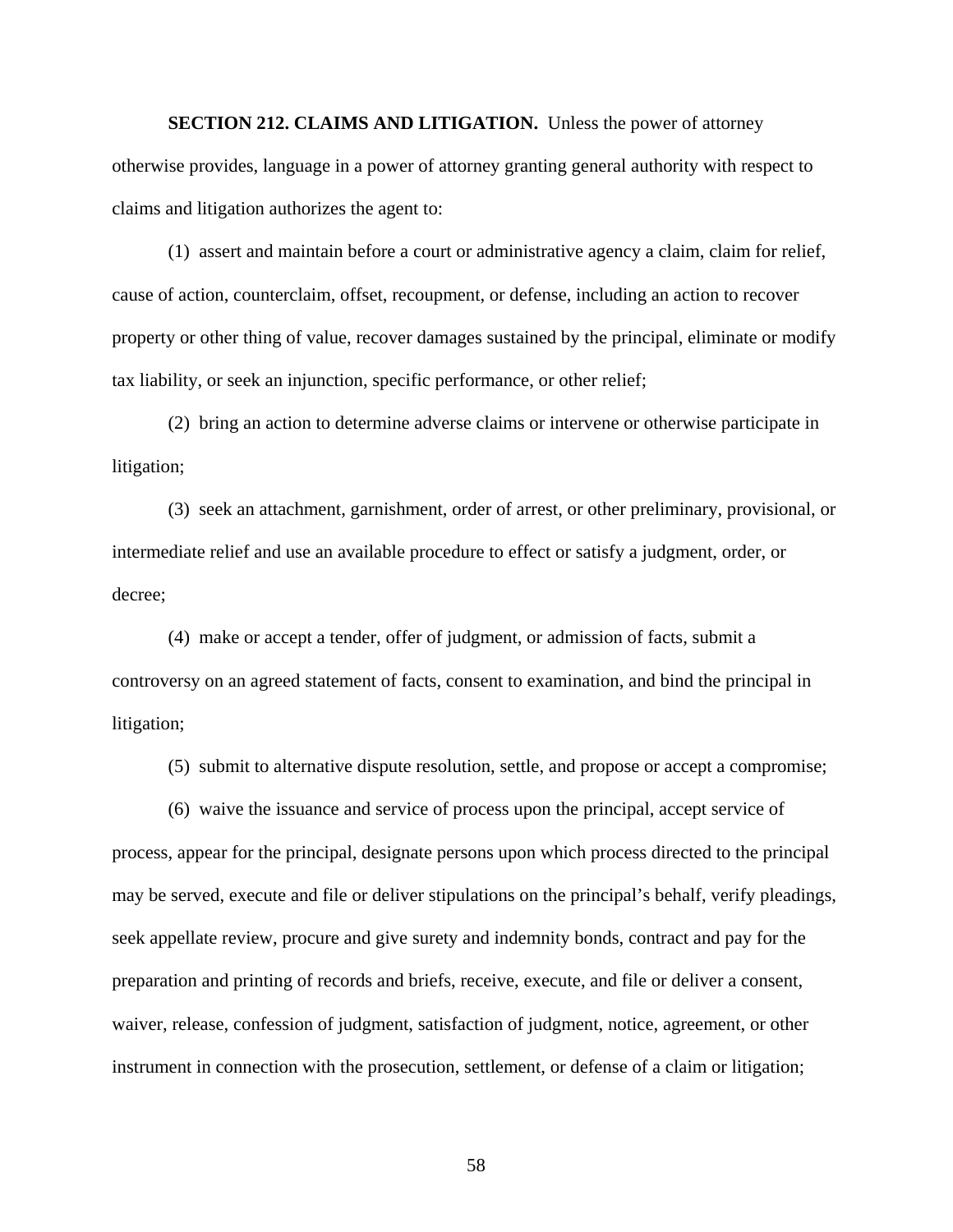**SECTION 212. CLAIMS AND LITIGATION.** Unless the power of attorney otherwise provides, language in a power of attorney granting general authority with respect to claims and litigation authorizes the agent to:

(1) assert and maintain before a court or administrative agency a claim, claim for relief, cause of action, counterclaim, offset, recoupment, or defense, including an action to recover property or other thing of value, recover damages sustained by the principal, eliminate or modify tax liability, or seek an injunction, specific performance, or other relief;

(2) bring an action to determine adverse claims or intervene or otherwise participate in litigation;

(3) seek an attachment, garnishment, order of arrest, or other preliminary, provisional, or intermediate relief and use an available procedure to effect or satisfy a judgment, order, or decree;

(4) make or accept a tender, offer of judgment, or admission of facts, submit a controversy on an agreed statement of facts, consent to examination, and bind the principal in litigation;

(5) submit to alternative dispute resolution, settle, and propose or accept a compromise;

(6) waive the issuance and service of process upon the principal, accept service of process, appear for the principal, designate persons upon which process directed to the principal may be served, execute and file or deliver stipulations on the principal's behalf, verify pleadings, seek appellate review, procure and give surety and indemnity bonds, contract and pay for the preparation and printing of records and briefs, receive, execute, and file or deliver a consent, waiver, release, confession of judgment, satisfaction of judgment, notice, agreement, or other instrument in connection with the prosecution, settlement, or defense of a claim or litigation;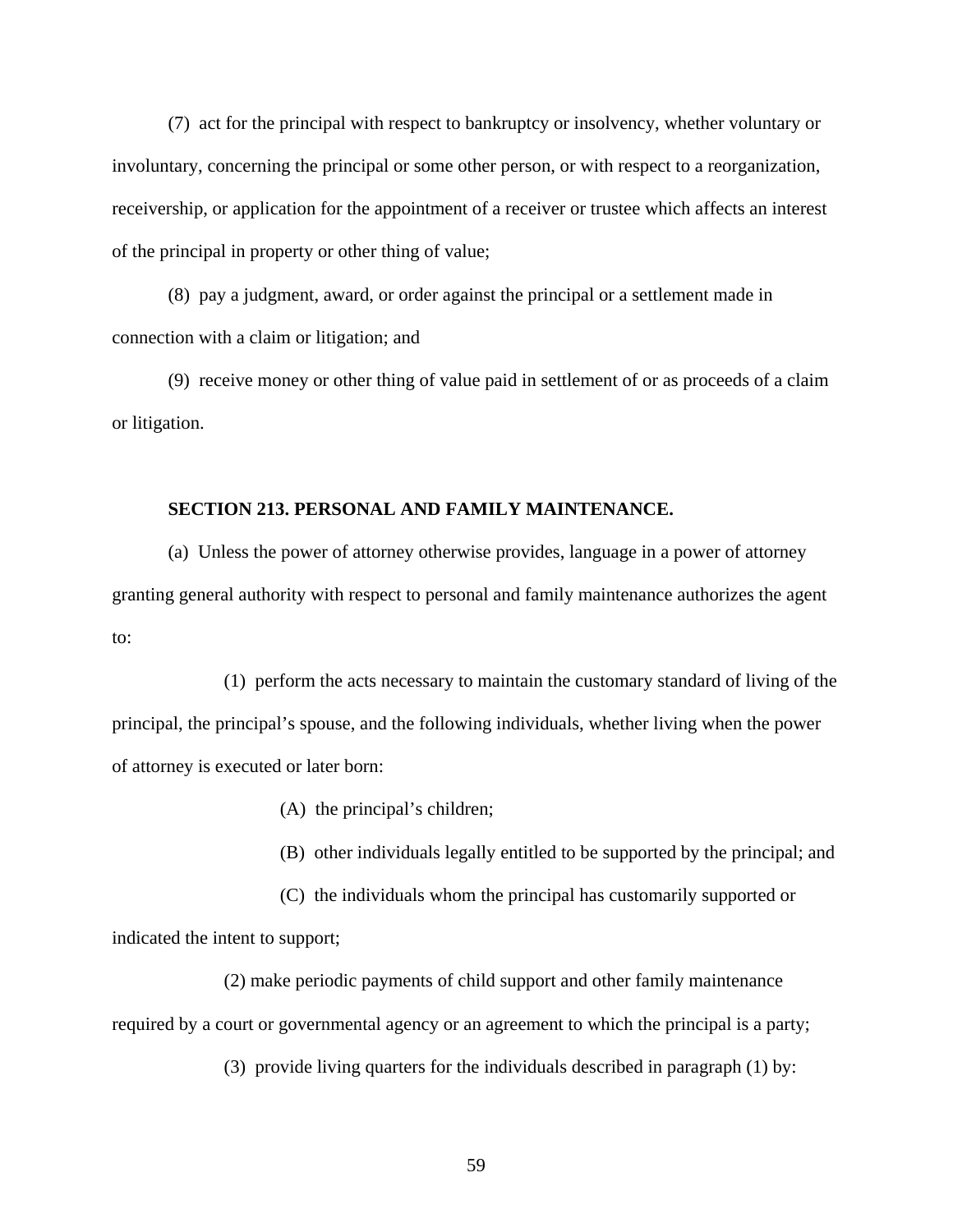(7) act for the principal with respect to bankruptcy or insolvency, whether voluntary or involuntary, concerning the principal or some other person, or with respect to a reorganization, receivership, or application for the appointment of a receiver or trustee which affects an interest of the principal in property or other thing of value;

(8) pay a judgment, award, or order against the principal or a settlement made in connection with a claim or litigation; and

(9) receive money or other thing of value paid in settlement of or as proceeds of a claim or litigation.

**SECTION 213. PERSONAL AND FAMILY MAINTENANCE.**

(a) Unless the power of attorney otherwise provides, language in a power of attorney granting general authority with respect to personal and family maintenance authorizes the agent to:

(1) perform the acts necessary to maintain the customary standard of living of the principal, the principal's spouse, and the following individuals, whether living when the power of attorney is executed or later born:

(A) the principal's children;

(B) other individuals legally entitled to be supported by the principal; and

(C) the individuals whom the principal has customarily supported or indicated the intent to support;

(2) make periodic payments of child support and other family maintenance required by a court or governmental agency or an agreement to which the principal is a party;

(3) provide living quarters for the individuals described in paragraph (1) by: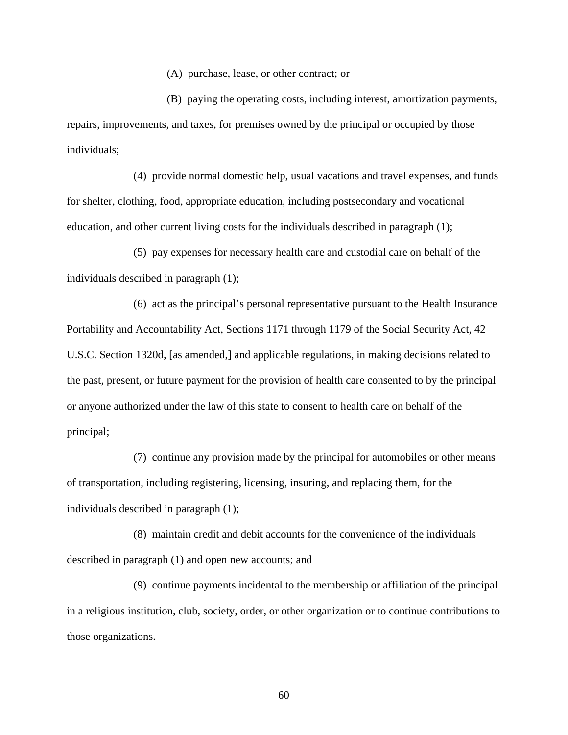(A) purchase, lease, or other contract; or

(B) paying the operating costs, including interest, amortization payments, repairs, improvements, and taxes, for premises owned by the principal or occupied by those individuals;

(4) provide normal domestic help, usual vacations and travel expenses, and funds for shelter, clothing, food, appropriate education, including postsecondary and vocational education, and other current living costs for the individuals described in paragraph (1);

(5) pay expenses for necessary health care and custodial care on behalf of the individuals described in paragraph (1);

(6) act as the principal's personal representative pursuant to the Health Insurance Portability and Accountability Act, Sections 1171 through 1179 of the Social Security Act, 42 U.S.C. Section 1320d, [as amended,] and applicable regulations, in making decisions related to the past, present, or future payment for the provision of health care consented to by the principal or anyone authorized under the law of this state to consent to health care on behalf of the principal;

(7) continue any provision made by the principal for automobiles or other means of transportation, including registering, licensing, insuring, and replacing them, for the individuals described in paragraph (1);

(8) maintain credit and debit accounts for the convenience of the individuals described in paragraph (1) and open new accounts; and

(9) continue payments incidental to the membership or affiliation of the principal in a religious institution, club, society, order, or other organization or to continue contributions to those organizations.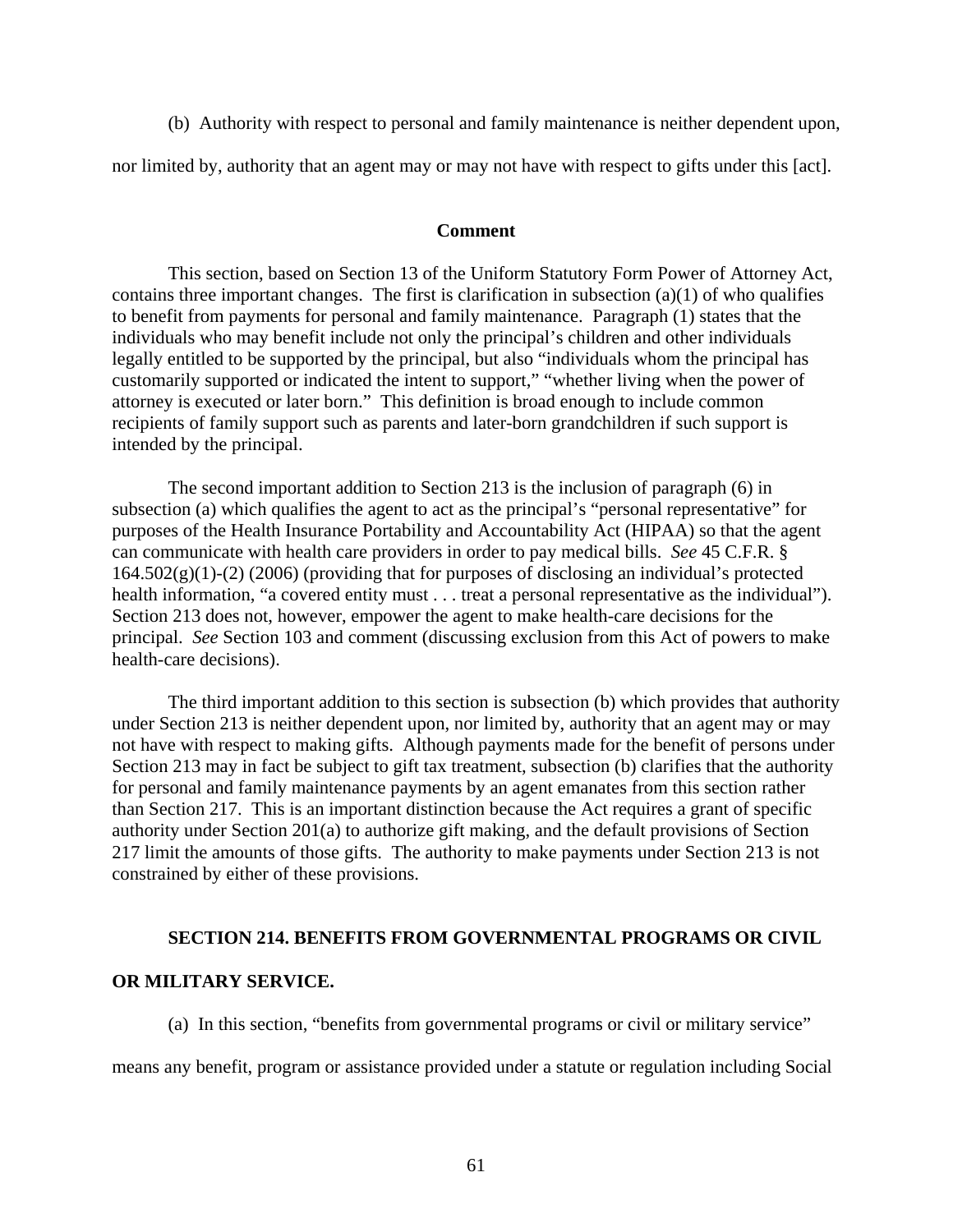(b) Authority with respect to personal and family maintenance is neither dependent upon, nor limited by, authority that an agent may or may not have with respect to gifts under this [act].

**Comment**

This section, based on Section 13 of the Uniform Statutory Form Power of Attorney Act, contains three important changes. The first is clarification in subsection (a)(1) of who qualifies to benefit from payments for personal and family maintenance. Paragraph (1) states that the individuals who may benefit include not only the principal's children and other individuals legally entitled to be supported by the principal, but also "individuals whom the principal has customarily supported or indicated the intent to support," "whether living when the power of attorney is executed or later born." This definition is broad enough to include common recipients of family support such as parents and later-born grandchildren if such support is intended by the principal.

The second important addition to Section 213 is the inclusion of paragraph (6) in subsection (a) which qualifies the agent to act as the principal's "personal representative" for purposes of the Health Insurance Portability and Accountability Act (HIPAA) so that the agent can communicate with health care providers in order to pay medical bills. *See* 45 C.F.R. § 164.502(g)(1)-(2) (2006) (providing that for purposes of disclosing an individual's protected health information, "a covered entity must . . . treat a personal representative as the individual"). Section 213 does not, however, empower the agent to make health-care decisions for the principal. *See* Section 103 and comment (discussing exclusion from this Act of powers to make health-care decisions).

The third important addition to this section is subsection (b) which provides that authority under Section 213 is neither dependent upon, nor limited by, authority that an agent may or may not have with respect to making gifts. Although payments made for the benefit of persons under Section 213 may in fact be subject to gift tax treatment, subsection (b) clarifies that the authority for personal and family maintenance payments by an agent emanates from this section rather than Section 217. This is an important distinction because the Act requires a grant of specific authority under Section 201(a) to authorize gift making, and the default provisions of Section 217 limit the amounts of those gifts. The authority to make payments under Section 213 is not constrained by either of these provisions.

**SECTION 214. BENEFITS FROM GOVERNMENTAL PROGRAMS OR CIVIL OR MILITARY SERVICE.**

(a) In this section, "benefits from governmental programs or civil or military service" means any benefit, program or assistance provided under a statute or regulation including Social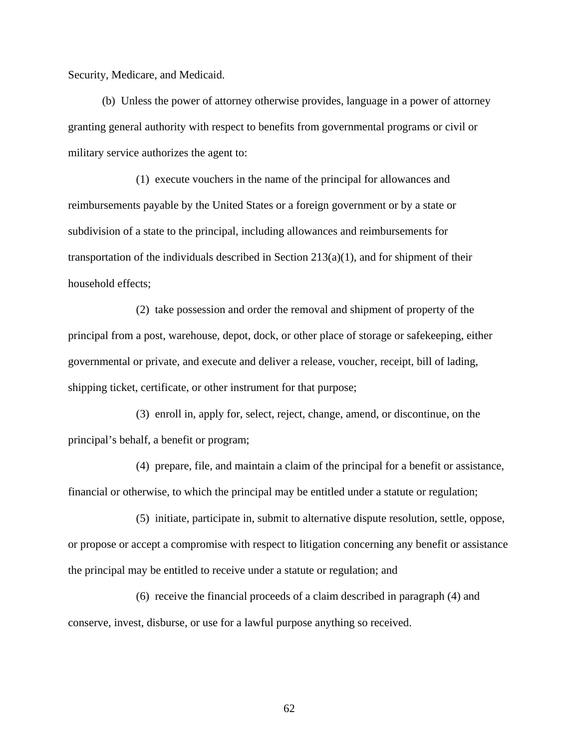Security, Medicare, and Medicaid.

(b) Unless the power of attorney otherwise provides, language in a power of attorney granting general authority with respect to benefits from governmental programs or civil or military service authorizes the agent to:

(1) execute vouchers in the name of the principal for allowances and reimbursements payable by the United States or a foreign government or by a state or subdivision of a state to the principal, including allowances and reimbursements for transportation of the individuals described in Section 213(a)(1), and for shipment of their household effects;

(2) take possession and order the removal and shipment of property of the principal from a post, warehouse, depot, dock, or other place of storage or safekeeping, either governmental or private, and execute and deliver a release, voucher, receipt, bill of lading, shipping ticket, certificate, or other instrument for that purpose;

(3) enroll in, apply for, select, reject, change, amend, or discontinue, on the principal's behalf, a benefit or program;

(4) prepare, file, and maintain a claim of the principal for a benefit or assistance, financial or otherwise, to which the principal may be entitled under a statute or regulation;

(5) initiate, participate in, submit to alternative dispute resolution, settle, oppose, or propose or accept a compromise with respect to litigation concerning any benefit or assistance the principal may be entitled to receive under a statute or regulation; and

(6) receive the financial proceeds of a claim described in paragraph (4) and conserve, invest, disburse, or use for a lawful purpose anything so received.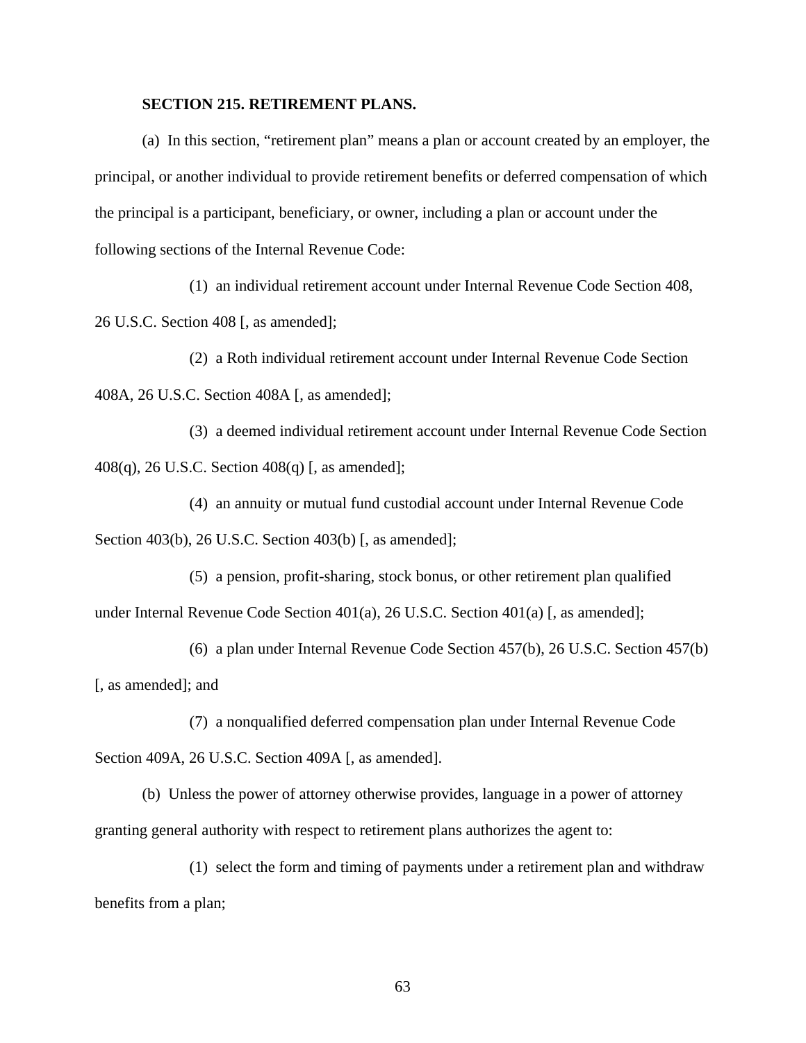**SECTION 215. RETIREMENT PLANS.**

(a) In this section, "retirement plan" means a plan or account created by an employer, the principal, or another individual to provide retirement benefits or deferred compensation of which the principal is a participant, beneficiary, or owner, including a plan or account under the following sections of the Internal Revenue Code:

(1) an individual retirement account under Internal Revenue Code Section 408, 26 U.S.C. Section 408 [, as amended];

(2) a Roth individual retirement account under Internal Revenue Code Section 408A, 26 U.S.C. Section 408A [, as amended];

(3) a deemed individual retirement account under Internal Revenue Code Section 408(q), 26 U.S.C. Section 408(q) [, as amended];

(4) an annuity or mutual fund custodial account under Internal Revenue Code Section 403(b), 26 U.S.C. Section 403(b) [, as amended];

(5) a pension, profit-sharing, stock bonus, or other retirement plan qualified under Internal Revenue Code Section 401(a), 26 U.S.C. Section 401(a) [, as amended];

(6) a plan under Internal Revenue Code Section 457(b), 26 U.S.C. Section 457(b) [, as amended]; and

(7) a nonqualified deferred compensation plan under Internal Revenue Code Section 409A, 26 U.S.C. Section 409A [, as amended].

(b) Unless the power of attorney otherwise provides, language in a power of attorney granting general authority with respect to retirement plans authorizes the agent to:

(1) select the form and timing of payments under a retirement plan and withdraw benefits from a plan;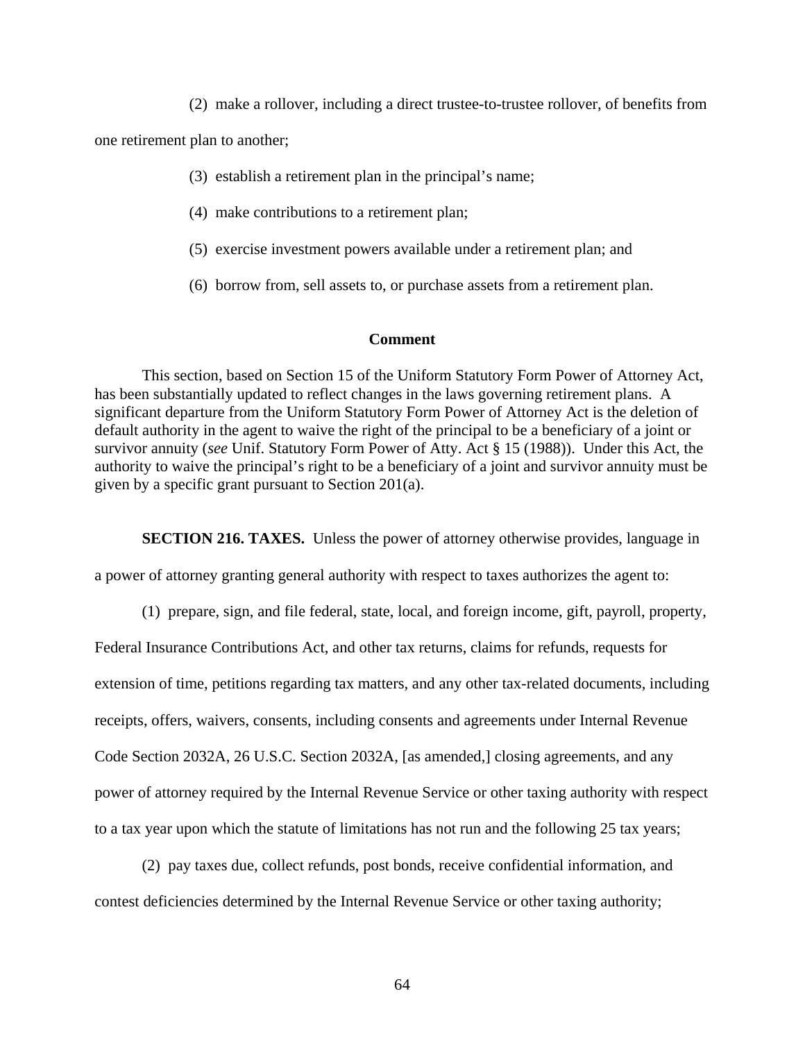(2) make a rollover, including a direct trustee-to-trustee rollover, of benefits from one retirement plan to another;

(3) establish a retirement plan in the principal's name;

(4) make contributions to a retirement plan;

(5) exercise investment powers available under a retirement plan; and

(6) borrow from, sell assets to, or purchase assets from a retirement plan.

**Comment**

This section, based on Section 15 of the Uniform Statutory Form Power of Attorney Act, has been substantially updated to reflect changes in the laws governing retirement plans. A significant departure from the Uniform Statutory Form Power of Attorney Act is the deletion of default authority in the agent to waive the right of the principal to be a beneficiary of a joint or survivor annuity (*see* Unif. Statutory Form Power of Atty. Act § 15 (1988)). Under this Act, the authority to waive the principal's right to be a beneficiary of a joint and survivor annuity must be given by a specific grant pursuant to Section 201(a).

**SECTION 216. TAXES.** Unless the power of attorney otherwise provides, language in a power of attorney granting general authority with respect to taxes authorizes the agent to:

(1) prepare, sign, and file federal, state, local, and foreign income, gift, payroll, property, Federal Insurance Contributions Act, and other tax returns, claims for refunds, requests for extension of time, petitions regarding tax matters, and any other tax-related documents, including receipts, offers, waivers, consents, including consents and agreements under Internal Revenue Code Section 2032A, 26 U.S.C. Section 2032A, [as amended,] closing agreements, and any power of attorney required by the Internal Revenue Service or other taxing authority with respect to a tax year upon which the statute of limitations has not run and the following 25 tax years;

(2) pay taxes due, collect refunds, post bonds, receive confidential information, and contest deficiencies determined by the Internal Revenue Service or other taxing authority;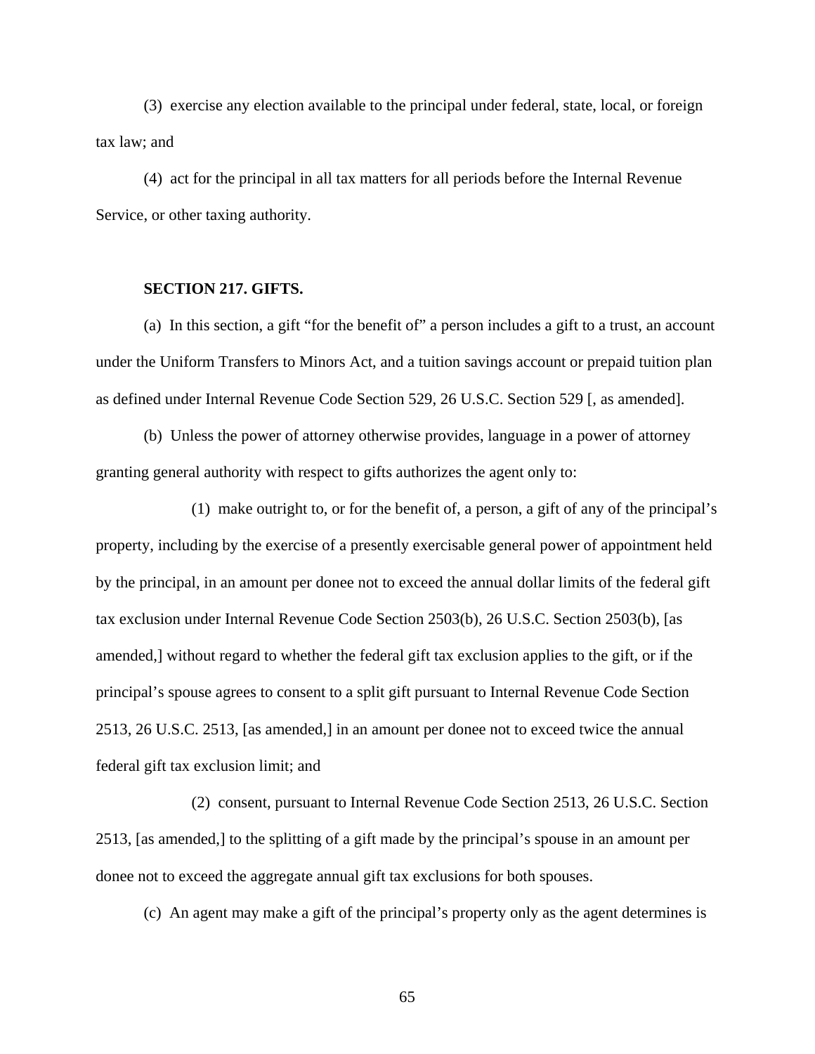(3) exercise any election available to the principal under federal, state, local, or foreign tax law; and

(4) act for the principal in all tax matters for all periods before the Internal Revenue Service, or other taxing authority.

**SECTION 217. GIFTS.**

(a) In this section, a gift "for the benefit of" a person includes a gift to a trust, an account under the Uniform Transfers to Minors Act, and a tuition savings account or prepaid tuition plan as defined under Internal Revenue Code Section 529, 26 U.S.C. Section 529 [, as amended].

(b) Unless the power of attorney otherwise provides, language in a power of attorney granting general authority with respect to gifts authorizes the agent only to:

(1) make outright to, or for the benefit of, a person, a gift of any of the principal's property, including by the exercise of a presently exercisable general power of appointment held by the principal, in an amount per donee not to exceed the annual dollar limits of the federal gift tax exclusion under Internal Revenue Code Section 2503(b), 26 U.S.C. Section 2503(b), [as amended,] without regard to whether the federal gift tax exclusion applies to the gift, or if the principal's spouse agrees to consent to a split gift pursuant to Internal Revenue Code Section 2513, 26 U.S.C. 2513, [as amended,] in an amount per donee not to exceed twice the annual federal gift tax exclusion limit; and

(2) consent, pursuant to Internal Revenue Code Section 2513, 26 U.S.C. Section 2513, [as amended,] to the splitting of a gift made by the principal's spouse in an amount per donee not to exceed the aggregate annual gift tax exclusions for both spouses.

(c) An agent may make a gift of the principal's property only as the agent determines is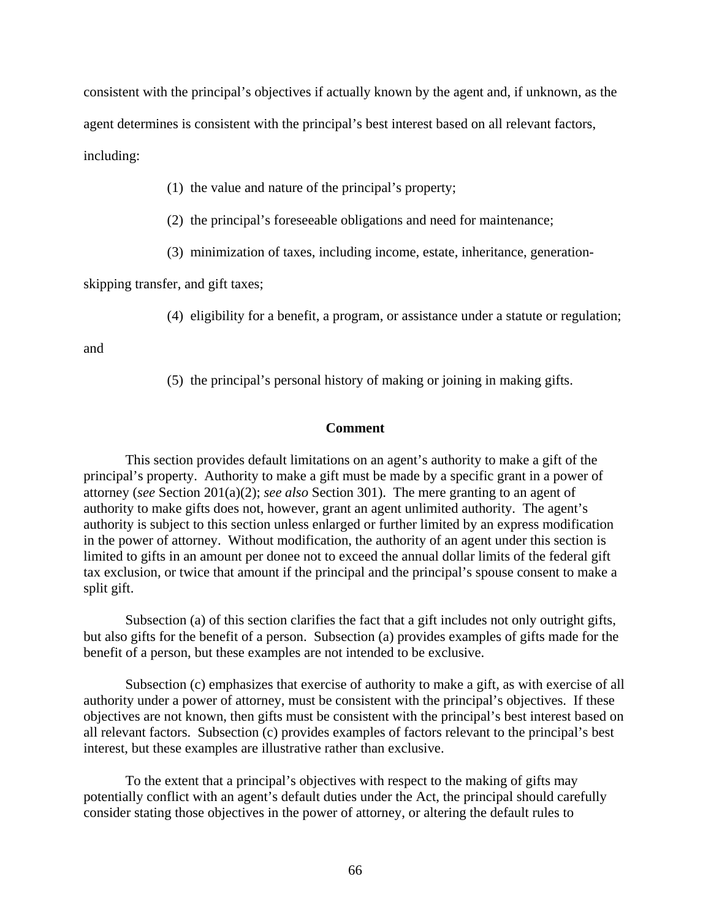consistent with the principal's objectives if actually known by the agent and, if unknown, as the agent determines is consistent with the principal's best interest based on all relevant factors, including:

(1) the value and nature of the principal's property;

(2) the principal's foreseeable obligations and need for maintenance;

(3) minimization of taxes, including income, estate, inheritance, generation-skipping transfer, and gift taxes;

(4) eligibility for a benefit, a program, or assistance under a statute or regulation; and

(5) the principal's personal history of making or joining in making gifts.

### Comment

This section provides default limitations on an agent's authority to make a gift of the principal's property. Authority to make a gift must be made by a specific grant in a power of attorney (*see* Section 201(a)(2); *see also* Section 301). The mere granting to an agent of authority to make gifts does not, however, grant an agent unlimited authority. The agent's authority is subject to this section unless enlarged or further limited by an express modification in the power of attorney. Without modification, the authority of an agent under this section is limited to gifts in an amount per donee not to exceed the annual dollar limits of the federal gift tax exclusion, or twice that amount if the principal and the principal's spouse consent to make a split gift.

Subsection (a) of this section clarifies the fact that a gift includes not only outright gifts, but also gifts for the benefit of a person. Subsection (a) provides examples of gifts made for the benefit of a person, but these examples are not intended to be exclusive.

Subsection (c) emphasizes that exercise of authority to make a gift, as with exercise of all authority under a power of attorney, must be consistent with the principal's objectives. If these objectives are not known, then gifts must be consistent with the principal's best interest based on all relevant factors. Subsection (c) provides examples of factors relevant to the principal's best interest, but these examples are illustrative rather than exclusive.

To the extent that a principal's objectives with respect to the making of gifts may potentially conflict with an agent's default duties under the Act, the principal should carefully consider stating those objectives in the power of attorney, or altering the default rules to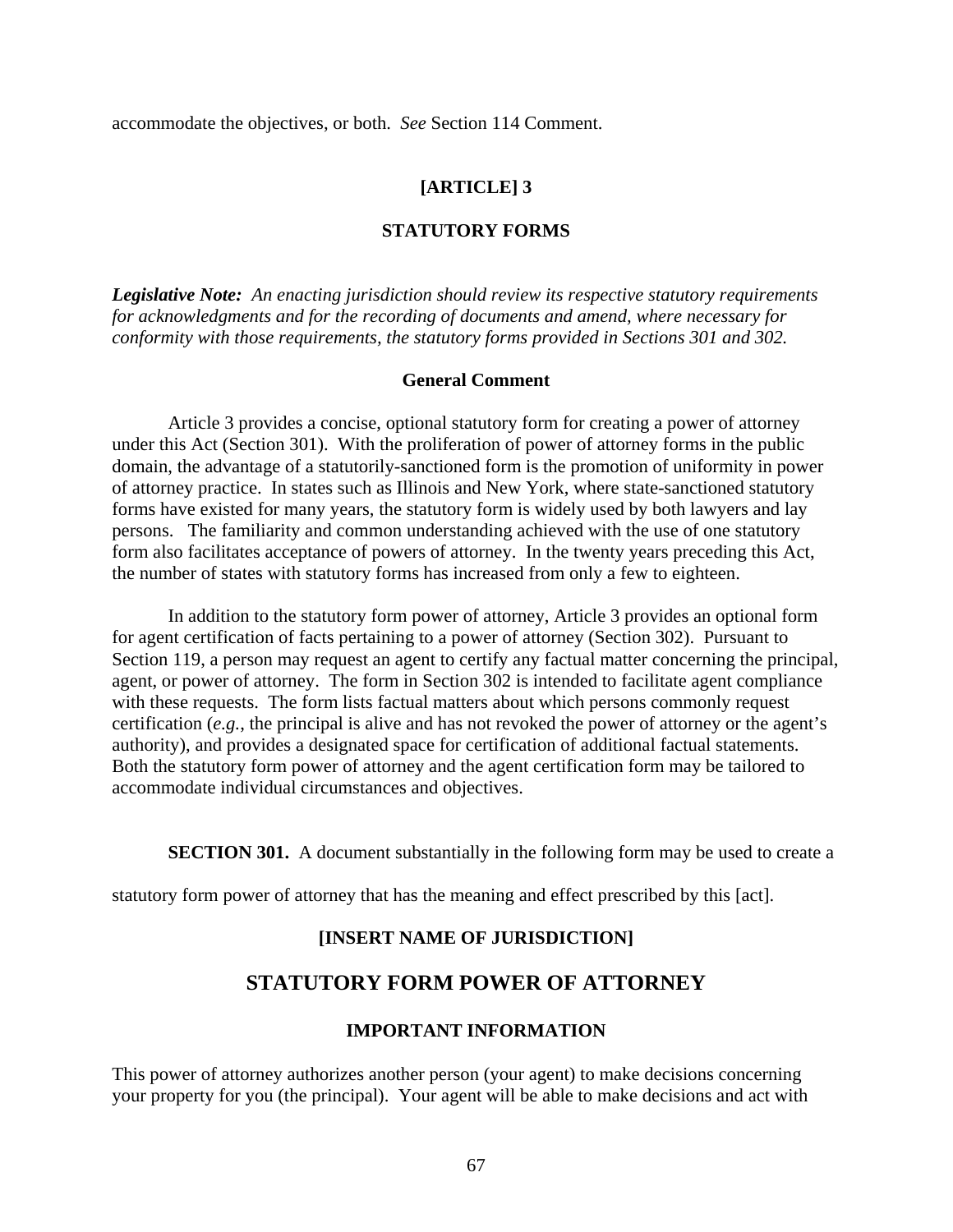accommodate the objectives, or both. *See* Section 114 Comment.

## [ARTICLE] 3

## STATUTORY FORMS

***Legislative Note:*** *An enacting jurisdiction should review its respective statutory requirements for acknowledgments and for the recording of documents and amend, where necessary for conformity with those requirements, the statutory forms provided in Sections 301 and 302.*

### General Comment

Article 3 provides a concise, optional statutory form for creating a power of attorney under this Act (Section 301). With the proliferation of power of attorney forms in the public domain, the advantage of a statutorily-sanctioned form is the promotion of uniformity in power of attorney practice. In states such as Illinois and New York, where state-sanctioned statutory forms have existed for many years, the statutory form is widely used by both lawyers and lay persons. The familiarity and common understanding achieved with the use of one statutory form also facilitates acceptance of powers of attorney. In the twenty years preceding this Act, the number of states with statutory forms has increased from only a few to eighteen.

In addition to the statutory form power of attorney, Article 3 provides an optional form for agent certification of facts pertaining to a power of attorney (Section 302). Pursuant to Section 119, a person may request an agent to certify any factual matter concerning the principal, agent, or power of attorney. The form in Section 302 is intended to facilitate agent compliance with these requests. The form lists factual matters about which persons commonly request certification (*e.g.*, the principal is alive and has not revoked the power of attorney or the agent's authority), and provides a designated space for certification of additional factual statements. Both the statutory form power of attorney and the agent certification form may be tailored to accommodate individual circumstances and objectives.

**SECTION 301.** A document substantially in the following form may be used to create a statutory form power of attorney that has the meaning and effect prescribed by this [act].

### [INSERT NAME OF JURISDICTION]

## STATUTORY FORM POWER OF ATTORNEY

### IMPORTANT INFORMATION

This power of attorney authorizes another person (your agent) to make decisions concerning your property for you (the principal). Your agent will be able to make decisions and act with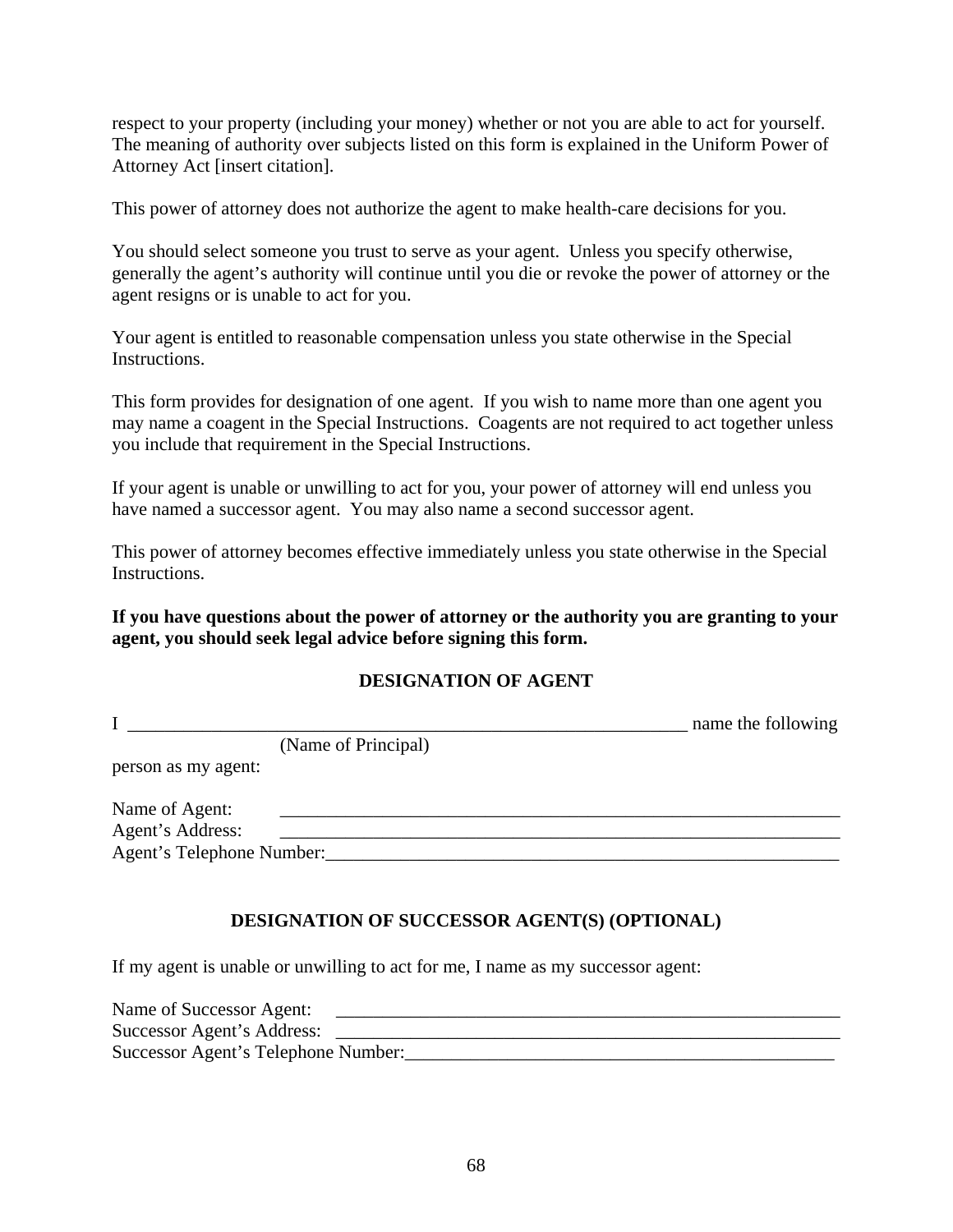respect to your property (including your money) whether or not you are able to act for yourself. The meaning of authority over subjects listed on this form is explained in the Uniform Power of Attorney Act [insert citation].

This power of attorney does not authorize the agent to make health-care decisions for you.

You should select someone you trust to serve as your agent. Unless you specify otherwise, generally the agent's authority will continue until you die or revoke the power of attorney or the agent resigns or is unable to act for you.

Your agent is entitled to reasonable compensation unless you state otherwise in the Special Instructions.

This form provides for designation of one agent. If you wish to name more than one agent you may name a coagent in the Special Instructions. Coagents are not required to act together unless you include that requirement in the Special Instructions.

If your agent is unable or unwilling to act for you, your power of attorney will end unless you have named a successor agent. You may also name a second successor agent.

This power of attorney becomes effective immediately unless you state otherwise in the Special Instructions.

**If you have questions about the power of attorney or the authority you are granting to your agent, you should seek legal advice before signing this form.**

## DESIGNATION OF AGENT

I _________________________________________________________________ name the following
(Name of Principal)
person as my agent:

Name of Agent: _______________________________________________________________
Agent's Address: _______________________________________________________________
Agent's Telephone Number:_________________________________________________________

## DESIGNATION OF SUCCESSOR AGENT(S) (OPTIONAL)

If my agent is unable or unwilling to act for me, I name as my successor agent:

Name of Successor Agent: _________________________________________________________
Successor Agent's Address: _________________________________________________________
Successor Agent's Telephone Number:______________________________________________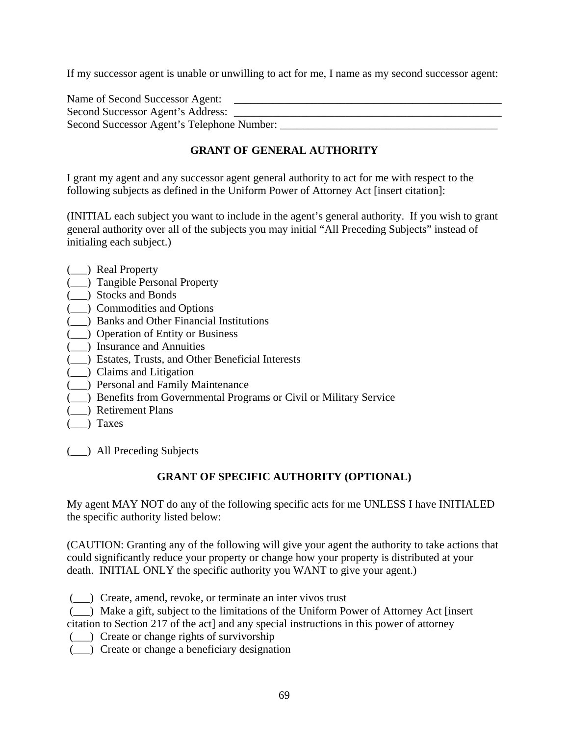If my successor agent is unable or unwilling to act for me, I name as my second successor agent:

Name of Second Successor Agent: ___________________________________________________
Second Successor Agent's Address: ___________________________________________________
Second Successor Agent's Telephone Number: ________________________________________

## GRANT OF GENERAL AUTHORITY

I grant my agent and any successor agent general authority to act for me with respect to the following subjects as defined in the Uniform Power of Attorney Act [insert citation]:

(INITIAL each subject you want to include in the agent's general authority. If you wish to grant general authority over all of the subjects you may initial "All Preceding Subjects" instead of initialing each subject.)

(___) Real Property
(___) Tangible Personal Property
(___) Stocks and Bonds
(___) Commodities and Options
(___) Banks and Other Financial Institutions
(___) Operation of Entity or Business
(___) Insurance and Annuities
(___) Estates, Trusts, and Other Beneficial Interests
(___) Claims and Litigation
(___) Personal and Family Maintenance
(___) Benefits from Governmental Programs or Civil or Military Service
(___) Retirement Plans
(___) Taxes

(___) All Preceding Subjects

## GRANT OF SPECIFIC AUTHORITY (OPTIONAL)

My agent MAY NOT do any of the following specific acts for me UNLESS I have INITIALED the specific authority listed below:

(CAUTION: Granting any of the following will give your agent the authority to take actions that could significantly reduce your property or change how your property is distributed at your death. INITIAL ONLY the specific authority you WANT to give your agent.)

(___) Create, amend, revoke, or terminate an inter vivos trust
(___) Make a gift, subject to the limitations of the Uniform Power of Attorney Act [insert citation to Section 217 of the act] and any special instructions in this power of attorney
(___) Create or change rights of survivorship
(___) Create or change a beneficiary designation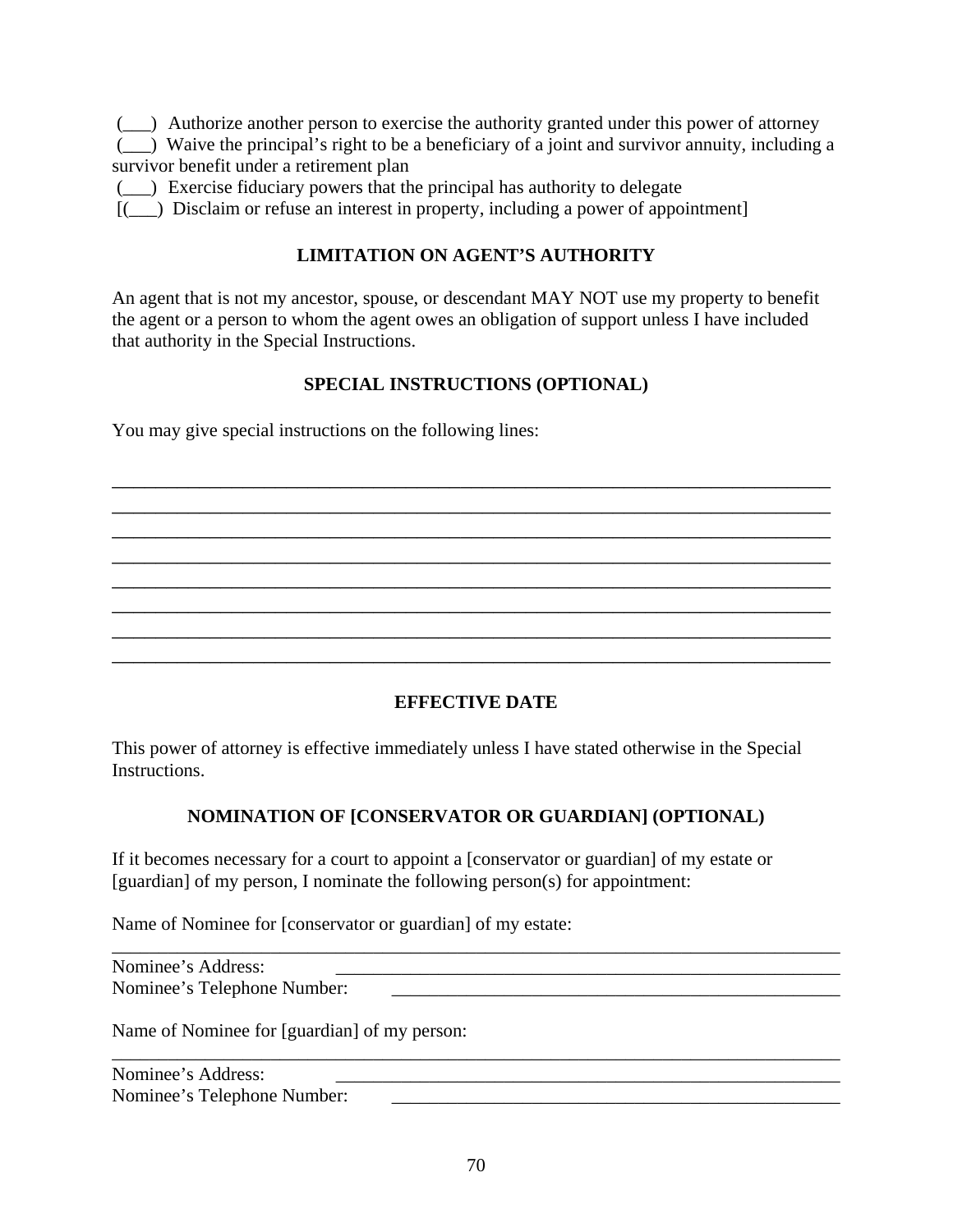(___) Authorize another person to exercise the authority granted under this power of attorney
(___) Waive the principal's right to be a beneficiary of a joint and survivor annuity, including a survivor benefit under a retirement plan
(___) Exercise fiduciary powers that the principal has authority to delegate
[(___) Disclaim or refuse an interest in property, including a power of appointment]

## LIMITATION ON AGENT'S AUTHORITY

An agent that is not my ancestor, spouse, or descendant MAY NOT use my property to benefit the agent or a person to whom the agent owes an obligation of support unless I have included that authority in the Special Instructions.

## SPECIAL INSTRUCTIONS (OPTIONAL)

You may give special instructions on the following lines:

_______________________________________________________________________________
_______________________________________________________________________________
_______________________________________________________________________________
_______________________________________________________________________________
_______________________________________________________________________________
_______________________________________________________________________________
_______________________________________________________________________________
_______________________________________________________________________________

## EFFECTIVE DATE

This power of attorney is effective immediately unless I have stated otherwise in the Special Instructions.

## NOMINATION OF [CONSERVATOR OR GUARDIAN] (OPTIONAL)

If it becomes necessary for a court to appoint a [conservator or guardian] of my estate or [guardian] of my person, I nominate the following person(s) for appointment:

Name of Nominee for [conservator or guardian] of my estate:
_______________________________________________________________________________
Nominee's Address: _______________________________________________________
Nominee's Telephone Number: ______________________________________________

Name of Nominee for [guardian] of my person:
_______________________________________________________________________________
Nominee's Address: _______________________________________________________
Nominee's Telephone Number: ______________________________________________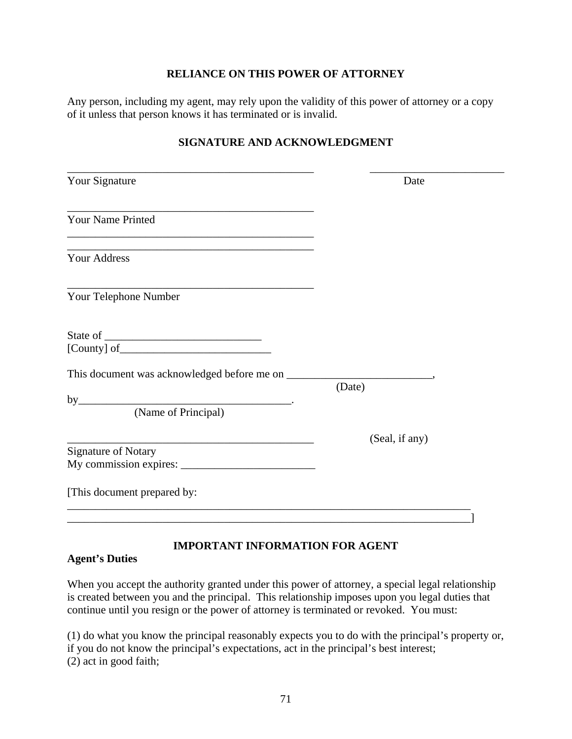## RELIANCE ON THIS POWER OF ATTORNEY

Any person, including my agent, may rely upon the validity of this power of attorney or a copy of it unless that person knows it has terminated or is invalid.

## SIGNATURE AND ACKNOWLEDGMENT

______________________________________________ ________________________
Your Signature Date

______________________________________________
Your Name Printed

______________________________________________
______________________________________________
Your Address

______________________________________________
Your Telephone Number

State of ____________________________
[County] of___________________________

This document was acknowledged before me on __________________________,
(Date)
by______________________________________.
(Name of Principal)

______________________________________________ (Seal, if any)
Signature of Notary
My commission expires: ________________________

[This document prepared by:
___________________________________________________________________________
___________________________________________________________________________]

## IMPORTANT INFORMATION FOR AGENT

**Agent's Duties**

When you accept the authority granted under this power of attorney, a special legal relationship is created between you and the principal. This relationship imposes upon you legal duties that continue until you resign or the power of attorney is terminated or revoked. You must:

(1) do what you know the principal reasonably expects you to do with the principal's property or, if you do not know the principal's expectations, act in the principal's best interest;
(2) act in good faith;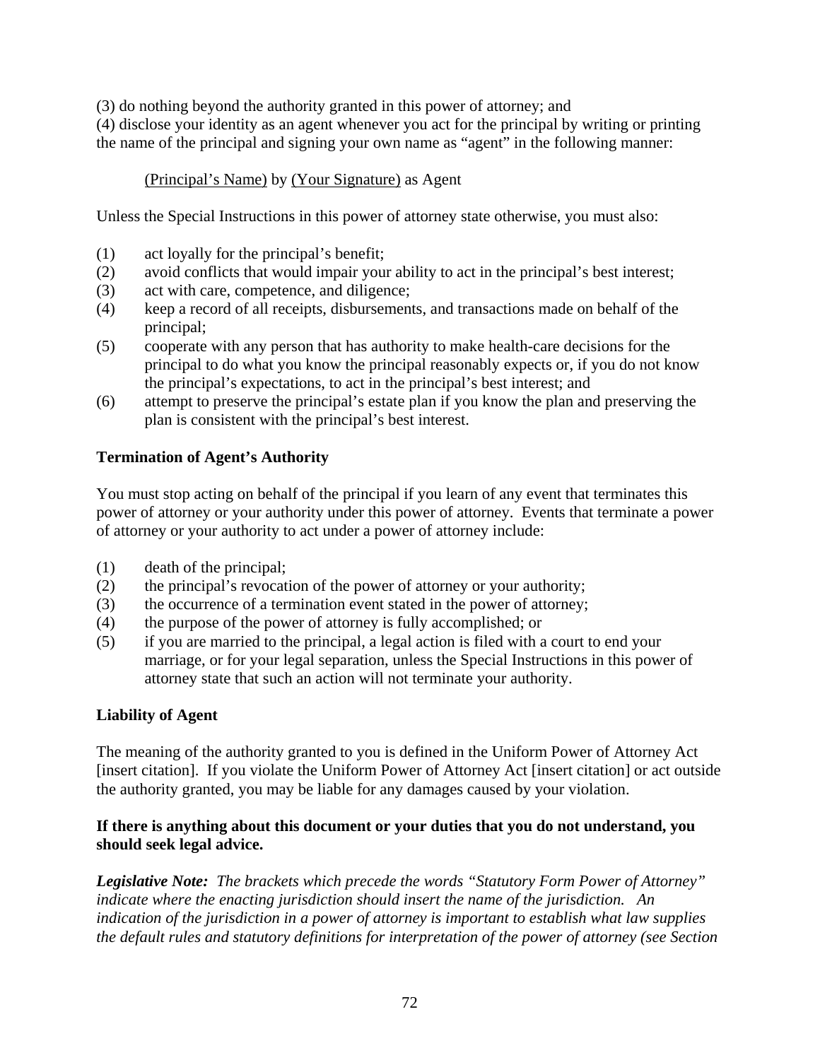(3) do nothing beyond the authority granted in this power of attorney; and
(4) disclose your identity as an agent whenever you act for the principal by writing or printing the name of the principal and signing your own name as "agent" in the following manner:

<u>(Principal's Name)</u> by <u>(Your Signature)</u> as Agent

Unless the Special Instructions in this power of attorney state otherwise, you must also:

(1) act loyally for the principal's benefit;
(2) avoid conflicts that would impair your ability to act in the principal's best interest;
(3) act with care, competence, and diligence;
(4) keep a record of all receipts, disbursements, and transactions made on behalf of the principal;
(5) cooperate with any person that has authority to make health-care decisions for the principal to do what you know the principal reasonably expects or, if you do not know the principal's expectations, to act in the principal's best interest; and
(6) attempt to preserve the principal's estate plan if you know the plan and preserving the plan is consistent with the principal's best interest.

**Termination of Agent's Authority**

You must stop acting on behalf of the principal if you learn of any event that terminates this power of attorney or your authority under this power of attorney. Events that terminate a power of attorney or your authority to act under a power of attorney include:

(1) death of the principal;
(2) the principal's revocation of the power of attorney or your authority;
(3) the occurrence of a termination event stated in the power of attorney;
(4) the purpose of the power of attorney is fully accomplished; or
(5) if you are married to the principal, a legal action is filed with a court to end your marriage, or for your legal separation, unless the Special Instructions in this power of attorney state that such an action will not terminate your authority.

**Liability of Agent**

The meaning of the authority granted to you is defined in the Uniform Power of Attorney Act [insert citation]. If you violate the Uniform Power of Attorney Act [insert citation] or act outside the authority granted, you may be liable for any damages caused by your violation.

**If there is anything about this document or your duties that you do not understand, you should seek legal advice.**

***Legislative Note:*** *The brackets which precede the words "Statutory Form Power of Attorney" indicate where the enacting jurisdiction should insert the name of the jurisdiction. An indication of the jurisdiction in a power of attorney is important to establish what law supplies the default rules and statutory definitions for interpretation of the power of attorney (see Section*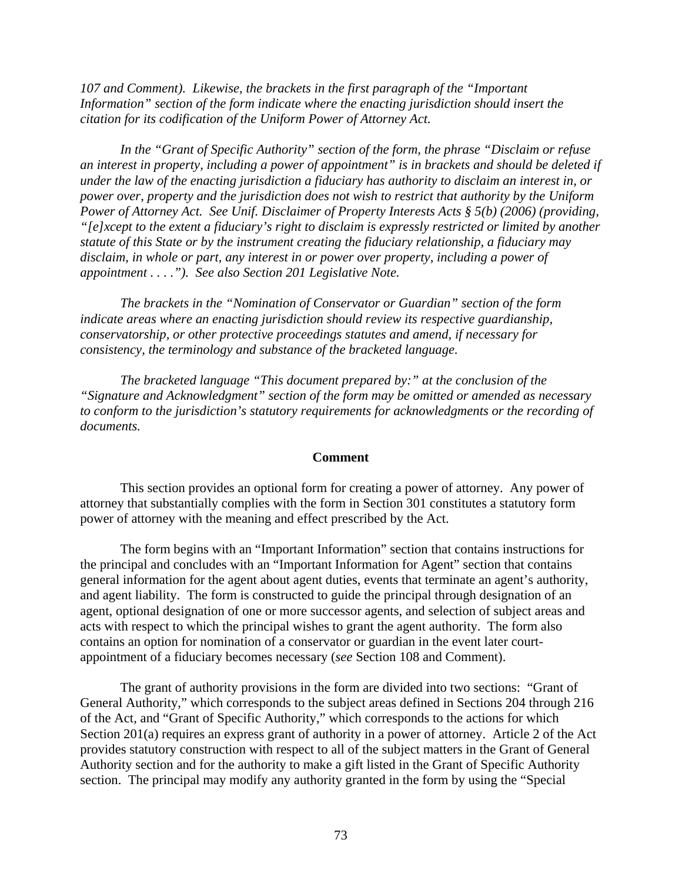*107 and Comment). Likewise, the brackets in the first paragraph of the "Important Information" section of the form indicate where the enacting jurisdiction should insert the citation for its codification of the Uniform Power of Attorney Act.*

*In the "Grant of Specific Authority" section of the form, the phrase "Disclaim or refuse an interest in property, including a power of appointment" is in brackets and should be deleted if under the law of the enacting jurisdiction a fiduciary has authority to disclaim an interest in, or power over, property and the jurisdiction does not wish to restrict that authority by the Uniform Power of Attorney Act. See Unif. Disclaimer of Property Interests Acts § 5(b) (2006) (providing, "[e]xcept to the extent a fiduciary's right to disclaim is expressly restricted or limited by another statute of this State or by the instrument creating the fiduciary relationship, a fiduciary may disclaim, in whole or part, any interest in or power over property, including a power of appointment . . . ."). See also Section 201 Legislative Note.*

*The brackets in the "Nomination of Conservator or Guardian" section of the form indicate areas where an enacting jurisdiction should review its respective guardianship, conservatorship, or other protective proceedings statutes and amend, if necessary for consistency, the terminology and substance of the bracketed language.*

*The bracketed language "This document prepared by:" at the conclusion of the "Signature and Acknowledgment" section of the form may be omitted or amended as necessary to conform to the jurisdiction's statutory requirements for acknowledgments or the recording of documents.*

**Comment**

This section provides an optional form for creating a power of attorney. Any power of attorney that substantially complies with the form in Section 301 constitutes a statutory form power of attorney with the meaning and effect prescribed by the Act.

The form begins with an "Important Information" section that contains instructions for the principal and concludes with an "Important Information for Agent" section that contains general information for the agent about agent duties, events that terminate an agent's authority, and agent liability. The form is constructed to guide the principal through designation of an agent, optional designation of one or more successor agents, and selection of subject areas and acts with respect to which the principal wishes to grant the agent authority. The form also contains an option for nomination of a conservator or guardian in the event later court-appointment of a fiduciary becomes necessary (*see* Section 108 and Comment).

The grant of authority provisions in the form are divided into two sections: "Grant of General Authority," which corresponds to the subject areas defined in Sections 204 through 216 of the Act, and "Grant of Specific Authority," which corresponds to the actions for which Section 201(a) requires an express grant of authority in a power of attorney. Article 2 of the Act provides statutory construction with respect to all of the subject matters in the Grant of General Authority section and for the authority to make a gift listed in the Grant of Specific Authority section. The principal may modify any authority granted in the form by using the "Special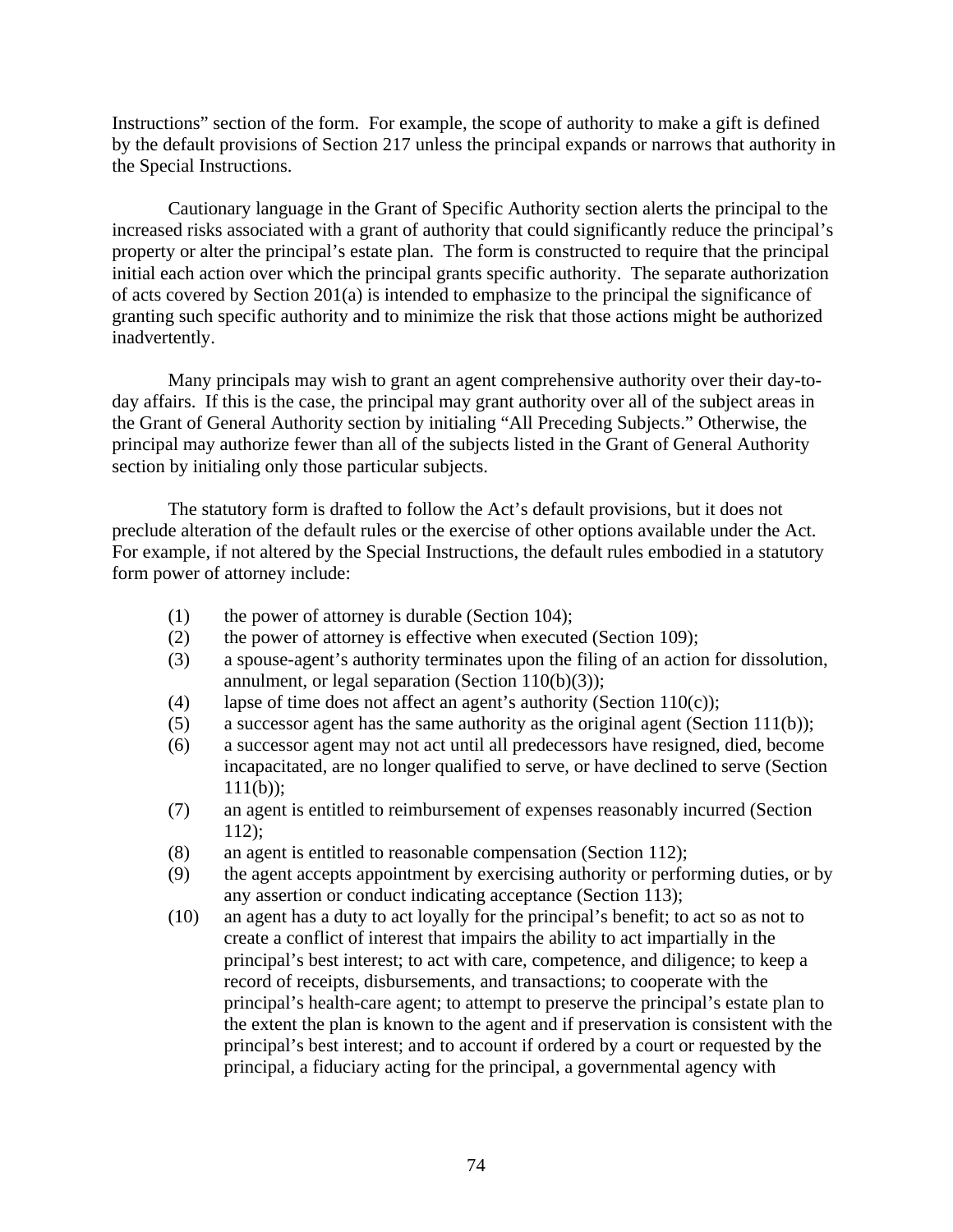Instructions" section of the form. For example, the scope of authority to make a gift is defined by the default provisions of Section 217 unless the principal expands or narrows that authority in the Special Instructions.

Cautionary language in the Grant of Specific Authority section alerts the principal to the increased risks associated with a grant of authority that could significantly reduce the principal's property or alter the principal's estate plan. The form is constructed to require that the principal initial each action over which the principal grants specific authority. The separate authorization of acts covered by Section 201(a) is intended to emphasize to the principal the significance of granting such specific authority and to minimize the risk that those actions might be authorized inadvertently.

Many principals may wish to grant an agent comprehensive authority over their day-to-day affairs. If this is the case, the principal may grant authority over all of the subject areas in the Grant of General Authority section by initialing "All Preceding Subjects." Otherwise, the principal may authorize fewer than all of the subjects listed in the Grant of General Authority section by initialing only those particular subjects.

The statutory form is drafted to follow the Act's default provisions, but it does not preclude alteration of the default rules or the exercise of other options available under the Act. For example, if not altered by the Special Instructions, the default rules embodied in a statutory form power of attorney include:

(1) the power of attorney is durable (Section 104);

(2) the power of attorney is effective when executed (Section 109);

(3) a spouse-agent's authority terminates upon the filing of an action for dissolution, annulment, or legal separation (Section 110(b)(3));

(4) lapse of time does not affect an agent's authority (Section 110(c));

(5) a successor agent has the same authority as the original agent (Section 111(b));

(6) a successor agent may not act until all predecessors have resigned, died, become incapacitated, are no longer qualified to serve, or have declined to serve (Section 111(b));

(7) an agent is entitled to reimbursement of expenses reasonably incurred (Section 112);

(8) an agent is entitled to reasonable compensation (Section 112);

(9) the agent accepts appointment by exercising authority or performing duties, or by any assertion or conduct indicating acceptance (Section 113);

(10) an agent has a duty to act loyally for the principal's benefit; to act so as not to create a conflict of interest that impairs the ability to act impartially in the principal's best interest; to act with care, competence, and diligence; to keep a record of receipts, disbursements, and transactions; to cooperate with the principal's health-care agent; to attempt to preserve the principal's estate plan to the extent the plan is known to the agent and if preservation is consistent with the principal's best interest; and to account if ordered by a court or requested by the principal, a fiduciary acting for the principal, a governmental agency with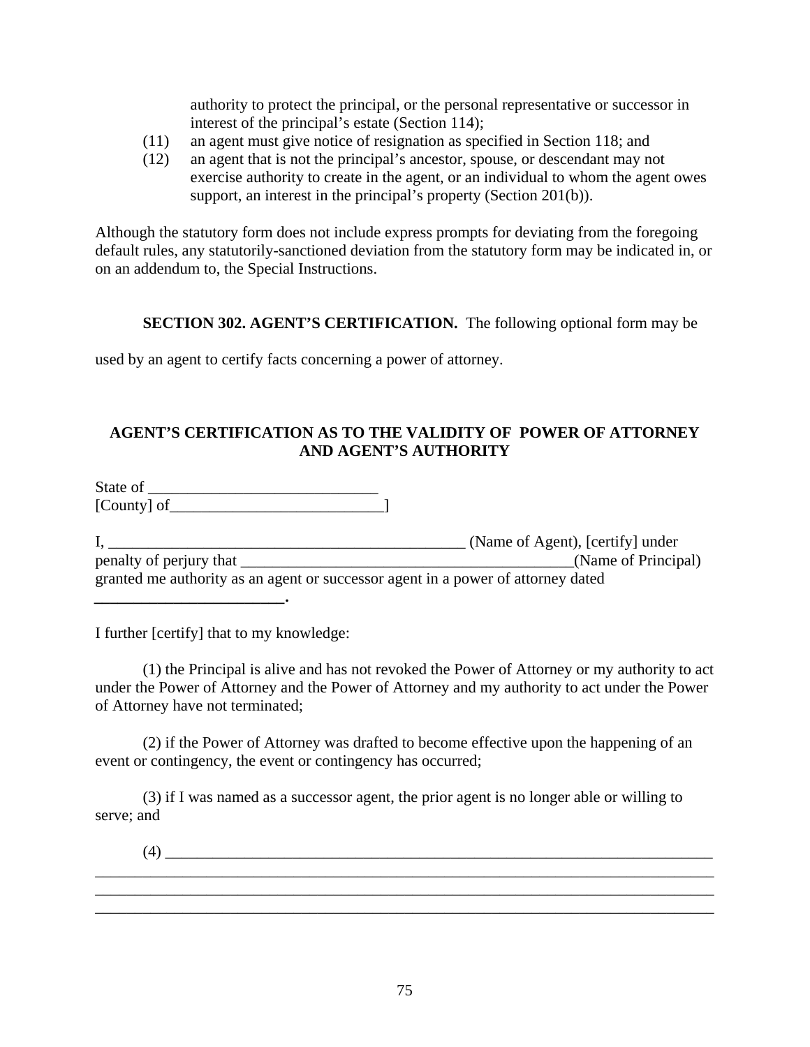authority to protect the principal, or the personal representative or successor in interest of the principal's estate (Section 114);

(11) an agent must give notice of resignation as specified in Section 118; and

(12) an agent that is not the principal's ancestor, spouse, or descendant may not exercise authority to create in the agent, or an individual to whom the agent owes support, an interest in the principal's property (Section 201(b)).

Although the statutory form does not include express prompts for deviating from the foregoing default rules, any statutorily-sanctioned deviation from the statutory form may be indicated in, or on an addendum to, the Special Instructions.

**SECTION 302. AGENT'S CERTIFICATION.** The following optional form may be used by an agent to certify facts concerning a power of attorney.

**AGENT'S CERTIFICATION AS TO THE VALIDITY OF POWER OF ATTORNEY AND AGENT'S AUTHORITY**

State of ____________________________
[County] of__________________________]

I, _____________________________________________ (Name of Agent), [certify] under penalty of perjury that ________________________________________(Name of Principal) granted me authority as an agent or successor agent in a power of attorney dated ________________________.

I further [certify] that to my knowledge:

(1) the Principal is alive and has not revoked the Power of Attorney or my authority to act under the Power of Attorney and the Power of Attorney and my authority to act under the Power of Attorney have not terminated;

(2) if the Power of Attorney was drafted to become effective upon the happening of an event or contingency, the event or contingency has occurred;

(3) if I was named as a successor agent, the prior agent is no longer able or willing to serve; and

(4) ________________________________________________________________________
____________________________________________________________________________
____________________________________________________________________________
____________________________________________________________________________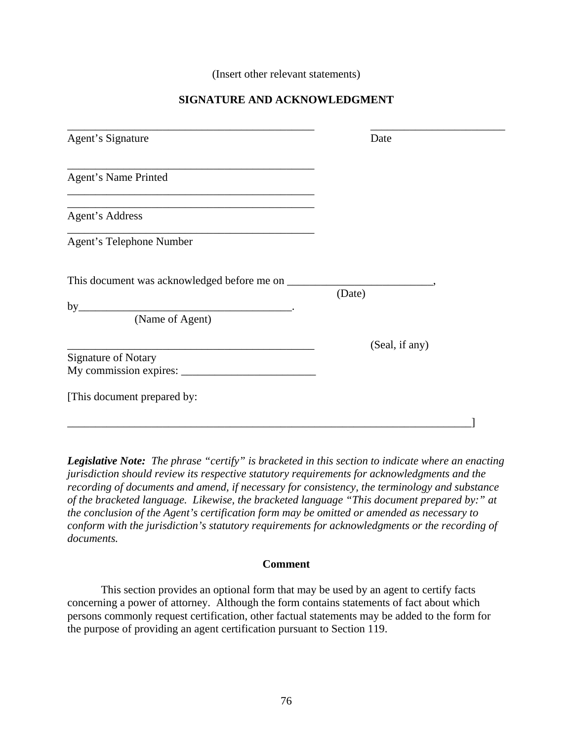(Insert other relevant statements)

**SIGNATURE AND ACKNOWLEDGMENT**

_____________________________________________ _________________________
Agent's Signature Date

_____________________________________________
Agent's Name Printed
_____________________________________________
_____________________________________________
Agent's Address
_____________________________________________
Agent's Telephone Number

This document was acknowledged before me on __________________________,
(Date)
by_____________________________________.
(Name of Agent)

_____________________________________________ (Seal, if any)
Signature of Notary
My commission expires: ________________________

[This document prepared by:

__________________________________________________________________________]

***Legislative Note:*** *The phrase "certify" is bracketed in this section to indicate where an enacting jurisdiction should review its respective statutory requirements for acknowledgments and the recording of documents and amend, if necessary for consistency, the terminology and substance of the bracketed language. Likewise, the bracketed language "This document prepared by:" at the conclusion of the Agent's certification form may be omitted or amended as necessary to conform with the jurisdiction's statutory requirements for acknowledgments or the recording of documents.*

**Comment**

This section provides an optional form that may be used by an agent to certify facts concerning a power of attorney. Although the form contains statements of fact about which persons commonly request certification, other factual statements may be added to the form for the purpose of providing an agent certification pursuant to Section 119.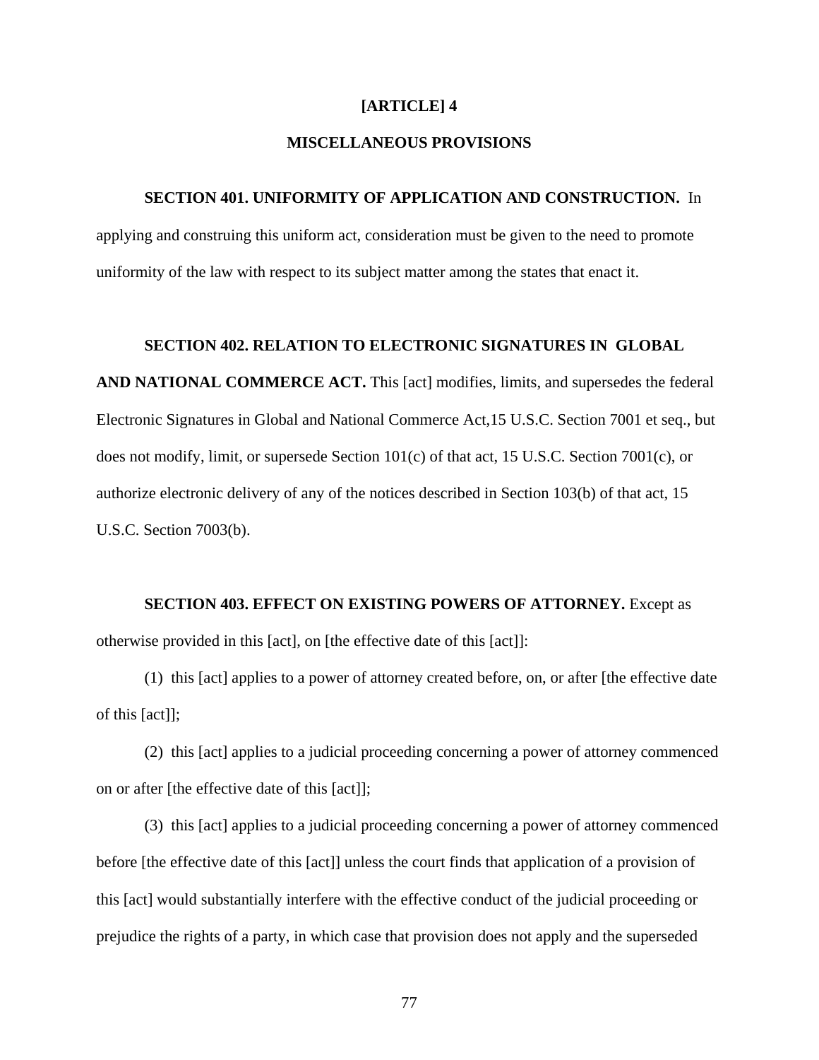# [ARTICLE] 4

## MISCELLANEOUS PROVISIONS

**SECTION 401. UNIFORMITY OF APPLICATION AND CONSTRUCTION.** In applying and construing this uniform act, consideration must be given to the need to promote uniformity of the law with respect to its subject matter among the states that enact it.

**SECTION 402. RELATION TO ELECTRONIC SIGNATURES IN GLOBAL AND NATIONAL COMMERCE ACT.** This [act] modifies, limits, and supersedes the federal Electronic Signatures in Global and National Commerce Act,15 U.S.C. Section 7001 et seq., but does not modify, limit, or supersede Section 101(c) of that act, 15 U.S.C. Section 7001(c), or authorize electronic delivery of any of the notices described in Section 103(b) of that act, 15 U.S.C. Section 7003(b).

**SECTION 403. EFFECT ON EXISTING POWERS OF ATTORNEY.** Except as otherwise provided in this [act], on [the effective date of this [act]]:

(1) this [act] applies to a power of attorney created before, on, or after [the effective date of this [act]];

(2) this [act] applies to a judicial proceeding concerning a power of attorney commenced on or after [the effective date of this [act]];

(3) this [act] applies to a judicial proceeding concerning a power of attorney commenced before [the effective date of this [act]] unless the court finds that application of a provision of this [act] would substantially interfere with the effective conduct of the judicial proceeding or prejudice the rights of a party, in which case that provision does not apply and the superseded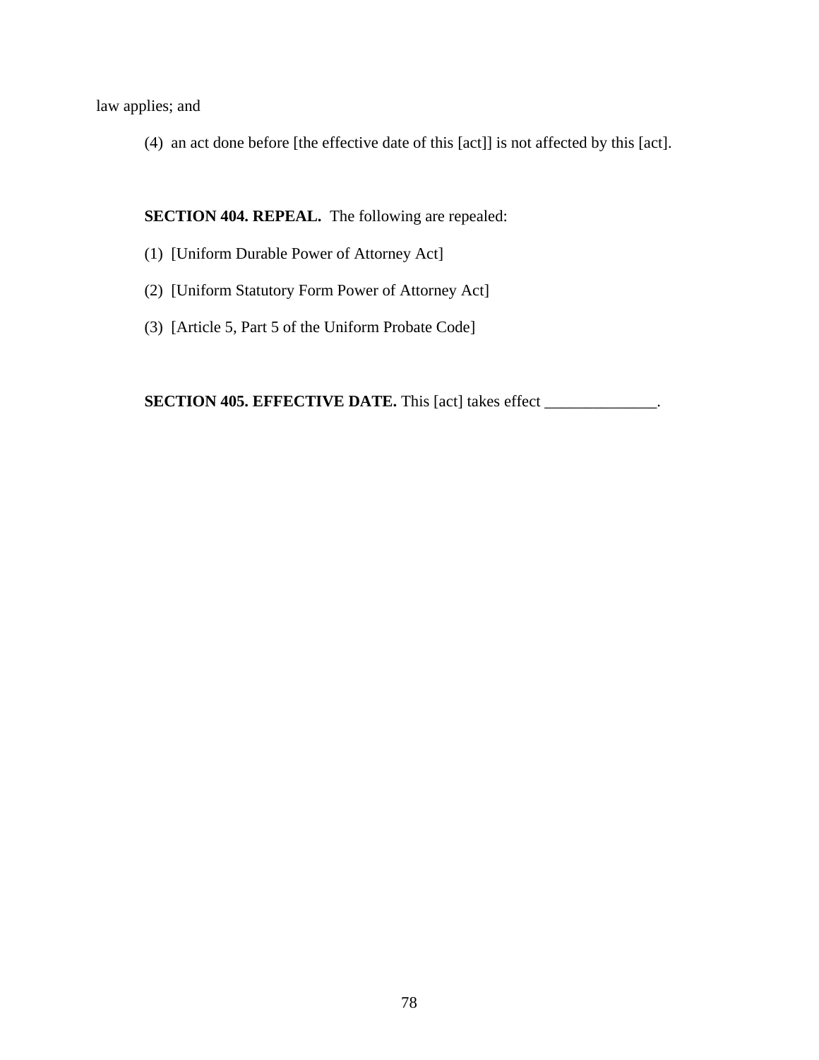law applies; and

(4) an act done before [the effective date of this [act]] is not affected by this [act].

**SECTION 404. REPEAL.** The following are repealed:

(1) [Uniform Durable Power of Attorney Act]

(2) [Uniform Statutory Form Power of Attorney Act]

(3) [Article 5, Part 5 of the Uniform Probate Code]

**SECTION 405. EFFECTIVE DATE.** This [act] takes effect ______________.